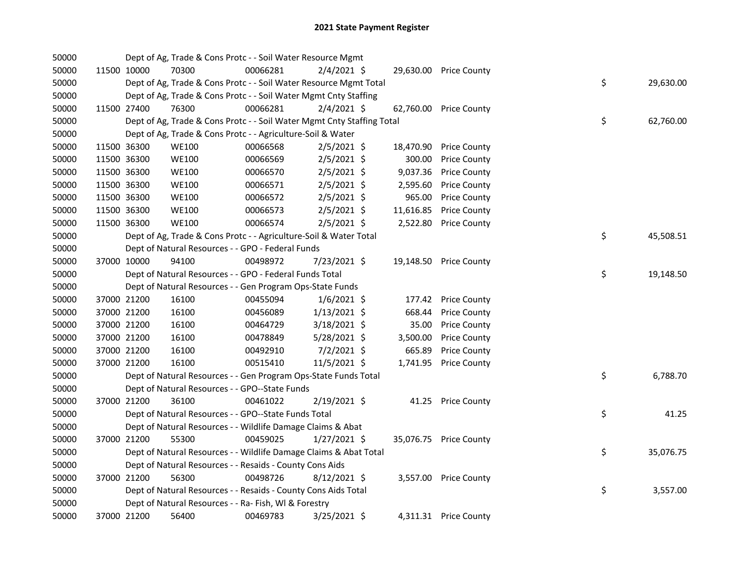# 2021 State Payment Register

| | | | | | | | | |
|---|---|---|---|---|---|---|---|---|
| 50000 | | Dept of Ag, Trade & Cons Protc - - Soil Water Resource Mgmt | | | | | | |
| 50000 | 11500 10000 | 70300 | 00066281 | 2/4/2021 $ | 29,630.00 | Price County | | |
| 50000 | | Dept of Ag, Trade & Cons Protc - - Soil Water Resource Mgmt Total | | | | | $ | 29,630.00 |
| 50000 | | Dept of Ag, Trade & Cons Protc - - Soil Water Mgmt Cnty Staffing | | | | | | |
| 50000 | 11500 27400 | 76300 | 00066281 | 2/4/2021 $ | 62,760.00 | Price County | | |
| 50000 | | Dept of Ag, Trade & Cons Protc - - Soil Water Mgmt Cnty Staffing Total | | | | | $ | 62,760.00 |
| 50000 | | Dept of Ag, Trade & Cons Protc - - Agriculture-Soil & Water | | | | | | |
| 50000 | 11500 36300 | WE100 | 00066568 | 2/5/2021 $ | 18,470.90 | Price County | | |
| 50000 | 11500 36300 | WE100 | 00066569 | 2/5/2021 $ | 300.00 | Price County | | |
| 50000 | 11500 36300 | WE100 | 00066570 | 2/5/2021 $ | 9,037.36 | Price County | | |
| 50000 | 11500 36300 | WE100 | 00066571 | 2/5/2021 $ | 2,595.60 | Price County | | |
| 50000 | 11500 36300 | WE100 | 00066572 | 2/5/2021 $ | 965.00 | Price County | | |
| 50000 | 11500 36300 | WE100 | 00066573 | 2/5/2021 $ | 11,616.85 | Price County | | |
| 50000 | 11500 36300 | WE100 | 00066574 | 2/5/2021 $ | 2,522.80 | Price County | | |
| 50000 | | Dept of Ag, Trade & Cons Protc - - Agriculture-Soil & Water Total | | | | | $ | 45,508.51 |
| 50000 | | Dept of Natural Resources - - GPO - Federal Funds | | | | | | |
| 50000 | 37000 10000 | 94100 | 00498972 | 7/23/2021 $ | 19,148.50 | Price County | | |
| 50000 | | Dept of Natural Resources - - GPO - Federal Funds Total | | | | | $ | 19,148.50 |
| 50000 | | Dept of Natural Resources - - Gen Program Ops-State Funds | | | | | | |
| 50000 | 37000 21200 | 16100 | 00455094 | 1/6/2021 $ | 177.42 | Price County | | |
| 50000 | 37000 21200 | 16100 | 00456089 | 1/13/2021 $ | 668.44 | Price County | | |
| 50000 | 37000 21200 | 16100 | 00464729 | 3/18/2021 $ | 35.00 | Price County | | |
| 50000 | 37000 21200 | 16100 | 00478849 | 5/28/2021 $ | 3,500.00 | Price County | | |
| 50000 | 37000 21200 | 16100 | 00492910 | 7/2/2021 $ | 665.89 | Price County | | |
| 50000 | 37000 21200 | 16100 | 00515410 | 11/5/2021 $ | 1,741.95 | Price County | | |
| 50000 | | Dept of Natural Resources - - Gen Program Ops-State Funds Total | | | | | $ | 6,788.70 |
| 50000 | | Dept of Natural Resources - - GPO--State Funds | | | | | | |
| 50000 | 37000 21200 | 36100 | 00461022 | 2/19/2021 $ | 41.25 | Price County | | |
| 50000 | | Dept of Natural Resources - - GPO--State Funds Total | | | | | $ | 41.25 |
| 50000 | | Dept of Natural Resources - - Wildlife Damage Claims & Abat | | | | | | |
| 50000 | 37000 21200 | 55300 | 00459025 | 1/27/2021 $ | 35,076.75 | Price County | | |
| 50000 | | Dept of Natural Resources - - Wildlife Damage Claims & Abat Total | | | | | $ | 35,076.75 |
| 50000 | | Dept of Natural Resources - - Resaids - County Cons Aids | | | | | | |
| 50000 | 37000 21200 | 56300 | 00498726 | 8/12/2021 $ | 3,557.00 | Price County | | |
| 50000 | | Dept of Natural Resources - - Resaids - County Cons Aids Total | | | | | $ | 3,557.00 |
| 50000 | | Dept of Natural Resources - - Ra- Fish, Wl & Forestry | | | | | | |
| 50000 | 37000 21200 | 56400 | 00469783 | 3/25/2021 $ | 4,311.31 | Price County | | |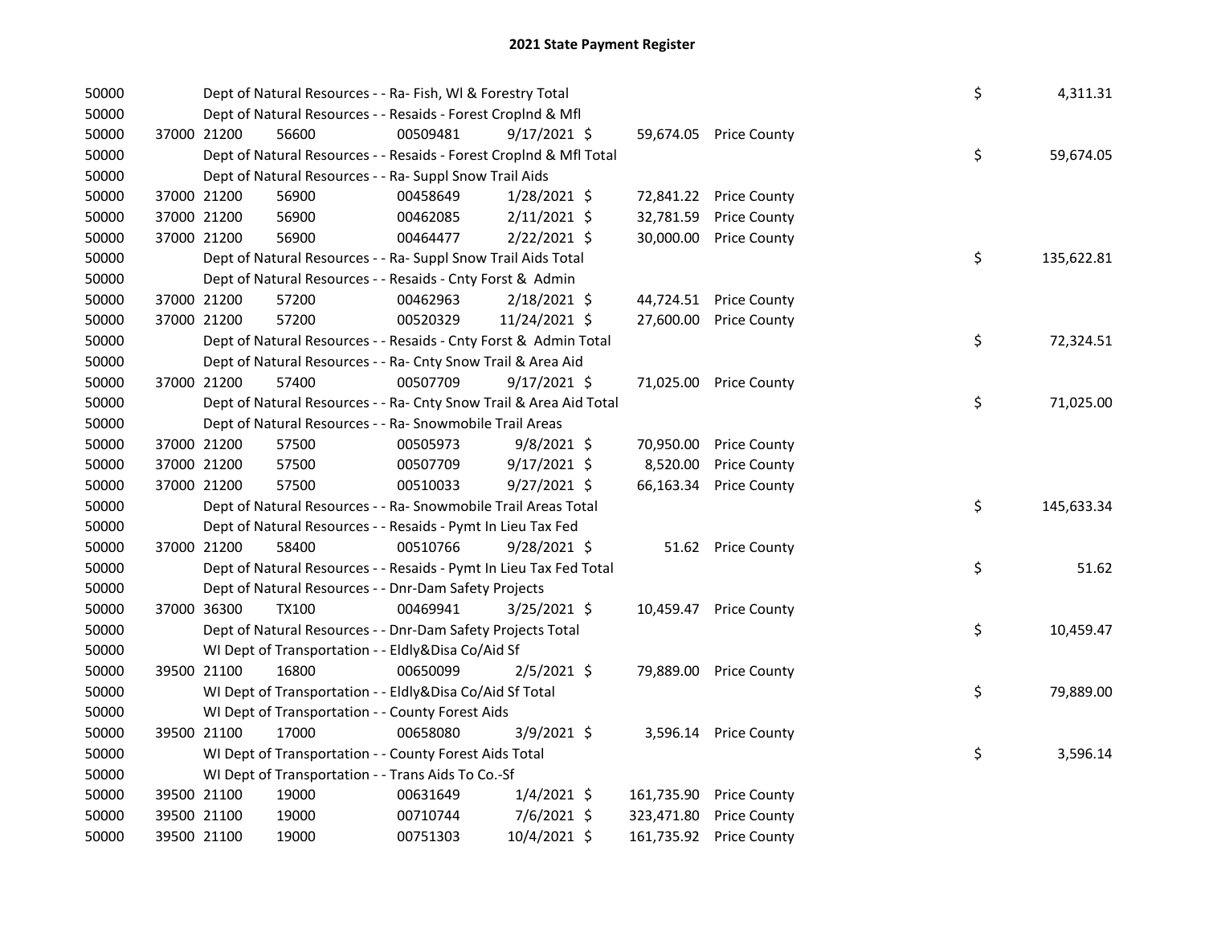# 2021 State Payment Register

| | | | | | | | | | |
|---|---|---|---|---|---|---|---|---|---|
| 50000 | | Dept of Natural Resources - - Ra- Fish, Wl & Forestry Total | | | | | | $ | 4,311.31 |
| 50000 | | Dept of Natural Resources - - Resaids - Forest Croplnd & Mfl | | | | | | | |
| 50000 | 37000 | 21200 | 56600 | 00509481 | 9/17/2021 | $ 59,674.05 | Price County | | |
| 50000 | | Dept of Natural Resources - - Resaids - Forest Croplnd & Mfl Total | | | | | | $ | 59,674.05 |
| 50000 | | Dept of Natural Resources - - Ra- Suppl Snow Trail Aids | | | | | | | |
| 50000 | 37000 | 21200 | 56900 | 00458649 | 1/28/2021 | $ 72,841.22 | Price County | | |
| 50000 | 37000 | 21200 | 56900 | 00462085 | 2/11/2021 | $ 32,781.59 | Price County | | |
| 50000 | 37000 | 21200 | 56900 | 00464477 | 2/22/2021 | $ 30,000.00 | Price County | | |
| 50000 | | Dept of Natural Resources - - Ra- Suppl Snow Trail Aids Total | | | | | | $ | 135,622.81 |
| 50000 | | Dept of Natural Resources - - Resaids - Cnty Forst & Admin | | | | | | | |
| 50000 | 37000 | 21200 | 57200 | 00462963 | 2/18/2021 | $ 44,724.51 | Price County | | |
| 50000 | 37000 | 21200 | 57200 | 00520329 | 11/24/2021 | $ 27,600.00 | Price County | | |
| 50000 | | Dept of Natural Resources - - Resaids - Cnty Forst & Admin Total | | | | | | $ | 72,324.51 |
| 50000 | | Dept of Natural Resources - - Ra- Cnty Snow Trail & Area Aid | | | | | | | |
| 50000 | 37000 | 21200 | 57400 | 00507709 | 9/17/2021 | $ 71,025.00 | Price County | | |
| 50000 | | Dept of Natural Resources - - Ra- Cnty Snow Trail & Area Aid Total | | | | | | $ | 71,025.00 |
| 50000 | | Dept of Natural Resources - - Ra- Snowmobile Trail Areas | | | | | | | |
| 50000 | 37000 | 21200 | 57500 | 00505973 | 9/8/2021 | $ 70,950.00 | Price County | | |
| 50000 | 37000 | 21200 | 57500 | 00507709 | 9/17/2021 | $ 8,520.00 | Price County | | |
| 50000 | 37000 | 21200 | 57500 | 00510033 | 9/27/2021 | $ 66,163.34 | Price County | | |
| 50000 | | Dept of Natural Resources - - Ra- Snowmobile Trail Areas Total | | | | | | $ | 145,633.34 |
| 50000 | | Dept of Natural Resources - - Resaids - Pymt In Lieu Tax Fed | | | | | | | |
| 50000 | 37000 | 21200 | 58400 | 00510766 | 9/28/2021 | $ 51.62 | Price County | | |
| 50000 | | Dept of Natural Resources - - Resaids - Pymt In Lieu Tax Fed Total | | | | | | $ | 51.62 |
| 50000 | | Dept of Natural Resources - - Dnr-Dam Safety Projects | | | | | | | |
| 50000 | 37000 | 36300 | TX100 | 00469941 | 3/25/2021 | $ 10,459.47 | Price County | | |
| 50000 | | Dept of Natural Resources - - Dnr-Dam Safety Projects Total | | | | | | $ | 10,459.47 |
| 50000 | | WI Dept of Transportation - - Eldly&Disa Co/Aid Sf | | | | | | | |
| 50000 | 39500 | 21100 | 16800 | 00650099 | 2/5/2021 | $ 79,889.00 | Price County | | |
| 50000 | | WI Dept of Transportation - - Eldly&Disa Co/Aid Sf Total | | | | | | $ | 79,889.00 |
| 50000 | | WI Dept of Transportation - - County Forest Aids | | | | | | | |
| 50000 | 39500 | 21100 | 17000 | 00658080 | 3/9/2021 | $ 3,596.14 | Price County | | |
| 50000 | | WI Dept of Transportation - - County Forest Aids Total | | | | | | $ | 3,596.14 |
| 50000 | | WI Dept of Transportation - - Trans Aids To Co.-Sf | | | | | | | |
| 50000 | 39500 | 21100 | 19000 | 00631649 | 1/4/2021 | $ 161,735.90 | Price County | | |
| 50000 | 39500 | 21100 | 19000 | 00710744 | 7/6/2021 | $ 323,471.80 | Price County | | |
| 50000 | 39500 | 21100 | 19000 | 00751303 | 10/4/2021 | $ 161,735.92 | Price County | | |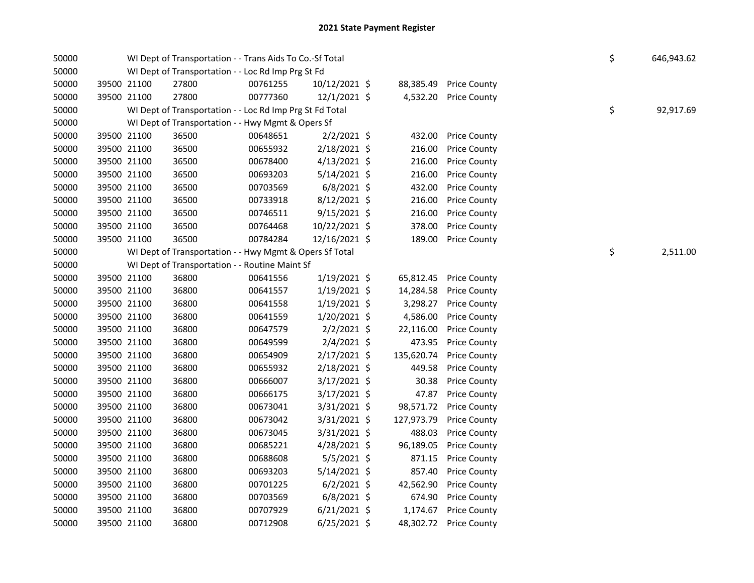# 2021 State Payment Register

| | | | | | | | | | |
|---|---|---|---|---|---|---|---|---|---|
| 50000 | | | WI Dept of Transportation - - Trans Aids To Co.-Sf Total | | | | | $ | 646,943.62 |
| 50000 | | | WI Dept of Transportation - - Loc Rd Imp Prg St Fd | | | | | | |
| 50000 | 39500 | 21100 | 27800 | 00761255 | 10/12/2021 | $ 88,385.49 | Price County | | |
| 50000 | 39500 | 21100 | 27800 | 00777360 | 12/1/2021 | $ 4,532.20 | Price County | | |
| 50000 | | | WI Dept of Transportation - - Loc Rd Imp Prg St Fd Total | | | | | $ | 92,917.69 |
| 50000 | | | WI Dept of Transportation - - Hwy Mgmt & Opers Sf | | | | | | |
| 50000 | 39500 | 21100 | 36500 | 00648651 | 2/2/2021 | $ 432.00 | Price County | | |
| 50000 | 39500 | 21100 | 36500 | 00655932 | 2/18/2021 | $ 216.00 | Price County | | |
| 50000 | 39500 | 21100 | 36500 | 00678400 | 4/13/2021 | $ 216.00 | Price County | | |
| 50000 | 39500 | 21100 | 36500 | 00693203 | 5/14/2021 | $ 216.00 | Price County | | |
| 50000 | 39500 | 21100 | 36500 | 00703569 | 6/8/2021 | $ 432.00 | Price County | | |
| 50000 | 39500 | 21100 | 36500 | 00733918 | 8/12/2021 | $ 216.00 | Price County | | |
| 50000 | 39500 | 21100 | 36500 | 00746511 | 9/15/2021 | $ 216.00 | Price County | | |
| 50000 | 39500 | 21100 | 36500 | 00764468 | 10/22/2021 | $ 378.00 | Price County | | |
| 50000 | 39500 | 21100 | 36500 | 00784284 | 12/16/2021 | $ 189.00 | Price County | | |
| 50000 | | | WI Dept of Transportation - - Hwy Mgmt & Opers Sf Total | | | | | $ | 2,511.00 |
| 50000 | | | WI Dept of Transportation - - Routine Maint Sf | | | | | | |
| 50000 | 39500 | 21100 | 36800 | 00641556 | 1/19/2021 | $ 65,812.45 | Price County | | |
| 50000 | 39500 | 21100 | 36800 | 00641557 | 1/19/2021 | $ 14,284.58 | Price County | | |
| 50000 | 39500 | 21100 | 36800 | 00641558 | 1/19/2021 | $ 3,298.27 | Price County | | |
| 50000 | 39500 | 21100 | 36800 | 00641559 | 1/20/2021 | $ 4,586.00 | Price County | | |
| 50000 | 39500 | 21100 | 36800 | 00647579 | 2/2/2021 | $ 22,116.00 | Price County | | |
| 50000 | 39500 | 21100 | 36800 | 00649599 | 2/4/2021 | $ 473.95 | Price County | | |
| 50000 | 39500 | 21100 | 36800 | 00654909 | 2/17/2021 | $ 135,620.74 | Price County | | |
| 50000 | 39500 | 21100 | 36800 | 00655932 | 2/18/2021 | $ 449.58 | Price County | | |
| 50000 | 39500 | 21100 | 36800 | 00666007 | 3/17/2021 | $ 30.38 | Price County | | |
| 50000 | 39500 | 21100 | 36800 | 00666175 | 3/17/2021 | $ 47.87 | Price County | | |
| 50000 | 39500 | 21100 | 36800 | 00673041 | 3/31/2021 | $ 98,571.72 | Price County | | |
| 50000 | 39500 | 21100 | 36800 | 00673042 | 3/31/2021 | $ 127,973.79 | Price County | | |
| 50000 | 39500 | 21100 | 36800 | 00673045 | 3/31/2021 | $ 488.03 | Price County | | |
| 50000 | 39500 | 21100 | 36800 | 00685221 | 4/28/2021 | $ 96,189.05 | Price County | | |
| 50000 | 39500 | 21100 | 36800 | 00688608 | 5/5/2021 | $ 871.15 | Price County | | |
| 50000 | 39500 | 21100 | 36800 | 00693203 | 5/14/2021 | $ 857.40 | Price County | | |
| 50000 | 39500 | 21100 | 36800 | 00701225 | 6/2/2021 | $ 42,562.90 | Price County | | |
| 50000 | 39500 | 21100 | 36800 | 00703569 | 6/8/2021 | $ 674.90 | Price County | | |
| 50000 | 39500 | 21100 | 36800 | 00707929 | 6/21/2021 | $ 1,174.67 | Price County | | |
| 50000 | 39500 | 21100 | 36800 | 00712908 | 6/25/2021 | $ 48,302.72 | Price County | | |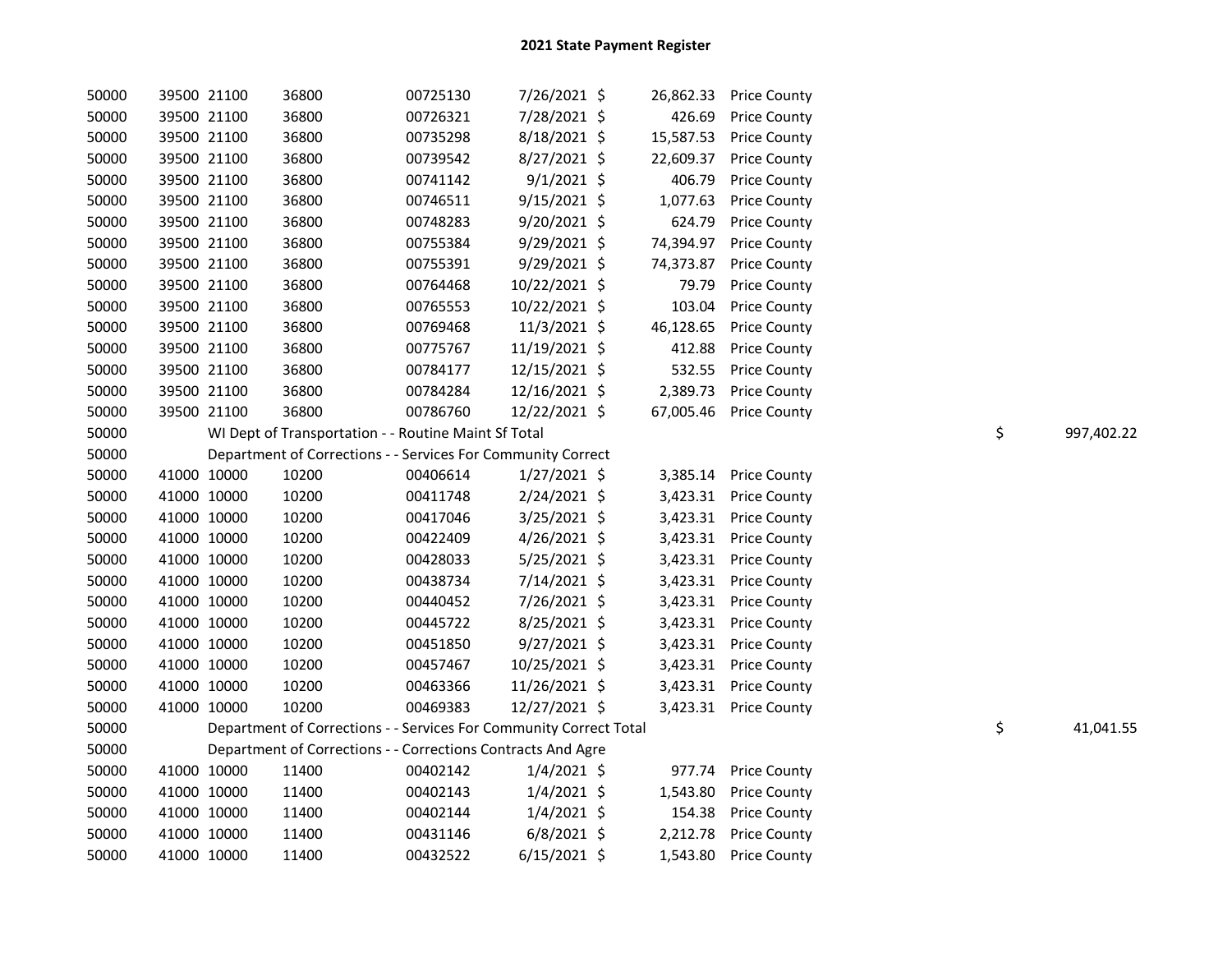## 2021 State Payment Register

| | | | | | | | | | |
|---|---|---|---|---|---|---|---|---|---|
| 50000 | 39500 | 21100 | 36800 | 00725130 | 7/26/2021 | $ | 26,862.33 | Price County | |
| 50000 | 39500 | 21100 | 36800 | 00726321 | 7/28/2021 | $ | 426.69 | Price County | |
| 50000 | 39500 | 21100 | 36800 | 00735298 | 8/18/2021 | $ | 15,587.53 | Price County | |
| 50000 | 39500 | 21100 | 36800 | 00739542 | 8/27/2021 | $ | 22,609.37 | Price County | |
| 50000 | 39500 | 21100 | 36800 | 00741142 | 9/1/2021 | $ | 406.79 | Price County | |
| 50000 | 39500 | 21100 | 36800 | 00746511 | 9/15/2021 | $ | 1,077.63 | Price County | |
| 50000 | 39500 | 21100 | 36800 | 00748283 | 9/20/2021 | $ | 624.79 | Price County | |
| 50000 | 39500 | 21100 | 36800 | 00755384 | 9/29/2021 | $ | 74,394.97 | Price County | |
| 50000 | 39500 | 21100 | 36800 | 00755391 | 9/29/2021 | $ | 74,373.87 | Price County | |
| 50000 | 39500 | 21100 | 36800 | 00764468 | 10/22/2021 | $ | 79.79 | Price County | |
| 50000 | 39500 | 21100 | 36800 | 00765553 | 10/22/2021 | $ | 103.04 | Price County | |
| 50000 | 39500 | 21100 | 36800 | 00769468 | 11/3/2021 | $ | 46,128.65 | Price County | |
| 50000 | 39500 | 21100 | 36800 | 00775767 | 11/19/2021 | $ | 412.88 | Price County | |
| 50000 | 39500 | 21100 | 36800 | 00784177 | 12/15/2021 | $ | 532.55 | Price County | |
| 50000 | 39500 | 21100 | 36800 | 00784284 | 12/16/2021 | $ | 2,389.73 | Price County | |
| 50000 | 39500 | 21100 | 36800 | 00786760 | 12/22/2021 | $ | 67,005.46 | Price County | |
| 50000 | | WI Dept of Transportation - - Routine Maint Sf Total | | | | | | | $ 997,402.22 |
| 50000 | | Department of Corrections - - Services For Community Correct | | | | | | | |
| 50000 | 41000 | 10000 | 10200 | 00406614 | 1/27/2021 | $ | 3,385.14 | Price County | |
| 50000 | 41000 | 10000 | 10200 | 00411748 | 2/24/2021 | $ | 3,423.31 | Price County | |
| 50000 | 41000 | 10000 | 10200 | 00417046 | 3/25/2021 | $ | 3,423.31 | Price County | |
| 50000 | 41000 | 10000 | 10200 | 00422409 | 4/26/2021 | $ | 3,423.31 | Price County | |
| 50000 | 41000 | 10000 | 10200 | 00428033 | 5/25/2021 | $ | 3,423.31 | Price County | |
| 50000 | 41000 | 10000 | 10200 | 00438734 | 7/14/2021 | $ | 3,423.31 | Price County | |
| 50000 | 41000 | 10000 | 10200 | 00440452 | 7/26/2021 | $ | 3,423.31 | Price County | |
| 50000 | 41000 | 10000 | 10200 | 00445722 | 8/25/2021 | $ | 3,423.31 | Price County | |
| 50000 | 41000 | 10000 | 10200 | 00451850 | 9/27/2021 | $ | 3,423.31 | Price County | |
| 50000 | 41000 | 10000 | 10200 | 00457467 | 10/25/2021 | $ | 3,423.31 | Price County | |
| 50000 | 41000 | 10000 | 10200 | 00463366 | 11/26/2021 | $ | 3,423.31 | Price County | |
| 50000 | 41000 | 10000 | 10200 | 00469383 | 12/27/2021 | $ | 3,423.31 | Price County | |
| 50000 | | Department of Corrections - - Services For Community Correct Total | | | | | | | $ 41,041.55 |
| 50000 | | Department of Corrections - - Corrections Contracts And Agre | | | | | | | |
| 50000 | 41000 | 10000 | 11400 | 00402142 | 1/4/2021 | $ | 977.74 | Price County | |
| 50000 | 41000 | 10000 | 11400 | 00402143 | 1/4/2021 | $ | 1,543.80 | Price County | |
| 50000 | 41000 | 10000 | 11400 | 00402144 | 1/4/2021 | $ | 154.38 | Price County | |
| 50000 | 41000 | 10000 | 11400 | 00431146 | 6/8/2021 | $ | 2,212.78 | Price County | |
| 50000 | 41000 | 10000 | 11400 | 00432522 | 6/15/2021 | $ | 1,543.80 | Price County | |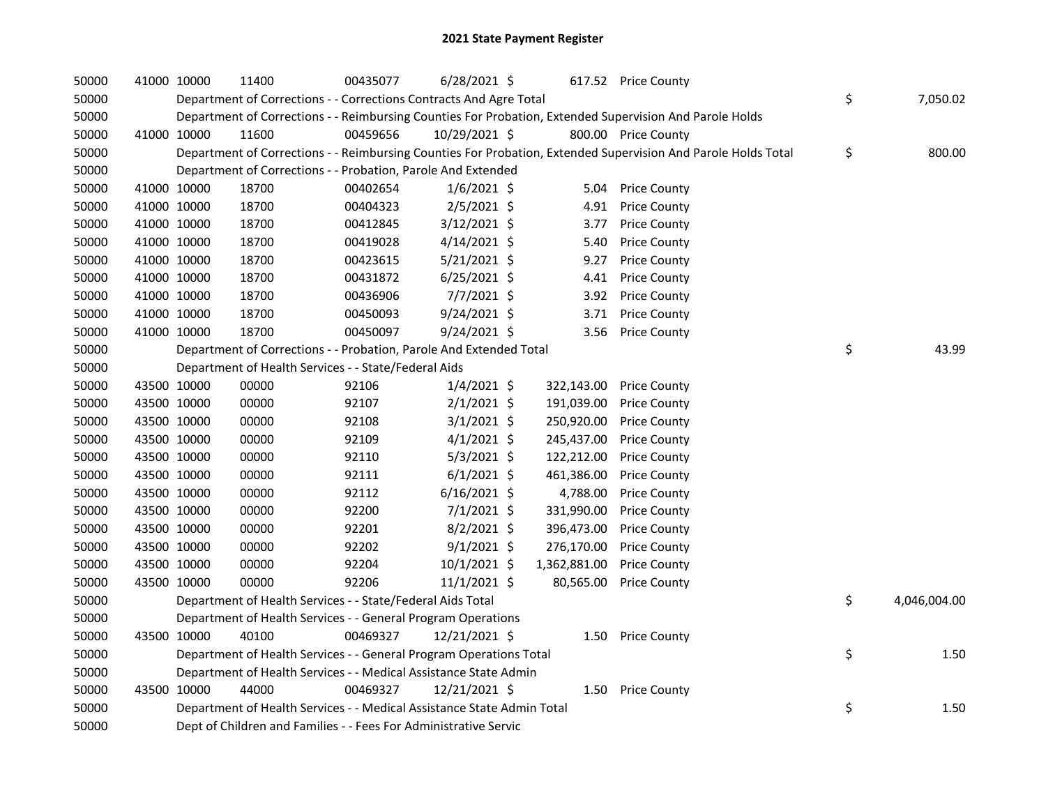# 2021 State Payment Register

| | | | | | | | | |
|---|---|---|---|---|---|---|---|---|
| 50000 | 41000 | 10000 | 11400 | 00435077 | 6/28/2021 | $ 617.52 | Price County | |
| 50000 | | Department of Corrections - - Corrections Contracts And Agre Total | | | | | | $ 7,050.02 |
| 50000 | | Department of Corrections - - Reimbursing Counties For Probation, Extended Supervision And Parole Holds | | | | | | |
| 50000 | 41000 | 10000 | 11600 | 00459656 | 10/29/2021 | $ 800.00 | Price County | |
| 50000 | | Department of Corrections - - Reimbursing Counties For Probation, Extended Supervision And Parole Holds Total | | | | | | $ 800.00 |
| 50000 | | Department of Corrections - - Probation, Parole And Extended | | | | | | |
| 50000 | 41000 | 10000 | 18700 | 00402654 | 1/6/2021 | $ 5.04 | Price County | |
| 50000 | 41000 | 10000 | 18700 | 00404323 | 2/5/2021 | $ 4.91 | Price County | |
| 50000 | 41000 | 10000 | 18700 | 00412845 | 3/12/2021 | $ 3.77 | Price County | |
| 50000 | 41000 | 10000 | 18700 | 00419028 | 4/14/2021 | $ 5.40 | Price County | |
| 50000 | 41000 | 10000 | 18700 | 00423615 | 5/21/2021 | $ 9.27 | Price County | |
| 50000 | 41000 | 10000 | 18700 | 00431872 | 6/25/2021 | $ 4.41 | Price County | |
| 50000 | 41000 | 10000 | 18700 | 00436906 | 7/7/2021 | $ 3.92 | Price County | |
| 50000 | 41000 | 10000 | 18700 | 00450093 | 9/24/2021 | $ 3.71 | Price County | |
| 50000 | 41000 | 10000 | 18700 | 00450097 | 9/24/2021 | $ 3.56 | Price County | |
| 50000 | | Department of Corrections - - Probation, Parole And Extended Total | | | | | | $ 43.99 |
| 50000 | | Department of Health Services - - State/Federal Aids | | | | | | |
| 50000 | 43500 | 10000 | 00000 | 92106 | 1/4/2021 | $ 322,143.00 | Price County | |
| 50000 | 43500 | 10000 | 00000 | 92107 | 2/1/2021 | $ 191,039.00 | Price County | |
| 50000 | 43500 | 10000 | 00000 | 92108 | 3/1/2021 | $ 250,920.00 | Price County | |
| 50000 | 43500 | 10000 | 00000 | 92109 | 4/1/2021 | $ 245,437.00 | Price County | |
| 50000 | 43500 | 10000 | 00000 | 92110 | 5/3/2021 | $ 122,212.00 | Price County | |
| 50000 | 43500 | 10000 | 00000 | 92111 | 6/1/2021 | $ 461,386.00 | Price County | |
| 50000 | 43500 | 10000 | 00000 | 92112 | 6/16/2021 | $ 4,788.00 | Price County | |
| 50000 | 43500 | 10000 | 00000 | 92200 | 7/1/2021 | $ 331,990.00 | Price County | |
| 50000 | 43500 | 10000 | 00000 | 92201 | 8/2/2021 | $ 396,473.00 | Price County | |
| 50000 | 43500 | 10000 | 00000 | 92202 | 9/1/2021 | $ 276,170.00 | Price County | |
| 50000 | 43500 | 10000 | 00000 | 92204 | 10/1/2021 | $ 1,362,881.00 | Price County | |
| 50000 | 43500 | 10000 | 00000 | 92206 | 11/1/2021 | $ 80,565.00 | Price County | |
| 50000 | | Department of Health Services - - State/Federal Aids Total | | | | | | $ 4,046,004.00 |
| 50000 | | Department of Health Services - - General Program Operations | | | | | | |
| 50000 | 43500 | 10000 | 40100 | 00469327 | 12/21/2021 | $ 1.50 | Price County | |
| 50000 | | Department of Health Services - - General Program Operations Total | | | | | | $ 1.50 |
| 50000 | | Department of Health Services - - Medical Assistance State Admin | | | | | | |
| 50000 | 43500 | 10000 | 44000 | 00469327 | 12/21/2021 | $ 1.50 | Price County | |
| 50000 | | Department of Health Services - - Medical Assistance State Admin Total | | | | | | $ 1.50 |
| 50000 | | Dept of Children and Families - - Fees For Administrative Servic | | | | | | |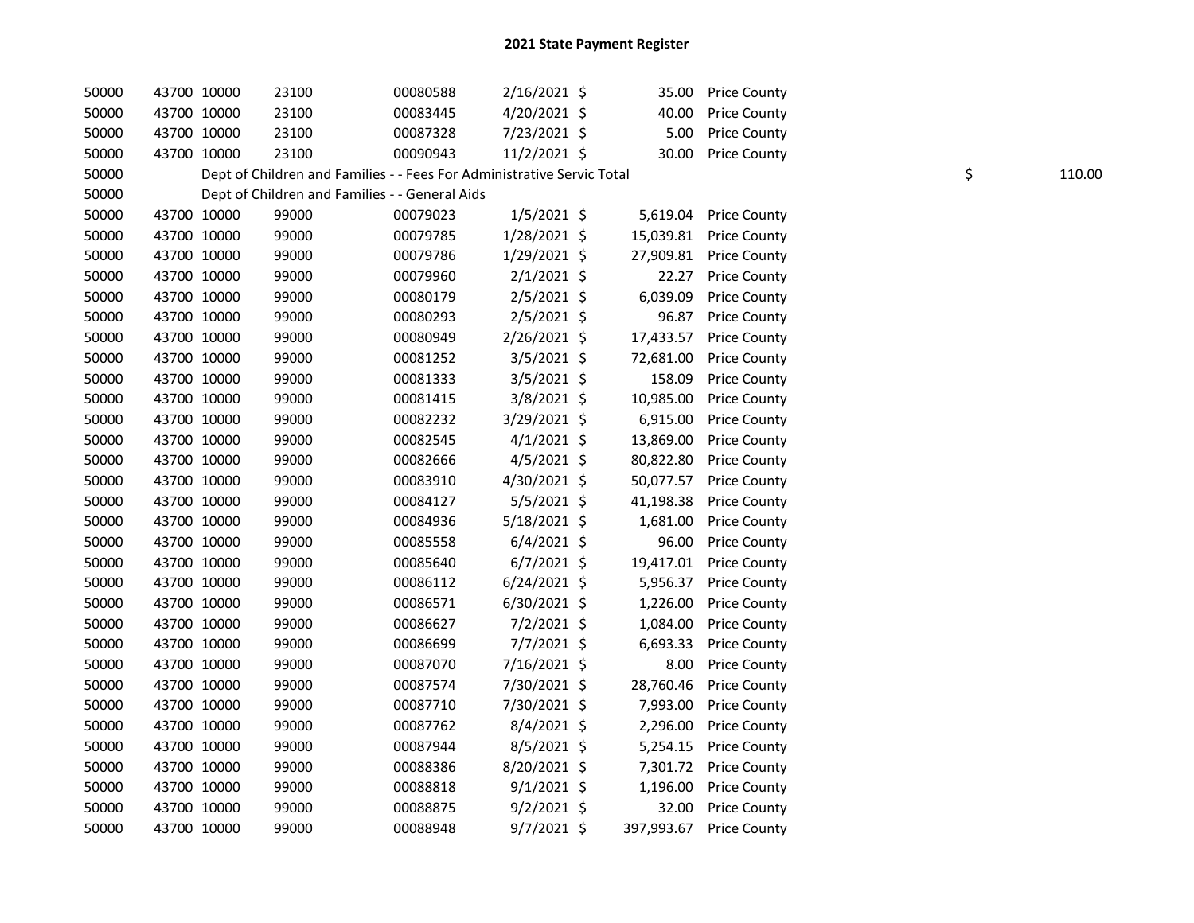## 2021 State Payment Register

| | | | | | | | | | |
|---|---|---|---|---|---|---|---|---|---|
| 50000 | 43700 | 10000 | 23100 | 00080588 | 2/16/2021 | $ | 35.00 | Price County | |
| 50000 | 43700 | 10000 | 23100 | 00083445 | 4/20/2021 | $ | 40.00 | Price County | |
| 50000 | 43700 | 10000 | 23100 | 00087328 | 7/23/2021 | $ | 5.00 | Price County | |
| 50000 | 43700 | 10000 | 23100 | 00090943 | 11/2/2021 | $ | 30.00 | Price County | |
| 50000 | | Dept of Children and Families - - Fees For Administrative Servic Total | | | | | | | $ 110.00 |
| 50000 | | Dept of Children and Families - - General Aids | | | | | | | |
| 50000 | 43700 | 10000 | 99000 | 00079023 | 1/5/2021 | $ | 5,619.04 | Price County | |
| 50000 | 43700 | 10000 | 99000 | 00079785 | 1/28/2021 | $ | 15,039.81 | Price County | |
| 50000 | 43700 | 10000 | 99000 | 00079786 | 1/29/2021 | $ | 27,909.81 | Price County | |
| 50000 | 43700 | 10000 | 99000 | 00079960 | 2/1/2021 | $ | 22.27 | Price County | |
| 50000 | 43700 | 10000 | 99000 | 00080179 | 2/5/2021 | $ | 6,039.09 | Price County | |
| 50000 | 43700 | 10000 | 99000 | 00080293 | 2/5/2021 | $ | 96.87 | Price County | |
| 50000 | 43700 | 10000 | 99000 | 00080949 | 2/26/2021 | $ | 17,433.57 | Price County | |
| 50000 | 43700 | 10000 | 99000 | 00081252 | 3/5/2021 | $ | 72,681.00 | Price County | |
| 50000 | 43700 | 10000 | 99000 | 00081333 | 3/5/2021 | $ | 158.09 | Price County | |
| 50000 | 43700 | 10000 | 99000 | 00081415 | 3/8/2021 | $ | 10,985.00 | Price County | |
| 50000 | 43700 | 10000 | 99000 | 00082232 | 3/29/2021 | $ | 6,915.00 | Price County | |
| 50000 | 43700 | 10000 | 99000 | 00082545 | 4/1/2021 | $ | 13,869.00 | Price County | |
| 50000 | 43700 | 10000 | 99000 | 00082666 | 4/5/2021 | $ | 80,822.80 | Price County | |
| 50000 | 43700 | 10000 | 99000 | 00083910 | 4/30/2021 | $ | 50,077.57 | Price County | |
| 50000 | 43700 | 10000 | 99000 | 00084127 | 5/5/2021 | $ | 41,198.38 | Price County | |
| 50000 | 43700 | 10000 | 99000 | 00084936 | 5/18/2021 | $ | 1,681.00 | Price County | |
| 50000 | 43700 | 10000 | 99000 | 00085558 | 6/4/2021 | $ | 96.00 | Price County | |
| 50000 | 43700 | 10000 | 99000 | 00085640 | 6/7/2021 | $ | 19,417.01 | Price County | |
| 50000 | 43700 | 10000 | 99000 | 00086112 | 6/24/2021 | $ | 5,956.37 | Price County | |
| 50000 | 43700 | 10000 | 99000 | 00086571 | 6/30/2021 | $ | 1,226.00 | Price County | |
| 50000 | 43700 | 10000 | 99000 | 00086627 | 7/2/2021 | $ | 1,084.00 | Price County | |
| 50000 | 43700 | 10000 | 99000 | 00086699 | 7/7/2021 | $ | 6,693.33 | Price County | |
| 50000 | 43700 | 10000 | 99000 | 00087070 | 7/16/2021 | $ | 8.00 | Price County | |
| 50000 | 43700 | 10000 | 99000 | 00087574 | 7/30/2021 | $ | 28,760.46 | Price County | |
| 50000 | 43700 | 10000 | 99000 | 00087710 | 7/30/2021 | $ | 7,993.00 | Price County | |
| 50000 | 43700 | 10000 | 99000 | 00087762 | 8/4/2021 | $ | 2,296.00 | Price County | |
| 50000 | 43700 | 10000 | 99000 | 00087944 | 8/5/2021 | $ | 5,254.15 | Price County | |
| 50000 | 43700 | 10000 | 99000 | 00088386 | 8/20/2021 | $ | 7,301.72 | Price County | |
| 50000 | 43700 | 10000 | 99000 | 00088818 | 9/1/2021 | $ | 1,196.00 | Price County | |
| 50000 | 43700 | 10000 | 99000 | 00088875 | 9/2/2021 | $ | 32.00 | Price County | |
| 50000 | 43700 | 10000 | 99000 | 00088948 | 9/7/2021 | $ | 397,993.67 | Price County | |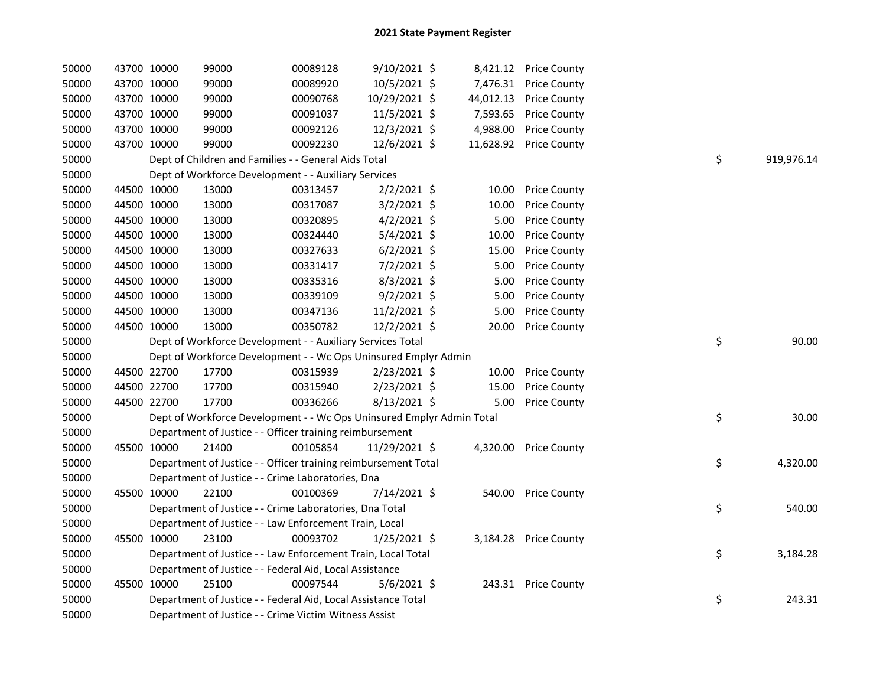## 2021 State Payment Register

| | | | | | | | | | |
|---|---|---|---|---|---|---|---|---|---|
| 50000 | 43700 | 10000 | 99000 | 00089128 | 9/10/2021 | $ 8,421.12 | Price County | | |
| 50000 | 43700 | 10000 | 99000 | 00089920 | 10/5/2021 | $ 7,476.31 | Price County | | |
| 50000 | 43700 | 10000 | 99000 | 00090768 | 10/29/2021 | $ 44,012.13 | Price County | | |
| 50000 | 43700 | 10000 | 99000 | 00091037 | 11/5/2021 | $ 7,593.65 | Price County | | |
| 50000 | 43700 | 10000 | 99000 | 00092126 | 12/3/2021 | $ 4,988.00 | Price County | | |
| 50000 | 43700 | 10000 | 99000 | 00092230 | 12/6/2021 | $ 11,628.92 | Price County | | |
| 50000 | | Dept of Children and Families - - General Aids Total | | | | | | $ | 919,976.14 |
| 50000 | | Dept of Workforce Development - - Auxiliary Services | | | | | | | |
| 50000 | 44500 | 10000 | 13000 | 00313457 | 2/2/2021 | $ 10.00 | Price County | | |
| 50000 | 44500 | 10000 | 13000 | 00317087 | 3/2/2021 | $ 10.00 | Price County | | |
| 50000 | 44500 | 10000 | 13000 | 00320895 | 4/2/2021 | $ 5.00 | Price County | | |
| 50000 | 44500 | 10000 | 13000 | 00324440 | 5/4/2021 | $ 10.00 | Price County | | |
| 50000 | 44500 | 10000 | 13000 | 00327633 | 6/2/2021 | $ 15.00 | Price County | | |
| 50000 | 44500 | 10000 | 13000 | 00331417 | 7/2/2021 | $ 5.00 | Price County | | |
| 50000 | 44500 | 10000 | 13000 | 00335316 | 8/3/2021 | $ 5.00 | Price County | | |
| 50000 | 44500 | 10000 | 13000 | 00339109 | 9/2/2021 | $ 5.00 | Price County | | |
| 50000 | 44500 | 10000 | 13000 | 00347136 | 11/2/2021 | $ 5.00 | Price County | | |
| 50000 | 44500 | 10000 | 13000 | 00350782 | 12/2/2021 | $ 20.00 | Price County | | |
| 50000 | | Dept of Workforce Development - - Auxiliary Services Total | | | | | | $ | 90.00 |
| 50000 | | Dept of Workforce Development - - Wc Ops Uninsured Emplyr Admin | | | | | | | |
| 50000 | 44500 | 22700 | 17700 | 00315939 | 2/23/2021 | $ 10.00 | Price County | | |
| 50000 | 44500 | 22700 | 17700 | 00315940 | 2/23/2021 | $ 15.00 | Price County | | |
| 50000 | 44500 | 22700 | 17700 | 00336266 | 8/13/2021 | $ 5.00 | Price County | | |
| 50000 | | Dept of Workforce Development - - Wc Ops Uninsured Emplyr Admin Total | | | | | | $ | 30.00 |
| 50000 | | Department of Justice - - Officer training reimbursement | | | | | | | |
| 50000 | 45500 | 10000 | 21400 | 00105854 | 11/29/2021 | $ 4,320.00 | Price County | | |
| 50000 | | Department of Justice - - Officer training reimbursement Total | | | | | | $ | 4,320.00 |
| 50000 | | Department of Justice - - Crime Laboratories, Dna | | | | | | | |
| 50000 | 45500 | 10000 | 22100 | 00100369 | 7/14/2021 | $ 540.00 | Price County | | |
| 50000 | | Department of Justice - - Crime Laboratories, Dna Total | | | | | | $ | 540.00 |
| 50000 | | Department of Justice - - Law Enforcement Train, Local | | | | | | | |
| 50000 | 45500 | 10000 | 23100 | 00093702 | 1/25/2021 | $ 3,184.28 | Price County | | |
| 50000 | | Department of Justice - - Law Enforcement Train, Local Total | | | | | | $ | 3,184.28 |
| 50000 | | Department of Justice - - Federal Aid, Local Assistance | | | | | | | |
| 50000 | 45500 | 10000 | 25100 | 00097544 | 5/6/2021 | $ 243.31 | Price County | | |
| 50000 | | Department of Justice - - Federal Aid, Local Assistance Total | | | | | | $ | 243.31 |
| 50000 | | Department of Justice - - Crime Victim Witness Assist | | | | | | | |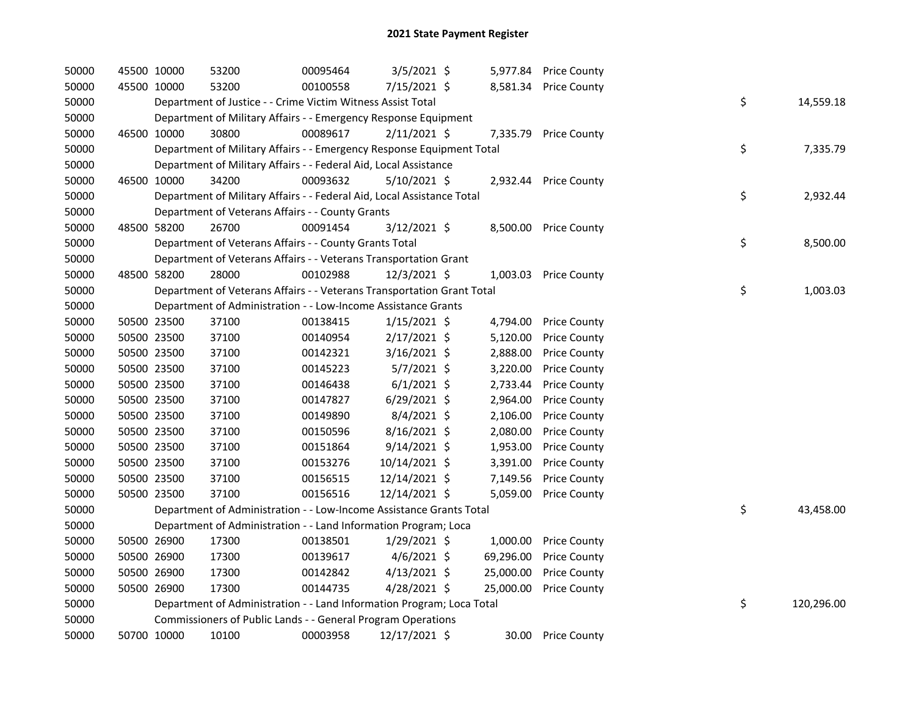## 2021 State Payment Register

| | | | | | | | | | |
|---|---|---|---|---|---|---|---|---|---|
| 50000 | 45500 | 10000 | 53200 | 00095464 | 3/5/2021 | $ 5,977.84 | Price County | | |
| 50000 | 45500 | 10000 | 53200 | 00100558 | 7/15/2021 | $ 8,581.34 | Price County | | |
| 50000 | | Department of Justice - - Crime Victim Witness Assist Total | | | | | | $ | 14,559.18 |
| 50000 | | Department of Military Affairs - - Emergency Response Equipment | | | | | | | |
| 50000 | 46500 | 10000 | 30800 | 00089617 | 2/11/2021 | $ 7,335.79 | Price County | | |
| 50000 | | Department of Military Affairs - - Emergency Response Equipment Total | | | | | | $ | 7,335.79 |
| 50000 | | Department of Military Affairs - - Federal Aid, Local Assistance | | | | | | | |
| 50000 | 46500 | 10000 | 34200 | 00093632 | 5/10/2021 | $ 2,932.44 | Price County | | |
| 50000 | | Department of Military Affairs - - Federal Aid, Local Assistance Total | | | | | | $ | 2,932.44 |
| 50000 | | Department of Veterans Affairs - - County Grants | | | | | | | |
| 50000 | 48500 | 58200 | 26700 | 00091454 | 3/12/2021 | $ 8,500.00 | Price County | | |
| 50000 | | Department of Veterans Affairs - - County Grants Total | | | | | | $ | 8,500.00 |
| 50000 | | Department of Veterans Affairs - - Veterans Transportation Grant | | | | | | | |
| 50000 | 48500 | 58200 | 28000 | 00102988 | 12/3/2021 | $ 1,003.03 | Price County | | |
| 50000 | | Department of Veterans Affairs - - Veterans Transportation Grant Total | | | | | | $ | 1,003.03 |
| 50000 | | Department of Administration - - Low-Income Assistance Grants | | | | | | | |
| 50000 | 50500 | 23500 | 37100 | 00138415 | 1/15/2021 | $ 4,794.00 | Price County | | |
| 50000 | 50500 | 23500 | 37100 | 00140954 | 2/17/2021 | $ 5,120.00 | Price County | | |
| 50000 | 50500 | 23500 | 37100 | 00142321 | 3/16/2021 | $ 2,888.00 | Price County | | |
| 50000 | 50500 | 23500 | 37100 | 00145223 | 5/7/2021 | $ 3,220.00 | Price County | | |
| 50000 | 50500 | 23500 | 37100 | 00146438 | 6/1/2021 | $ 2,733.44 | Price County | | |
| 50000 | 50500 | 23500 | 37100 | 00147827 | 6/29/2021 | $ 2,964.00 | Price County | | |
| 50000 | 50500 | 23500 | 37100 | 00149890 | 8/4/2021 | $ 2,106.00 | Price County | | |
| 50000 | 50500 | 23500 | 37100 | 00150596 | 8/16/2021 | $ 2,080.00 | Price County | | |
| 50000 | 50500 | 23500 | 37100 | 00151864 | 9/14/2021 | $ 1,953.00 | Price County | | |
| 50000 | 50500 | 23500 | 37100 | 00153276 | 10/14/2021 | $ 3,391.00 | Price County | | |
| 50000 | 50500 | 23500 | 37100 | 00156515 | 12/14/2021 | $ 7,149.56 | Price County | | |
| 50000 | 50500 | 23500 | 37100 | 00156516 | 12/14/2021 | $ 5,059.00 | Price County | | |
| 50000 | | Department of Administration - - Low-Income Assistance Grants Total | | | | | | $ | 43,458.00 |
| 50000 | | Department of Administration - - Land Information Program; Loca | | | | | | | |
| 50000 | 50500 | 26900 | 17300 | 00138501 | 1/29/2021 | $ 1,000.00 | Price County | | |
| 50000 | 50500 | 26900 | 17300 | 00139617 | 4/6/2021 | $ 69,296.00 | Price County | | |
| 50000 | 50500 | 26900 | 17300 | 00142842 | 4/13/2021 | $ 25,000.00 | Price County | | |
| 50000 | 50500 | 26900 | 17300 | 00144735 | 4/28/2021 | $ 25,000.00 | Price County | | |
| 50000 | | Department of Administration - - Land Information Program; Loca Total | | | | | | $ | 120,296.00 |
| 50000 | | Commissioners of Public Lands - - General Program Operations | | | | | | | |
| 50000 | 50700 | 10000 | 10100 | 00003958 | 12/17/2021 | $ 30.00 | Price County | | |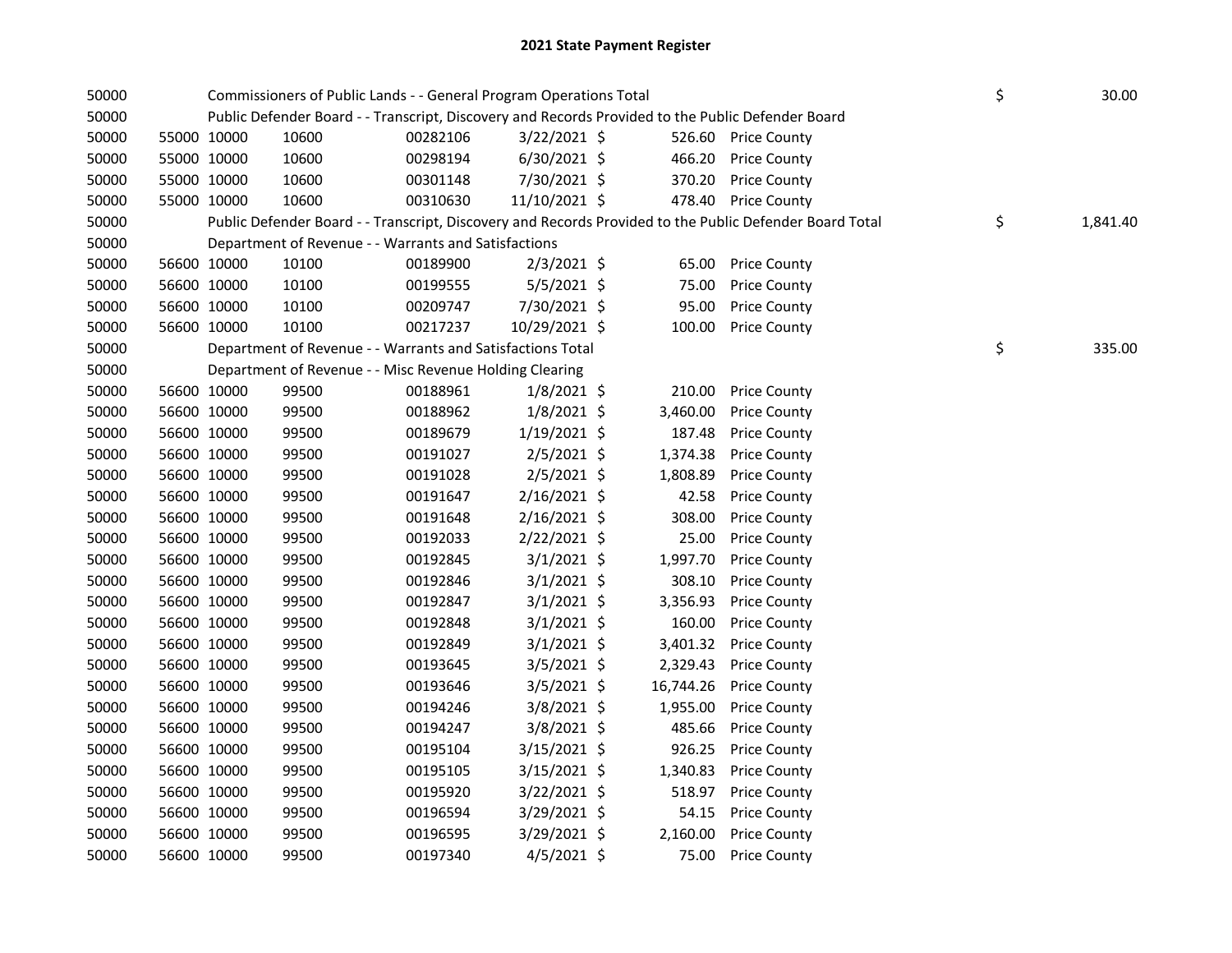# 2021 State Payment Register

| | | | | | | | | | |
|---|---|---|---|---|---|---|---|---|---|
| 50000 | | | Commissioners of Public Lands - - General Program Operations Total | | | | | $ | 30.00 |
| 50000 | | | Public Defender Board - - Transcript, Discovery and Records Provided to the Public Defender Board | | | | | | |
| 50000 | 55000 | 10000 | 10600 | 00282106 | 3/22/2021 | $ 526.60 | Price County | | |
| 50000 | 55000 | 10000 | 10600 | 00298194 | 6/30/2021 | $ 466.20 | Price County | | |
| 50000 | 55000 | 10000 | 10600 | 00301148 | 7/30/2021 | $ 370.20 | Price County | | |
| 50000 | 55000 | 10000 | 10600 | 00310630 | 11/10/2021 | $ 478.40 | Price County | | |
| 50000 | | | Public Defender Board - - Transcript, Discovery and Records Provided to the Public Defender Board Total | | | | | $ | 1,841.40 |
| 50000 | | | Department of Revenue - - Warrants and Satisfactions | | | | | | |
| 50000 | 56600 | 10000 | 10100 | 00189900 | 2/3/2021 | $ 65.00 | Price County | | |
| 50000 | 56600 | 10000 | 10100 | 00199555 | 5/5/2021 | $ 75.00 | Price County | | |
| 50000 | 56600 | 10000 | 10100 | 00209747 | 7/30/2021 | $ 95.00 | Price County | | |
| 50000 | 56600 | 10000 | 10100 | 00217237 | 10/29/2021 | $ 100.00 | Price County | | |
| 50000 | | | Department of Revenue - - Warrants and Satisfactions Total | | | | | $ | 335.00 |
| 50000 | | | Department of Revenue - - Misc Revenue Holding Clearing | | | | | | |
| 50000 | 56600 | 10000 | 99500 | 00188961 | 1/8/2021 | $ 210.00 | Price County | | |
| 50000 | 56600 | 10000 | 99500 | 00188962 | 1/8/2021 | $ 3,460.00 | Price County | | |
| 50000 | 56600 | 10000 | 99500 | 00189679 | 1/19/2021 | $ 187.48 | Price County | | |
| 50000 | 56600 | 10000 | 99500 | 00191027 | 2/5/2021 | $ 1,374.38 | Price County | | |
| 50000 | 56600 | 10000 | 99500 | 00191028 | 2/5/2021 | $ 1,808.89 | Price County | | |
| 50000 | 56600 | 10000 | 99500 | 00191647 | 2/16/2021 | $ 42.58 | Price County | | |
| 50000 | 56600 | 10000 | 99500 | 00191648 | 2/16/2021 | $ 308.00 | Price County | | |
| 50000 | 56600 | 10000 | 99500 | 00192033 | 2/22/2021 | $ 25.00 | Price County | | |
| 50000 | 56600 | 10000 | 99500 | 00192845 | 3/1/2021 | $ 1,997.70 | Price County | | |
| 50000 | 56600 | 10000 | 99500 | 00192846 | 3/1/2021 | $ 308.10 | Price County | | |
| 50000 | 56600 | 10000 | 99500 | 00192847 | 3/1/2021 | $ 3,356.93 | Price County | | |
| 50000 | 56600 | 10000 | 99500 | 00192848 | 3/1/2021 | $ 160.00 | Price County | | |
| 50000 | 56600 | 10000 | 99500 | 00192849 | 3/1/2021 | $ 3,401.32 | Price County | | |
| 50000 | 56600 | 10000 | 99500 | 00193645 | 3/5/2021 | $ 2,329.43 | Price County | | |
| 50000 | 56600 | 10000 | 99500 | 00193646 | 3/5/2021 | $ 16,744.26 | Price County | | |
| 50000 | 56600 | 10000 | 99500 | 00194246 | 3/8/2021 | $ 1,955.00 | Price County | | |
| 50000 | 56600 | 10000 | 99500 | 00194247 | 3/8/2021 | $ 485.66 | Price County | | |
| 50000 | 56600 | 10000 | 99500 | 00195104 | 3/15/2021 | $ 926.25 | Price County | | |
| 50000 | 56600 | 10000 | 99500 | 00195105 | 3/15/2021 | $ 1,340.83 | Price County | | |
| 50000 | 56600 | 10000 | 99500 | 00195920 | 3/22/2021 | $ 518.97 | Price County | | |
| 50000 | 56600 | 10000 | 99500 | 00196594 | 3/29/2021 | $ 54.15 | Price County | | |
| 50000 | 56600 | 10000 | 99500 | 00196595 | 3/29/2021 | $ 2,160.00 | Price County | | |
| 50000 | 56600 | 10000 | 99500 | 00197340 | 4/5/2021 | $ 75.00 | Price County | | |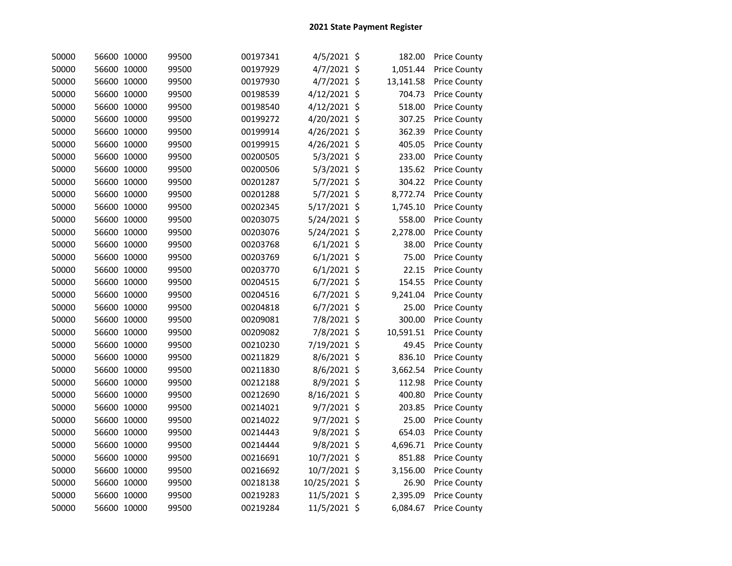## 2021 State Payment Register

| | | | | | | | | |
|---|---|---|---|---|---|---|---|---|
| 50000 | 56600 | 10000 | 99500 | 00197341 | 4/5/2021 | $ | 182.00 | Price County |
| 50000 | 56600 | 10000 | 99500 | 00197929 | 4/7/2021 | $ | 1,051.44 | Price County |
| 50000 | 56600 | 10000 | 99500 | 00197930 | 4/7/2021 | $ | 13,141.58 | Price County |
| 50000 | 56600 | 10000 | 99500 | 00198539 | 4/12/2021 | $ | 704.73 | Price County |
| 50000 | 56600 | 10000 | 99500 | 00198540 | 4/12/2021 | $ | 518.00 | Price County |
| 50000 | 56600 | 10000 | 99500 | 00199272 | 4/20/2021 | $ | 307.25 | Price County |
| 50000 | 56600 | 10000 | 99500 | 00199914 | 4/26/2021 | $ | 362.39 | Price County |
| 50000 | 56600 | 10000 | 99500 | 00199915 | 4/26/2021 | $ | 405.05 | Price County |
| 50000 | 56600 | 10000 | 99500 | 00200505 | 5/3/2021 | $ | 233.00 | Price County |
| 50000 | 56600 | 10000 | 99500 | 00200506 | 5/3/2021 | $ | 135.62 | Price County |
| 50000 | 56600 | 10000 | 99500 | 00201287 | 5/7/2021 | $ | 304.22 | Price County |
| 50000 | 56600 | 10000 | 99500 | 00201288 | 5/7/2021 | $ | 8,772.74 | Price County |
| 50000 | 56600 | 10000 | 99500 | 00202345 | 5/17/2021 | $ | 1,745.10 | Price County |
| 50000 | 56600 | 10000 | 99500 | 00203075 | 5/24/2021 | $ | 558.00 | Price County |
| 50000 | 56600 | 10000 | 99500 | 00203076 | 5/24/2021 | $ | 2,278.00 | Price County |
| 50000 | 56600 | 10000 | 99500 | 00203768 | 6/1/2021 | $ | 38.00 | Price County |
| 50000 | 56600 | 10000 | 99500 | 00203769 | 6/1/2021 | $ | 75.00 | Price County |
| 50000 | 56600 | 10000 | 99500 | 00203770 | 6/1/2021 | $ | 22.15 | Price County |
| 50000 | 56600 | 10000 | 99500 | 00204515 | 6/7/2021 | $ | 154.55 | Price County |
| 50000 | 56600 | 10000 | 99500 | 00204516 | 6/7/2021 | $ | 9,241.04 | Price County |
| 50000 | 56600 | 10000 | 99500 | 00204818 | 6/7/2021 | $ | 25.00 | Price County |
| 50000 | 56600 | 10000 | 99500 | 00209081 | 7/8/2021 | $ | 300.00 | Price County |
| 50000 | 56600 | 10000 | 99500 | 00209082 | 7/8/2021 | $ | 10,591.51 | Price County |
| 50000 | 56600 | 10000 | 99500 | 00210230 | 7/19/2021 | $ | 49.45 | Price County |
| 50000 | 56600 | 10000 | 99500 | 00211829 | 8/6/2021 | $ | 836.10 | Price County |
| 50000 | 56600 | 10000 | 99500 | 00211830 | 8/6/2021 | $ | 3,662.54 | Price County |
| 50000 | 56600 | 10000 | 99500 | 00212188 | 8/9/2021 | $ | 112.98 | Price County |
| 50000 | 56600 | 10000 | 99500 | 00212690 | 8/16/2021 | $ | 400.80 | Price County |
| 50000 | 56600 | 10000 | 99500 | 00214021 | 9/7/2021 | $ | 203.85 | Price County |
| 50000 | 56600 | 10000 | 99500 | 00214022 | 9/7/2021 | $ | 25.00 | Price County |
| 50000 | 56600 | 10000 | 99500 | 00214443 | 9/8/2021 | $ | 654.03 | Price County |
| 50000 | 56600 | 10000 | 99500 | 00214444 | 9/8/2021 | $ | 4,696.71 | Price County |
| 50000 | 56600 | 10000 | 99500 | 00216691 | 10/7/2021 | $ | 851.88 | Price County |
| 50000 | 56600 | 10000 | 99500 | 00216692 | 10/7/2021 | $ | 3,156.00 | Price County |
| 50000 | 56600 | 10000 | 99500 | 00218138 | 10/25/2021 | $ | 26.90 | Price County |
| 50000 | 56600 | 10000 | 99500 | 00219283 | 11/5/2021 | $ | 2,395.09 | Price County |
| 50000 | 56600 | 10000 | 99500 | 00219284 | 11/5/2021 | $ | 6,084.67 | Price County |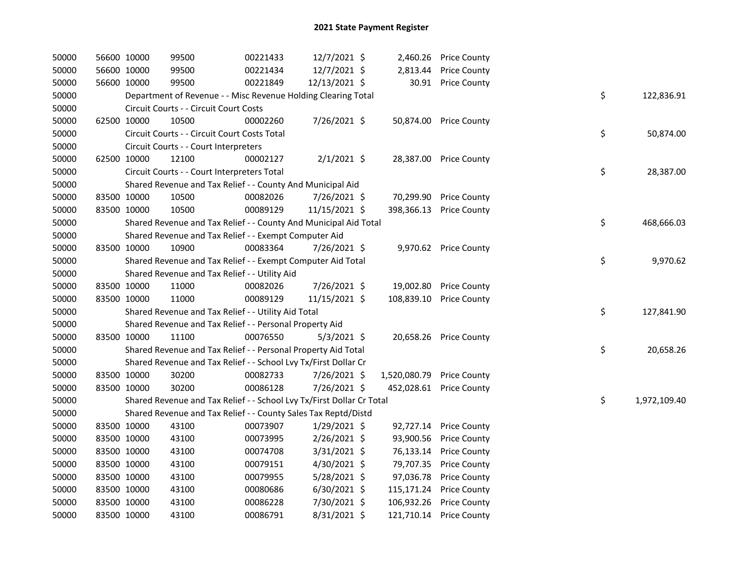## 2021 State Payment Register

| | | | | | | | | | |
|---|---|---|---|---|---|---|---|---|---|
| 50000 | 56600 | 10000 | 99500 | 00221433 | 12/7/2021 | $ 2,460.26 | Price County | | |
| 50000 | 56600 | 10000 | 99500 | 00221434 | 12/7/2021 | $ 2,813.44 | Price County | | |
| 50000 | 56600 | 10000 | 99500 | 00221849 | 12/13/2021 | $ 30.91 | Price County | | |
| 50000 | | Department of Revenue - - Misc Revenue Holding Clearing Total | | | | | | $ | 122,836.91 |
| 50000 | | Circuit Courts - - Circuit Court Costs | | | | | | | |
| 50000 | 62500 | 10000 | 10500 | 00002260 | 7/26/2021 | $ 50,874.00 | Price County | | |
| 50000 | | Circuit Courts - - Circuit Court Costs Total | | | | | | $ | 50,874.00 |
| 50000 | | Circuit Courts - - Court Interpreters | | | | | | | |
| 50000 | 62500 | 10000 | 12100 | 00002127 | 2/1/2021 | $ 28,387.00 | Price County | | |
| 50000 | | Circuit Courts - - Court Interpreters Total | | | | | | $ | 28,387.00 |
| 50000 | | Shared Revenue and Tax Relief - - County And Municipal Aid | | | | | | | |
| 50000 | 83500 | 10000 | 10500 | 00082026 | 7/26/2021 | $ 70,299.90 | Price County | | |
| 50000 | 83500 | 10000 | 10500 | 00089129 | 11/15/2021 | $ 398,366.13 | Price County | | |
| 50000 | | Shared Revenue and Tax Relief - - County And Municipal Aid Total | | | | | | $ | 468,666.03 |
| 50000 | | Shared Revenue and Tax Relief - - Exempt Computer Aid | | | | | | | |
| 50000 | 83500 | 10000 | 10900 | 00083364 | 7/26/2021 | $ 9,970.62 | Price County | | |
| 50000 | | Shared Revenue and Tax Relief - - Exempt Computer Aid Total | | | | | | $ | 9,970.62 |
| 50000 | | Shared Revenue and Tax Relief - - Utility Aid | | | | | | | |
| 50000 | 83500 | 10000 | 11000 | 00082026 | 7/26/2021 | $ 19,002.80 | Price County | | |
| 50000 | 83500 | 10000 | 11000 | 00089129 | 11/15/2021 | $ 108,839.10 | Price County | | |
| 50000 | | Shared Revenue and Tax Relief - - Utility Aid Total | | | | | | $ | 127,841.90 |
| 50000 | | Shared Revenue and Tax Relief - - Personal Property Aid | | | | | | | |
| 50000 | 83500 | 10000 | 11100 | 00076550 | 5/3/2021 | $ 20,658.26 | Price County | | |
| 50000 | | Shared Revenue and Tax Relief - - Personal Property Aid Total | | | | | | $ | 20,658.26 |
| 50000 | | Shared Revenue and Tax Relief - - School Lvy Tx/First Dollar Cr | | | | | | | |
| 50000 | 83500 | 10000 | 30200 | 00082733 | 7/26/2021 | $ 1,520,080.79 | Price County | | |
| 50000 | 83500 | 10000 | 30200 | 00086128 | 7/26/2021 | $ 452,028.61 | Price County | | |
| 50000 | | Shared Revenue and Tax Relief - - School Lvy Tx/First Dollar Cr Total | | | | | | $ | 1,972,109.40 |
| 50000 | | Shared Revenue and Tax Relief - - County Sales Tax Reptd/Distd | | | | | | | |
| 50000 | 83500 | 10000 | 43100 | 00073907 | 1/29/2021 | $ 92,727.14 | Price County | | |
| 50000 | 83500 | 10000 | 43100 | 00073995 | 2/26/2021 | $ 93,900.56 | Price County | | |
| 50000 | 83500 | 10000 | 43100 | 00074708 | 3/31/2021 | $ 76,133.14 | Price County | | |
| 50000 | 83500 | 10000 | 43100 | 00079151 | 4/30/2021 | $ 79,707.35 | Price County | | |
| 50000 | 83500 | 10000 | 43100 | 00079955 | 5/28/2021 | $ 97,036.78 | Price County | | |
| 50000 | 83500 | 10000 | 43100 | 00080686 | 6/30/2021 | $ 115,171.24 | Price County | | |
| 50000 | 83500 | 10000 | 43100 | 00086228 | 7/30/2021 | $ 106,932.26 | Price County | | |
| 50000 | 83500 | 10000 | 43100 | 00086791 | 8/31/2021 | $ 121,710.14 | Price County | | |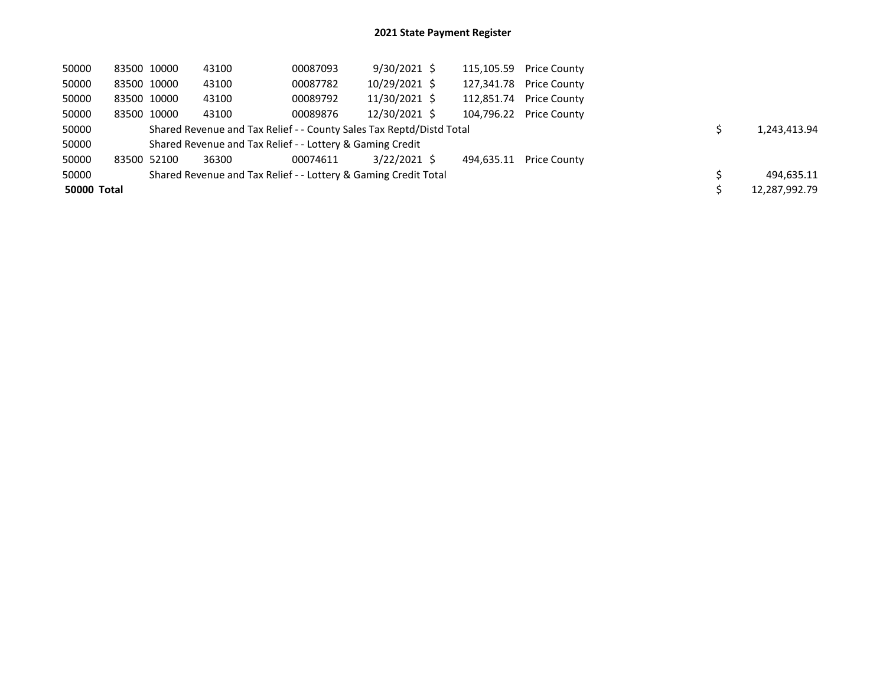# 2021 State Payment Register

| | | | | | | | | | |
|---|---|---|---|---|---|---|---|---|---|
| 50000 | 83500 | 10000 | 43100 | 00087093 | 9/30/2021 | $ 115,105.59 | Price County | | |
| 50000 | 83500 | 10000 | 43100 | 00087782 | 10/29/2021 | $ 127,341.78 | Price County | | |
| 50000 | 83500 | 10000 | 43100 | 00089792 | 11/30/2021 | $ 112,851.74 | Price County | | |
| 50000 | 83500 | 10000 | 43100 | 00089876 | 12/30/2021 | $ 104,796.22 | Price County | | |
| 50000 | | Shared Revenue and Tax Relief - - County Sales Tax Reptd/Distd Total | | | | | | $ | 1,243,413.94 |
| 50000 | | Shared Revenue and Tax Relief - - Lottery & Gaming Credit | | | | | | | |
| 50000 | 83500 | 52100 | 36300 | 00074611 | 3/22/2021 | $ 494,635.11 | Price County | | |
| 50000 | | Shared Revenue and Tax Relief - - Lottery & Gaming Credit Total | | | | | | $ | 494,635.11 |
| **50000 Total** | | | | | | | | $ | 12,287,992.79 |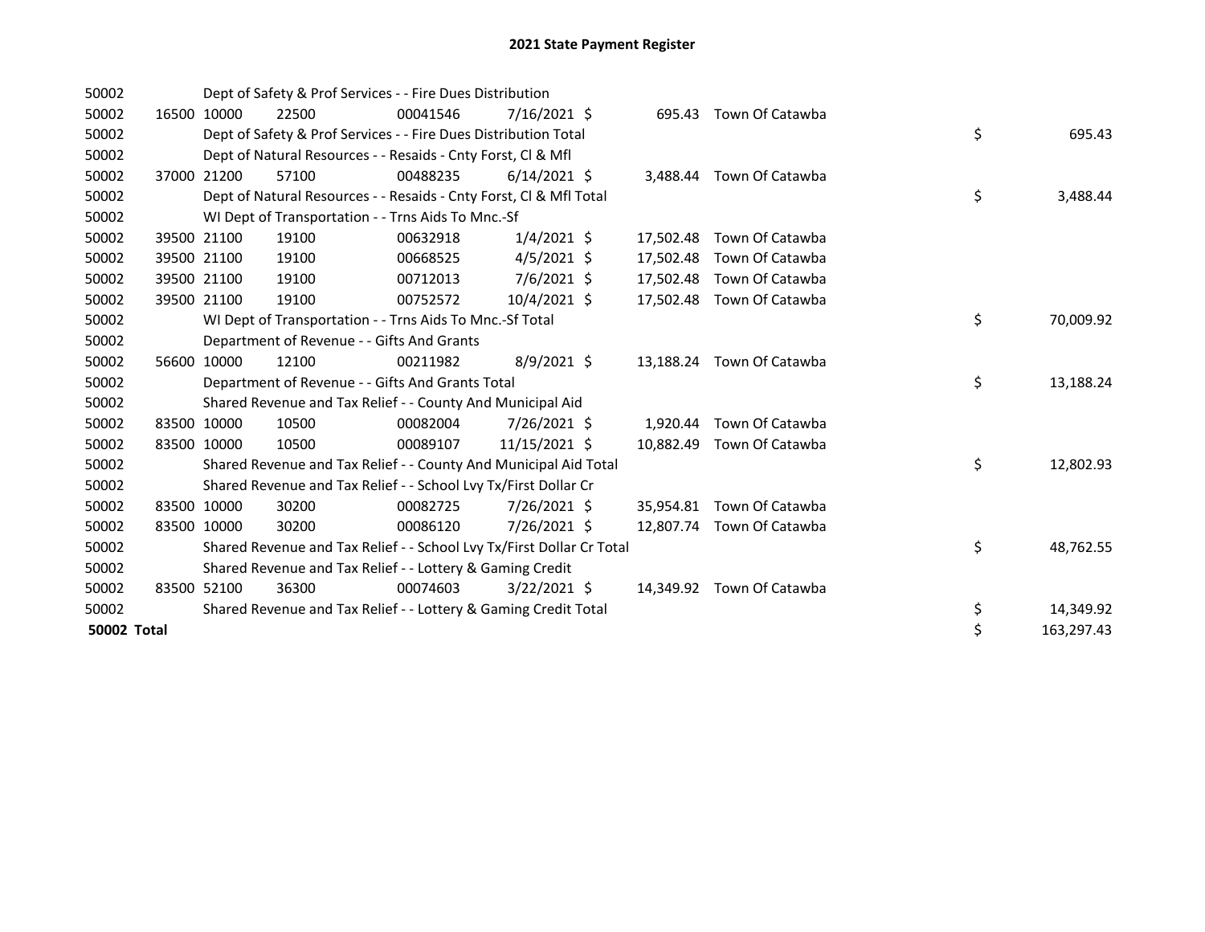# 2021 State Payment Register

| | | | | | | | | | |
|---|---|---|---|---|---|---|---|---|---|
| 50002 | | | Dept of Safety & Prof Services - - Fire Dues Distribution | | | | | | |
| 50002 | 16500 | 10000 | 22500 | 00041546 | 7/16/2021 | $ 695.43 | Town Of Catawba | | |
| 50002 | | | Dept of Safety & Prof Services - - Fire Dues Distribution Total | | | | | $ | 695.43 |
| 50002 | | | Dept of Natural Resources - - Resaids - Cnty Forst, Cl & Mfl | | | | | | |
| 50002 | 37000 | 21200 | 57100 | 00488235 | 6/14/2021 | $ 3,488.44 | Town Of Catawba | | |
| 50002 | | | Dept of Natural Resources - - Resaids - Cnty Forst, Cl & Mfl Total | | | | | $ | 3,488.44 |
| 50002 | | | WI Dept of Transportation - - Trns Aids To Mnc.-Sf | | | | | | |
| 50002 | 39500 | 21100 | 19100 | 00632918 | 1/4/2021 | $ 17,502.48 | Town Of Catawba | | |
| 50002 | 39500 | 21100 | 19100 | 00668525 | 4/5/2021 | $ 17,502.48 | Town Of Catawba | | |
| 50002 | 39500 | 21100 | 19100 | 00712013 | 7/6/2021 | $ 17,502.48 | Town Of Catawba | | |
| 50002 | 39500 | 21100 | 19100 | 00752572 | 10/4/2021 | $ 17,502.48 | Town Of Catawba | | |
| 50002 | | | WI Dept of Transportation - - Trns Aids To Mnc.-Sf Total | | | | | $ | 70,009.92 |
| 50002 | | | Department of Revenue - - Gifts And Grants | | | | | | |
| 50002 | 56600 | 10000 | 12100 | 00211982 | 8/9/2021 | $ 13,188.24 | Town Of Catawba | | |
| 50002 | | | Department of Revenue - - Gifts And Grants Total | | | | | $ | 13,188.24 |
| 50002 | | | Shared Revenue and Tax Relief - - County And Municipal Aid | | | | | | |
| 50002 | 83500 | 10000 | 10500 | 00082004 | 7/26/2021 | $ 1,920.44 | Town Of Catawba | | |
| 50002 | 83500 | 10000 | 10500 | 00089107 | 11/15/2021 | $ 10,882.49 | Town Of Catawba | | |
| 50002 | | | Shared Revenue and Tax Relief - - County And Municipal Aid Total | | | | | $ | 12,802.93 |
| 50002 | | | Shared Revenue and Tax Relief - - School Lvy Tx/First Dollar Cr | | | | | | |
| 50002 | 83500 | 10000 | 30200 | 00082725 | 7/26/2021 | $ 35,954.81 | Town Of Catawba | | |
| 50002 | 83500 | 10000 | 30200 | 00086120 | 7/26/2021 | $ 12,807.74 | Town Of Catawba | | |
| 50002 | | | Shared Revenue and Tax Relief - - School Lvy Tx/First Dollar Cr Total | | | | | $ | 48,762.55 |
| 50002 | | | Shared Revenue and Tax Relief - - Lottery & Gaming Credit | | | | | | |
| 50002 | 83500 | 52100 | 36300 | 00074603 | 3/22/2021 | $ 14,349.92 | Town Of Catawba | | |
| 50002 | | | Shared Revenue and Tax Relief - - Lottery & Gaming Credit Total | | | | | $ | 14,349.92 |
| **50002 Total** | | | | | | | | $ | 163,297.43 |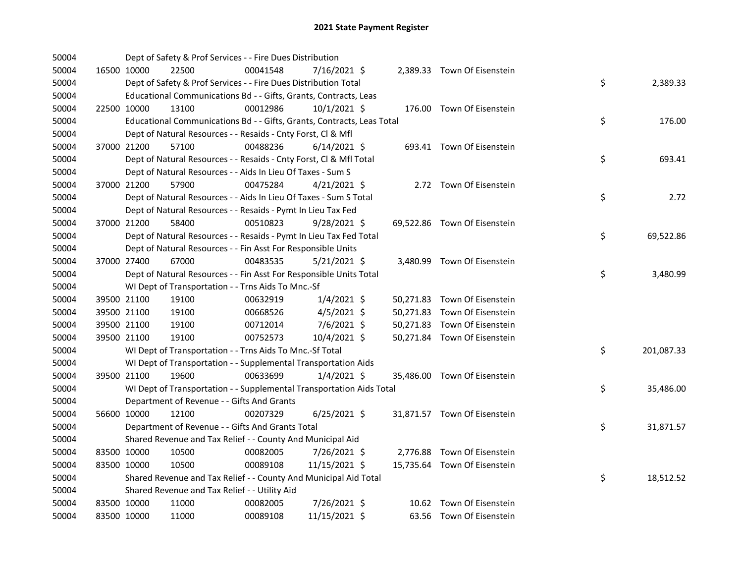# 2021 State Payment Register

| | | | | | | | | |
|---|---|---|---|---|---|---|---|---|
| 50004 | | Dept of Safety & Prof Services - - Fire Dues Distribution | | | | | | |
| 50004 | 16500 10000 | 22500 | 00041548 | 7/16/2021 $ | 2,389.33 | Town Of Eisenstein | | |
| 50004 | | Dept of Safety & Prof Services - - Fire Dues Distribution Total | | | | | $ | 2,389.33 |
| 50004 | | Educational Communications Bd - - Gifts, Grants, Contracts, Leas | | | | | | |
| 50004 | 22500 10000 | 13100 | 00012986 | 10/1/2021 $ | 176.00 | Town Of Eisenstein | | |
| 50004 | | Educational Communications Bd - - Gifts, Grants, Contracts, Leas Total | | | | | $ | 176.00 |
| 50004 | | Dept of Natural Resources - - Resaids - Cnty Forst, Cl & Mfl | | | | | | |
| 50004 | 37000 21200 | 57100 | 00488236 | 6/14/2021 $ | 693.41 | Town Of Eisenstein | | |
| 50004 | | Dept of Natural Resources - - Resaids - Cnty Forst, Cl & Mfl Total | | | | | $ | 693.41 |
| 50004 | | Dept of Natural Resources - - Aids In Lieu Of Taxes - Sum S | | | | | | |
| 50004 | 37000 21200 | 57900 | 00475284 | 4/21/2021 $ | 2.72 | Town Of Eisenstein | | |
| 50004 | | Dept of Natural Resources - - Aids In Lieu Of Taxes - Sum S Total | | | | | $ | 2.72 |
| 50004 | | Dept of Natural Resources - - Resaids - Pymt In Lieu Tax Fed | | | | | | |
| 50004 | 37000 21200 | 58400 | 00510823 | 9/28/2021 $ | 69,522.86 | Town Of Eisenstein | | |
| 50004 | | Dept of Natural Resources - - Resaids - Pymt In Lieu Tax Fed Total | | | | | $ | 69,522.86 |
| 50004 | | Dept of Natural Resources - - Fin Asst For Responsible Units | | | | | | |
| 50004 | 37000 27400 | 67000 | 00483535 | 5/21/2021 $ | 3,480.99 | Town Of Eisenstein | | |
| 50004 | | Dept of Natural Resources - - Fin Asst For Responsible Units Total | | | | | $ | 3,480.99 |
| 50004 | | WI Dept of Transportation - - Trns Aids To Mnc.-Sf | | | | | | |
| 50004 | 39500 21100 | 19100 | 00632919 | 1/4/2021 $ | 50,271.83 | Town Of Eisenstein | | |
| 50004 | 39500 21100 | 19100 | 00668526 | 4/5/2021 $ | 50,271.83 | Town Of Eisenstein | | |
| 50004 | 39500 21100 | 19100 | 00712014 | 7/6/2021 $ | 50,271.83 | Town Of Eisenstein | | |
| 50004 | 39500 21100 | 19100 | 00752573 | 10/4/2021 $ | 50,271.84 | Town Of Eisenstein | | |
| 50004 | | WI Dept of Transportation - - Trns Aids To Mnc.-Sf Total | | | | | $ | 201,087.33 |
| 50004 | | WI Dept of Transportation - - Supplemental Transportation Aids | | | | | | |
| 50004 | 39500 21100 | 19600 | 00633699 | 1/4/2021 $ | 35,486.00 | Town Of Eisenstein | | |
| 50004 | | WI Dept of Transportation - - Supplemental Transportation Aids Total | | | | | $ | 35,486.00 |
| 50004 | | Department of Revenue - - Gifts And Grants | | | | | | |
| 50004 | 56600 10000 | 12100 | 00207329 | 6/25/2021 $ | 31,871.57 | Town Of Eisenstein | | |
| 50004 | | Department of Revenue - - Gifts And Grants Total | | | | | $ | 31,871.57 |
| 50004 | | Shared Revenue and Tax Relief - - County And Municipal Aid | | | | | | |
| 50004 | 83500 10000 | 10500 | 00082005 | 7/26/2021 $ | 2,776.88 | Town Of Eisenstein | | |
| 50004 | 83500 10000 | 10500 | 00089108 | 11/15/2021 $ | 15,735.64 | Town Of Eisenstein | | |
| 50004 | | Shared Revenue and Tax Relief - - County And Municipal Aid Total | | | | | $ | 18,512.52 |
| 50004 | | Shared Revenue and Tax Relief - - Utility Aid | | | | | | |
| 50004 | 83500 10000 | 11000 | 00082005 | 7/26/2021 $ | 10.62 | Town Of Eisenstein | | |
| 50004 | 83500 10000 | 11000 | 00089108 | 11/15/2021 $ | 63.56 | Town Of Eisenstein | | |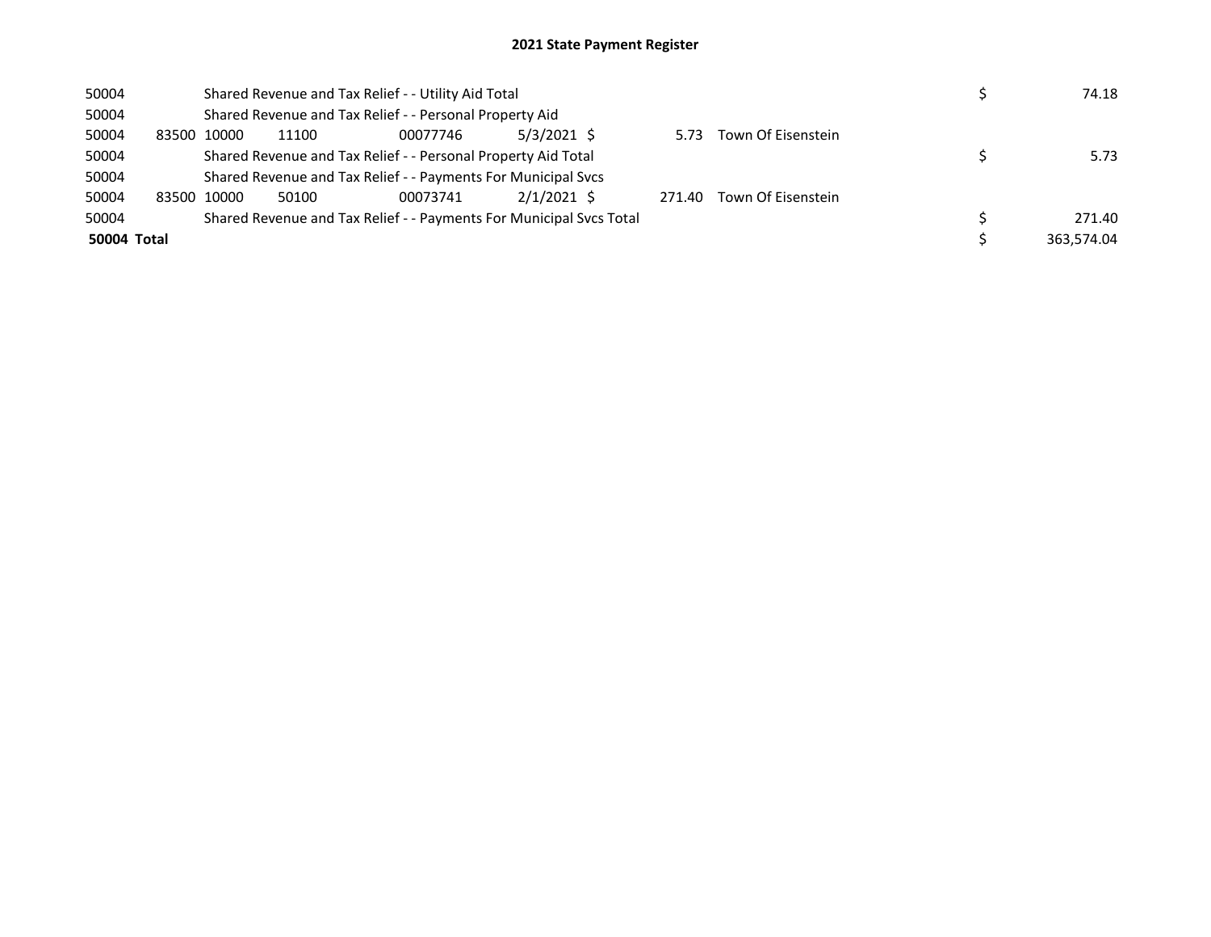## 2021 State Payment Register

| | | | | | | | | | | |
|---|---|---|---|---|---|---|---|---|---|---|
| 50004 | | Shared Revenue and Tax Relief - - Utility Aid Total | | | | | | | $ | 74.18 |
| 50004 | | Shared Revenue and Tax Relief - - Personal Property Aid | | | | | | | | |
| 50004 | 83500 | 10000 | 11100 | 00077746 | 5/3/2021 | $ 5.73 | Town Of Eisenstein | | | |
| 50004 | | Shared Revenue and Tax Relief - - Personal Property Aid Total | | | | | | | $ | 5.73 |
| 50004 | | Shared Revenue and Tax Relief - - Payments For Municipal Svcs | | | | | | | | |
| 50004 | 83500 | 10000 | 50100 | 00073741 | 2/1/2021 | $ 271.40 | Town Of Eisenstein | | | |
| 50004 | | Shared Revenue and Tax Relief - - Payments For Municipal Svcs Total | | | | | | | $ | 271.40 |
| **50004 Total** | | | | | | | | | $ | 363,574.04 |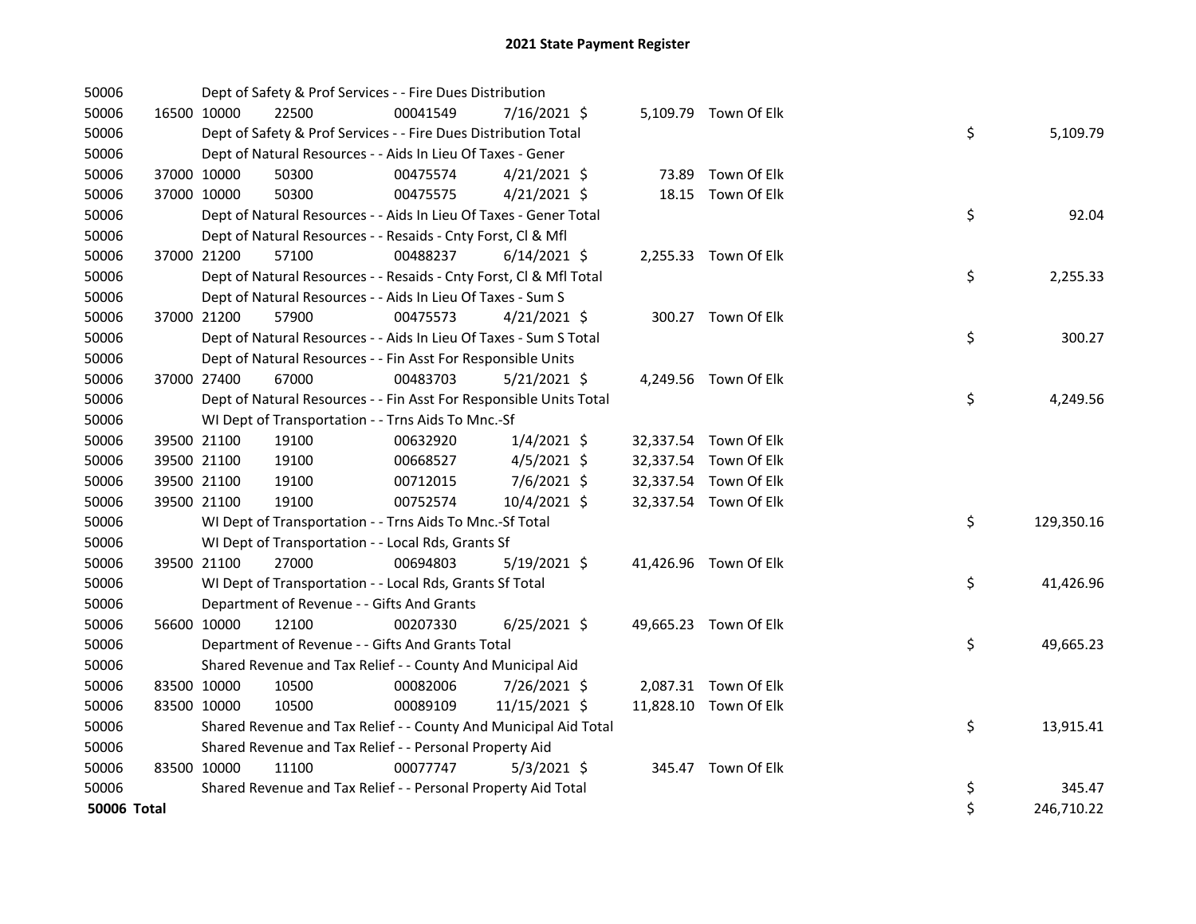# 2021 State Payment Register

| | | | | | | | | | |
|---|---|---|---|---|---|---|---|---|---|
| 50006 | | | Dept of Safety & Prof Services - - Fire Dues Distribution | | | | | | |
| 50006 | 16500 | 10000 | 22500 | 00041549 | 7/16/2021 | $ 5,109.79 | Town Of Elk | | |
| 50006 | | | Dept of Safety & Prof Services - - Fire Dues Distribution Total | | | | | $ | 5,109.79 |
| 50006 | | | Dept of Natural Resources - - Aids In Lieu Of Taxes - Gener | | | | | | |
| 50006 | 37000 | 10000 | 50300 | 00475574 | 4/21/2021 | $ 73.89 | Town Of Elk | | |
| 50006 | 37000 | 10000 | 50300 | 00475575 | 4/21/2021 | $ 18.15 | Town Of Elk | | |
| 50006 | | | Dept of Natural Resources - - Aids In Lieu Of Taxes - Gener Total | | | | | $ | 92.04 |
| 50006 | | | Dept of Natural Resources - - Resaids - Cnty Forst, Cl & Mfl | | | | | | |
| 50006 | 37000 | 21200 | 57100 | 00488237 | 6/14/2021 | $ 2,255.33 | Town Of Elk | | |
| 50006 | | | Dept of Natural Resources - - Resaids - Cnty Forst, Cl & Mfl Total | | | | | $ | 2,255.33 |
| 50006 | | | Dept of Natural Resources - - Aids In Lieu Of Taxes - Sum S | | | | | | |
| 50006 | 37000 | 21200 | 57900 | 00475573 | 4/21/2021 | $ 300.27 | Town Of Elk | | |
| 50006 | | | Dept of Natural Resources - - Aids In Lieu Of Taxes - Sum S Total | | | | | $ | 300.27 |
| 50006 | | | Dept of Natural Resources - - Fin Asst For Responsible Units | | | | | | |
| 50006 | 37000 | 27400 | 67000 | 00483703 | 5/21/2021 | $ 4,249.56 | Town Of Elk | | |
| 50006 | | | Dept of Natural Resources - - Fin Asst For Responsible Units Total | | | | | $ | 4,249.56 |
| 50006 | | | WI Dept of Transportation - - Trns Aids To Mnc.-Sf | | | | | | |
| 50006 | 39500 | 21100 | 19100 | 00632920 | 1/4/2021 | $ 32,337.54 | Town Of Elk | | |
| 50006 | 39500 | 21100 | 19100 | 00668527 | 4/5/2021 | $ 32,337.54 | Town Of Elk | | |
| 50006 | 39500 | 21100 | 19100 | 00712015 | 7/6/2021 | $ 32,337.54 | Town Of Elk | | |
| 50006 | 39500 | 21100 | 19100 | 00752574 | 10/4/2021 | $ 32,337.54 | Town Of Elk | | |
| 50006 | | | WI Dept of Transportation - - Trns Aids To Mnc.-Sf Total | | | | | $ | 129,350.16 |
| 50006 | | | WI Dept of Transportation - - Local Rds, Grants Sf | | | | | | |
| 50006 | 39500 | 21100 | 27000 | 00694803 | 5/19/2021 | $ 41,426.96 | Town Of Elk | | |
| 50006 | | | WI Dept of Transportation - - Local Rds, Grants Sf Total | | | | | $ | 41,426.96 |
| 50006 | | | Department of Revenue - - Gifts And Grants | | | | | | |
| 50006 | 56600 | 10000 | 12100 | 00207330 | 6/25/2021 | $ 49,665.23 | Town Of Elk | | |
| 50006 | | | Department of Revenue - - Gifts And Grants Total | | | | | $ | 49,665.23 |
| 50006 | | | Shared Revenue and Tax Relief - - County And Municipal Aid | | | | | | |
| 50006 | 83500 | 10000 | 10500 | 00082006 | 7/26/2021 | $ 2,087.31 | Town Of Elk | | |
| 50006 | 83500 | 10000 | 10500 | 00089109 | 11/15/2021 | $ 11,828.10 | Town Of Elk | | |
| 50006 | | | Shared Revenue and Tax Relief - - County And Municipal Aid Total | | | | | $ | 13,915.41 |
| 50006 | | | Shared Revenue and Tax Relief - - Personal Property Aid | | | | | | |
| 50006 | 83500 | 10000 | 11100 | 00077747 | 5/3/2021 | $ 345.47 | Town Of Elk | | |
| 50006 | | | Shared Revenue and Tax Relief - - Personal Property Aid Total | | | | | $ | 345.47 |
| **50006 Total** | | | | | | | | $ | 246,710.22 |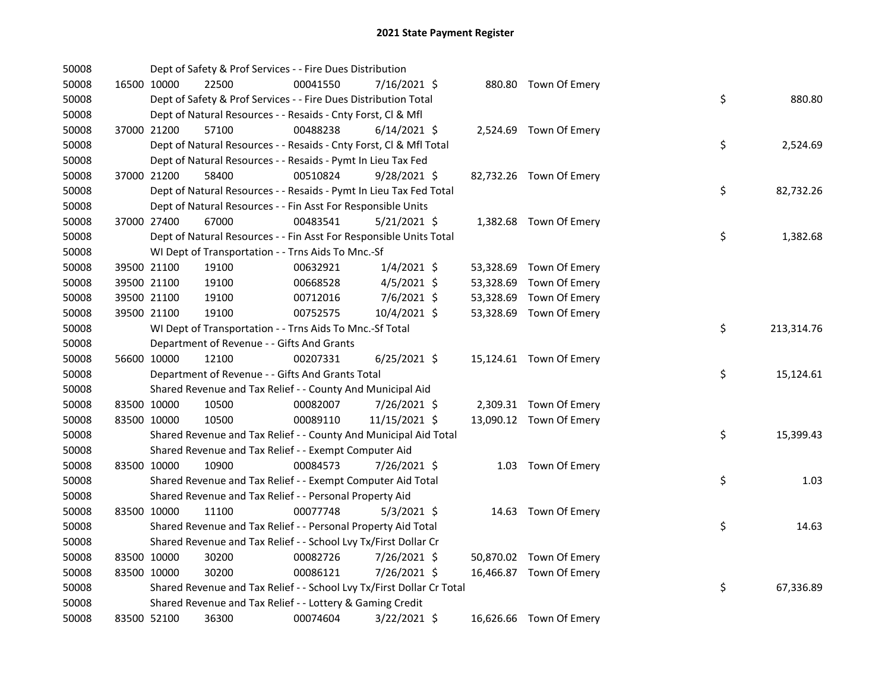# 2021 State Payment Register

| | | | | | | | | |
|---|---|---|---|---|---|---|---|---|
| 50008 | | | Dept of Safety & Prof Services - - Fire Dues Distribution | | | | | |
| 50008 | 16500 10000 | 22500 | 00041550 | 7/16/2021 $ | 880.80 | Town Of Emery | | |
| 50008 | | | Dept of Safety & Prof Services - - Fire Dues Distribution Total | | | | $ | 880.80 |
| 50008 | | | Dept of Natural Resources - - Resaids - Cnty Forst, Cl & Mfl | | | | | |
| 50008 | 37000 21200 | 57100 | 00488238 | 6/14/2021 $ | 2,524.69 | Town Of Emery | | |
| 50008 | | | Dept of Natural Resources - - Resaids - Cnty Forst, Cl & Mfl Total | | | | $ | 2,524.69 |
| 50008 | | | Dept of Natural Resources - - Resaids - Pymt In Lieu Tax Fed | | | | | |
| 50008 | 37000 21200 | 58400 | 00510824 | 9/28/2021 $ | 82,732.26 | Town Of Emery | | |
| 50008 | | | Dept of Natural Resources - - Resaids - Pymt In Lieu Tax Fed Total | | | | $ | 82,732.26 |
| 50008 | | | Dept of Natural Resources - - Fin Asst For Responsible Units | | | | | |
| 50008 | 37000 27400 | 67000 | 00483541 | 5/21/2021 $ | 1,382.68 | Town Of Emery | | |
| 50008 | | | Dept of Natural Resources - - Fin Asst For Responsible Units Total | | | | $ | 1,382.68 |
| 50008 | | | WI Dept of Transportation - - Trns Aids To Mnc.-Sf | | | | | |
| 50008 | 39500 21100 | 19100 | 00632921 | 1/4/2021 $ | 53,328.69 | Town Of Emery | | |
| 50008 | 39500 21100 | 19100 | 00668528 | 4/5/2021 $ | 53,328.69 | Town Of Emery | | |
| 50008 | 39500 21100 | 19100 | 00712016 | 7/6/2021 $ | 53,328.69 | Town Of Emery | | |
| 50008 | 39500 21100 | 19100 | 00752575 | 10/4/2021 $ | 53,328.69 | Town Of Emery | | |
| 50008 | | | WI Dept of Transportation - - Trns Aids To Mnc.-Sf Total | | | | $ | 213,314.76 |
| 50008 | | | Department of Revenue - - Gifts And Grants | | | | | |
| 50008 | 56600 10000 | 12100 | 00207331 | 6/25/2021 $ | 15,124.61 | Town Of Emery | | |
| 50008 | | | Department of Revenue - - Gifts And Grants Total | | | | $ | 15,124.61 |
| 50008 | | | Shared Revenue and Tax Relief - - County And Municipal Aid | | | | | |
| 50008 | 83500 10000 | 10500 | 00082007 | 7/26/2021 $ | 2,309.31 | Town Of Emery | | |
| 50008 | 83500 10000 | 10500 | 00089110 | 11/15/2021 $ | 13,090.12 | Town Of Emery | | |
| 50008 | | | Shared Revenue and Tax Relief - - County And Municipal Aid Total | | | | $ | 15,399.43 |
| 50008 | | | Shared Revenue and Tax Relief - - Exempt Computer Aid | | | | | |
| 50008 | 83500 10000 | 10900 | 00084573 | 7/26/2021 $ | 1.03 | Town Of Emery | | |
| 50008 | | | Shared Revenue and Tax Relief - - Exempt Computer Aid Total | | | | $ | 1.03 |
| 50008 | | | Shared Revenue and Tax Relief - - Personal Property Aid | | | | | |
| 50008 | 83500 10000 | 11100 | 00077748 | 5/3/2021 $ | 14.63 | Town Of Emery | | |
| 50008 | | | Shared Revenue and Tax Relief - - Personal Property Aid Total | | | | $ | 14.63 |
| 50008 | | | Shared Revenue and Tax Relief - - School Lvy Tx/First Dollar Cr | | | | | |
| 50008 | 83500 10000 | 30200 | 00082726 | 7/26/2021 $ | 50,870.02 | Town Of Emery | | |
| 50008 | 83500 10000 | 30200 | 00086121 | 7/26/2021 $ | 16,466.87 | Town Of Emery | | |
| 50008 | | | Shared Revenue and Tax Relief - - School Lvy Tx/First Dollar Cr Total | | | | $ | 67,336.89 |
| 50008 | | | Shared Revenue and Tax Relief - - Lottery & Gaming Credit | | | | | |
| 50008 | 83500 52100 | 36300 | 00074604 | 3/22/2021 $ | 16,626.66 | Town Of Emery | | |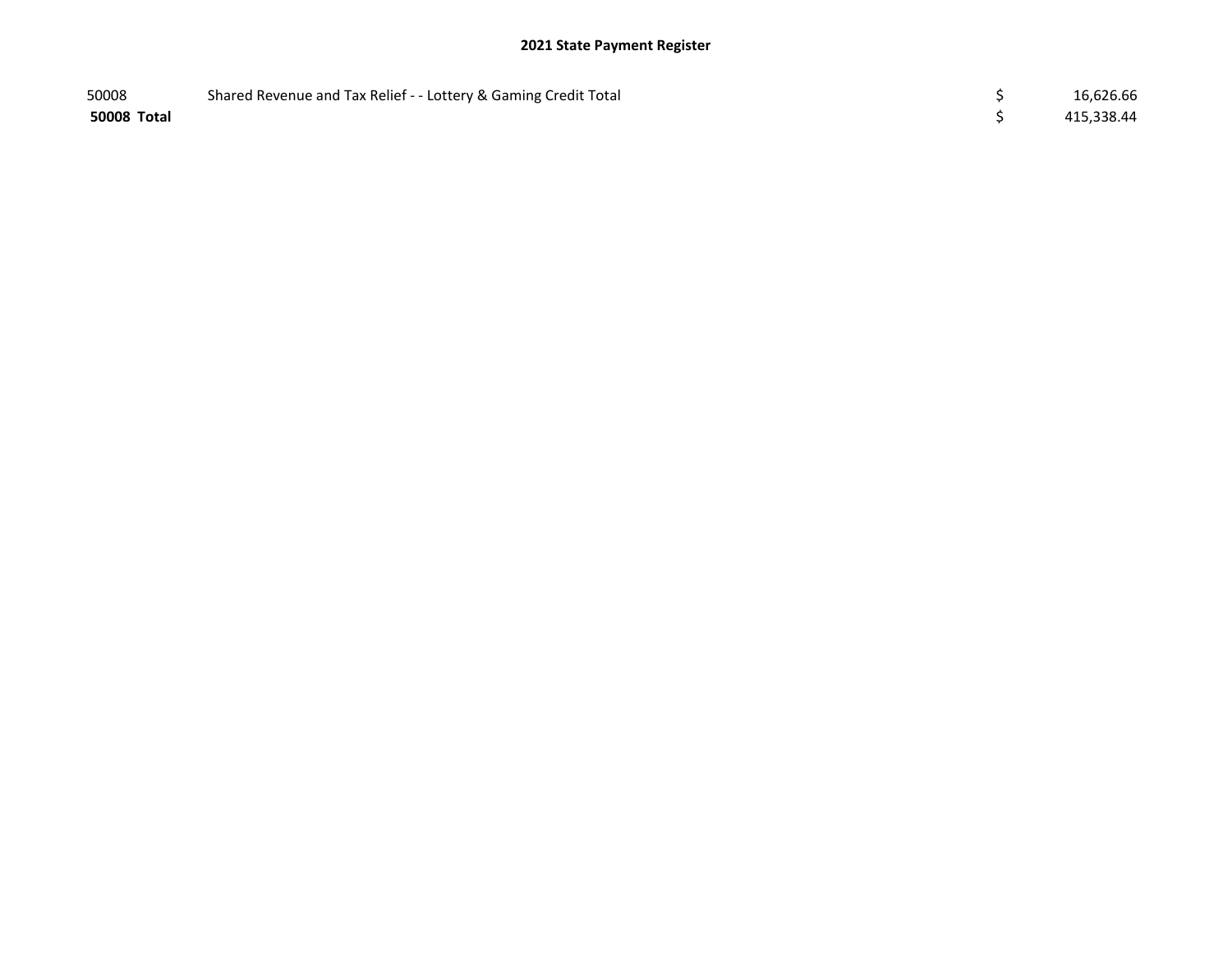## 2021 State Payment Register

| | | | |
|---|---|---|---|
| 50008 | Shared Revenue and Tax Relief - - Lottery & Gaming Credit Total | $ | 16,626.66 |
| **50008 Total** | | $ | 415,338.44 |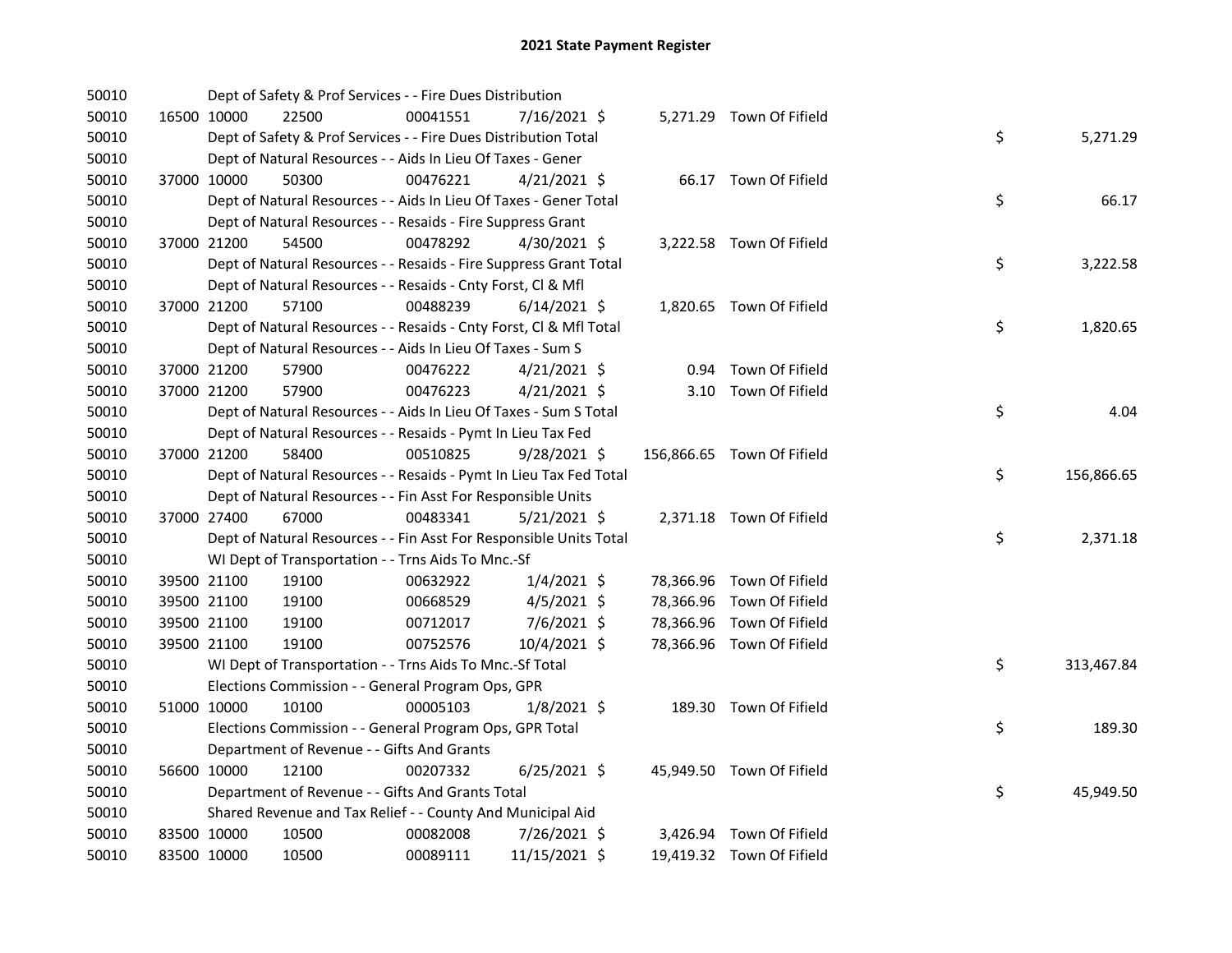## 2021 State Payment Register

| | | | | | | | | | |
|---|---|---|---|---|---|---|---|---|---|
| 50010 | | Dept of Safety & Prof Services - - Fire Dues Distribution | | | | | | | |
| 50010 | 16500 | 10000 | 22500 | 00041551 | 7/16/2021 $ | 5,271.29 | Town Of Fifield | | |
| 50010 | | Dept of Safety & Prof Services - - Fire Dues Distribution Total | | | | | | $ | 5,271.29 |
| 50010 | | Dept of Natural Resources - - Aids In Lieu Of Taxes - Gener | | | | | | | |
| 50010 | 37000 | 10000 | 50300 | 00476221 | 4/21/2021 $ | 66.17 | Town Of Fifield | | |
| 50010 | | Dept of Natural Resources - - Aids In Lieu Of Taxes - Gener Total | | | | | | $ | 66.17 |
| 50010 | | Dept of Natural Resources - - Resaids - Fire Suppress Grant | | | | | | | |
| 50010 | 37000 | 21200 | 54500 | 00478292 | 4/30/2021 $ | 3,222.58 | Town Of Fifield | | |
| 50010 | | Dept of Natural Resources - - Resaids - Fire Suppress Grant Total | | | | | | $ | 3,222.58 |
| 50010 | | Dept of Natural Resources - - Resaids - Cnty Forst, Cl & Mfl | | | | | | | |
| 50010 | 37000 | 21200 | 57100 | 00488239 | 6/14/2021 $ | 1,820.65 | Town Of Fifield | | |
| 50010 | | Dept of Natural Resources - - Resaids - Cnty Forst, Cl & Mfl Total | | | | | | $ | 1,820.65 |
| 50010 | | Dept of Natural Resources - - Aids In Lieu Of Taxes - Sum S | | | | | | | |
| 50010 | 37000 | 21200 | 57900 | 00476222 | 4/21/2021 $ | 0.94 | Town Of Fifield | | |
| 50010 | 37000 | 21200 | 57900 | 00476223 | 4/21/2021 $ | 3.10 | Town Of Fifield | | |
| 50010 | | Dept of Natural Resources - - Aids In Lieu Of Taxes - Sum S Total | | | | | | $ | 4.04 |
| 50010 | | Dept of Natural Resources - - Resaids - Pymt In Lieu Tax Fed | | | | | | | |
| 50010 | 37000 | 21200 | 58400 | 00510825 | 9/28/2021 $ | 156,866.65 | Town Of Fifield | | |
| 50010 | | Dept of Natural Resources - - Resaids - Pymt In Lieu Tax Fed Total | | | | | | $ | 156,866.65 |
| 50010 | | Dept of Natural Resources - - Fin Asst For Responsible Units | | | | | | | |
| 50010 | 37000 | 27400 | 67000 | 00483341 | 5/21/2021 $ | 2,371.18 | Town Of Fifield | | |
| 50010 | | Dept of Natural Resources - - Fin Asst For Responsible Units Total | | | | | | $ | 2,371.18 |
| 50010 | | WI Dept of Transportation - - Trns Aids To Mnc.-Sf | | | | | | | |
| 50010 | 39500 | 21100 | 19100 | 00632922 | 1/4/2021 $ | 78,366.96 | Town Of Fifield | | |
| 50010 | 39500 | 21100 | 19100 | 00668529 | 4/5/2021 $ | 78,366.96 | Town Of Fifield | | |
| 50010 | 39500 | 21100 | 19100 | 00712017 | 7/6/2021 $ | 78,366.96 | Town Of Fifield | | |
| 50010 | 39500 | 21100 | 19100 | 00752576 | 10/4/2021 $ | 78,366.96 | Town Of Fifield | | |
| 50010 | | WI Dept of Transportation - - Trns Aids To Mnc.-Sf Total | | | | | | $ | 313,467.84 |
| 50010 | | Elections Commission - - General Program Ops, GPR | | | | | | | |
| 50010 | 51000 | 10000 | 10100 | 00005103 | 1/8/2021 $ | 189.30 | Town Of Fifield | | |
| 50010 | | Elections Commission - - General Program Ops, GPR Total | | | | | | $ | 189.30 |
| 50010 | | Department of Revenue - - Gifts And Grants | | | | | | | |
| 50010 | 56600 | 10000 | 12100 | 00207332 | 6/25/2021 $ | 45,949.50 | Town Of Fifield | | |
| 50010 | | Department of Revenue - - Gifts And Grants Total | | | | | | $ | 45,949.50 |
| 50010 | | Shared Revenue and Tax Relief - - County And Municipal Aid | | | | | | | |
| 50010 | 83500 | 10000 | 10500 | 00082008 | 7/26/2021 $ | 3,426.94 | Town Of Fifield | | |
| 50010 | 83500 | 10000 | 10500 | 00089111 | 11/15/2021 $ | 19,419.32 | Town Of Fifield | | |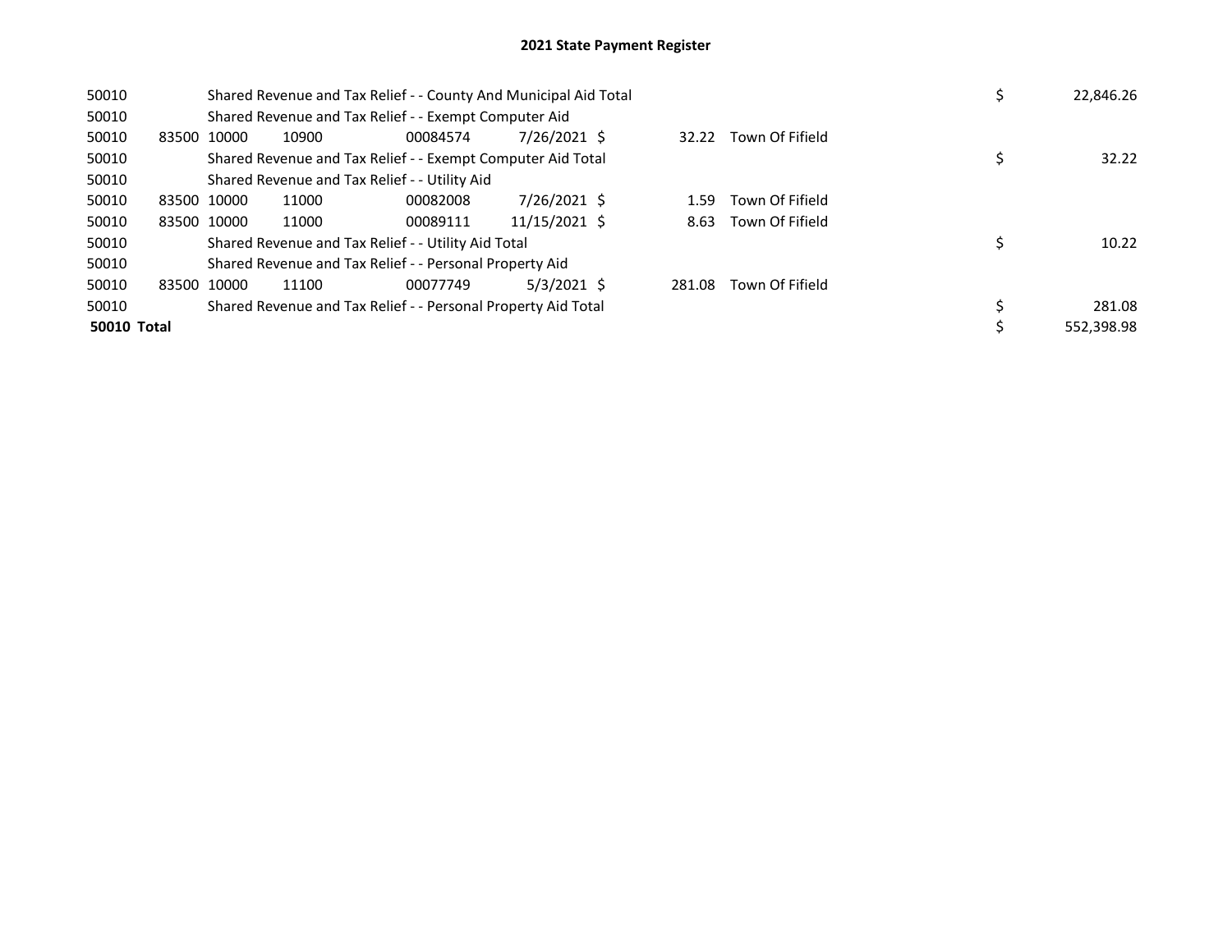## 2021 State Payment Register

| | | | | | | | | | |
|---|---|---|---|---|---|---|---|---|---|
| 50010 | | Shared Revenue and Tax Relief - - County And Municipal Aid Total | | | | | | $ | 22,846.26 |
| 50010 | | Shared Revenue and Tax Relief - - Exempt Computer Aid | | | | | | | |
| 50010 | 83500 | 10000 | 10900 | 00084574 | 7/26/2021 | $ 32.22 | Town Of Fifield | | |
| 50010 | | Shared Revenue and Tax Relief - - Exempt Computer Aid Total | | | | | | $ | 32.22 |
| 50010 | | Shared Revenue and Tax Relief - - Utility Aid | | | | | | | |
| 50010 | 83500 | 10000 | 11000 | 00082008 | 7/26/2021 | $ 1.59 | Town Of Fifield | | |
| 50010 | 83500 | 10000 | 11000 | 00089111 | 11/15/2021 | $ 8.63 | Town Of Fifield | | |
| 50010 | | Shared Revenue and Tax Relief - - Utility Aid Total | | | | | | $ | 10.22 |
| 50010 | | Shared Revenue and Tax Relief - - Personal Property Aid | | | | | | | |
| 50010 | 83500 | 10000 | 11100 | 00077749 | 5/3/2021 | $ 281.08 | Town Of Fifield | | |
| 50010 | | Shared Revenue and Tax Relief - - Personal Property Aid Total | | | | | | $ | 281.08 |
| **50010 Total** | | | | | | | | $ | 552,398.98 |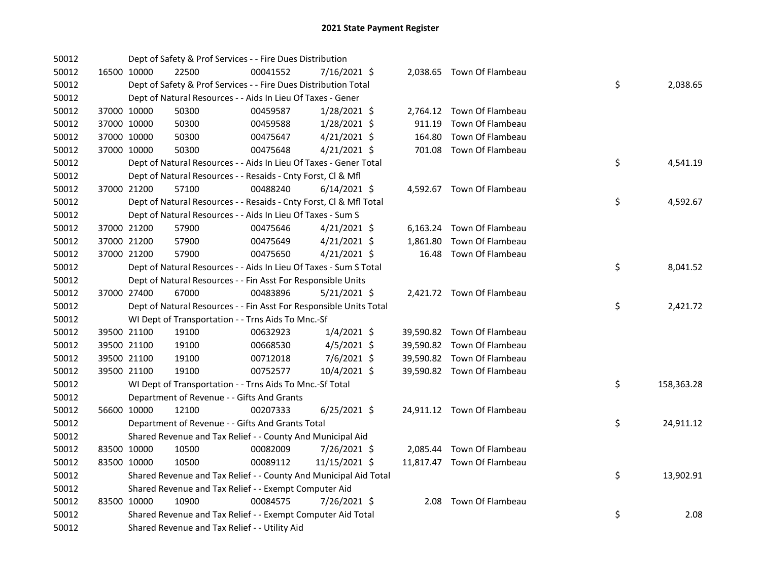# 2021 State Payment Register

| | | | | | | | | | |
|---|---|---|---|---|---|---|---|---|---|
| 50012 | | Dept of Safety & Prof Services - - Fire Dues Distribution | | | | | | | |
| 50012 | 16500 | 10000 | 22500 | 00041552 | 7/16/2021 | $ 2,038.65 | Town Of Flambeau | | |
| 50012 | | Dept of Safety & Prof Services - - Fire Dues Distribution Total | | | | | | $ | 2,038.65 |
| 50012 | | Dept of Natural Resources - - Aids In Lieu Of Taxes - Gener | | | | | | | |
| 50012 | 37000 | 10000 | 50300 | 00459587 | 1/28/2021 | $ 2,764.12 | Town Of Flambeau | | |
| 50012 | 37000 | 10000 | 50300 | 00459588 | 1/28/2021 | $ 911.19 | Town Of Flambeau | | |
| 50012 | 37000 | 10000 | 50300 | 00475647 | 4/21/2021 | $ 164.80 | Town Of Flambeau | | |
| 50012 | 37000 | 10000 | 50300 | 00475648 | 4/21/2021 | $ 701.08 | Town Of Flambeau | | |
| 50012 | | Dept of Natural Resources - - Aids In Lieu Of Taxes - Gener Total | | | | | | $ | 4,541.19 |
| 50012 | | Dept of Natural Resources - - Resaids - Cnty Forst, Cl & Mfl | | | | | | | |
| 50012 | 37000 | 21200 | 57100 | 00488240 | 6/14/2021 | $ 4,592.67 | Town Of Flambeau | | |
| 50012 | | Dept of Natural Resources - - Resaids - Cnty Forst, Cl & Mfl Total | | | | | | $ | 4,592.67 |
| 50012 | | Dept of Natural Resources - - Aids In Lieu Of Taxes - Sum S | | | | | | | |
| 50012 | 37000 | 21200 | 57900 | 00475646 | 4/21/2021 | $ 6,163.24 | Town Of Flambeau | | |
| 50012 | 37000 | 21200 | 57900 | 00475649 | 4/21/2021 | $ 1,861.80 | Town Of Flambeau | | |
| 50012 | 37000 | 21200 | 57900 | 00475650 | 4/21/2021 | $ 16.48 | Town Of Flambeau | | |
| 50012 | | Dept of Natural Resources - - Aids In Lieu Of Taxes - Sum S Total | | | | | | $ | 8,041.52 |
| 50012 | | Dept of Natural Resources - - Fin Asst For Responsible Units | | | | | | | |
| 50012 | 37000 | 27400 | 67000 | 00483896 | 5/21/2021 | $ 2,421.72 | Town Of Flambeau | | |
| 50012 | | Dept of Natural Resources - - Fin Asst For Responsible Units Total | | | | | | $ | 2,421.72 |
| 50012 | | WI Dept of Transportation - - Trns Aids To Mnc.-Sf | | | | | | | |
| 50012 | 39500 | 21100 | 19100 | 00632923 | 1/4/2021 | $ 39,590.82 | Town Of Flambeau | | |
| 50012 | 39500 | 21100 | 19100 | 00668530 | 4/5/2021 | $ 39,590.82 | Town Of Flambeau | | |
| 50012 | 39500 | 21100 | 19100 | 00712018 | 7/6/2021 | $ 39,590.82 | Town Of Flambeau | | |
| 50012 | 39500 | 21100 | 19100 | 00752577 | 10/4/2021 | $ 39,590.82 | Town Of Flambeau | | |
| 50012 | | WI Dept of Transportation - - Trns Aids To Mnc.-Sf Total | | | | | | $ | 158,363.28 |
| 50012 | | Department of Revenue - - Gifts And Grants | | | | | | | |
| 50012 | 56600 | 10000 | 12100 | 00207333 | 6/25/2021 | $ 24,911.12 | Town Of Flambeau | | |
| 50012 | | Department of Revenue - - Gifts And Grants Total | | | | | | $ | 24,911.12 |
| 50012 | | Shared Revenue and Tax Relief - - County And Municipal Aid | | | | | | | |
| 50012 | 83500 | 10000 | 10500 | 00082009 | 7/26/2021 | $ 2,085.44 | Town Of Flambeau | | |
| 50012 | 83500 | 10000 | 10500 | 00089112 | 11/15/2021 | $ 11,817.47 | Town Of Flambeau | | |
| 50012 | | Shared Revenue and Tax Relief - - County And Municipal Aid Total | | | | | | $ | 13,902.91 |
| 50012 | | Shared Revenue and Tax Relief - - Exempt Computer Aid | | | | | | | |
| 50012 | 83500 | 10000 | 10900 | 00084575 | 7/26/2021 | $ 2.08 | Town Of Flambeau | | |
| 50012 | | Shared Revenue and Tax Relief - - Exempt Computer Aid Total | | | | | | $ | 2.08 |
| 50012 | | Shared Revenue and Tax Relief - - Utility Aid | | | | | | | |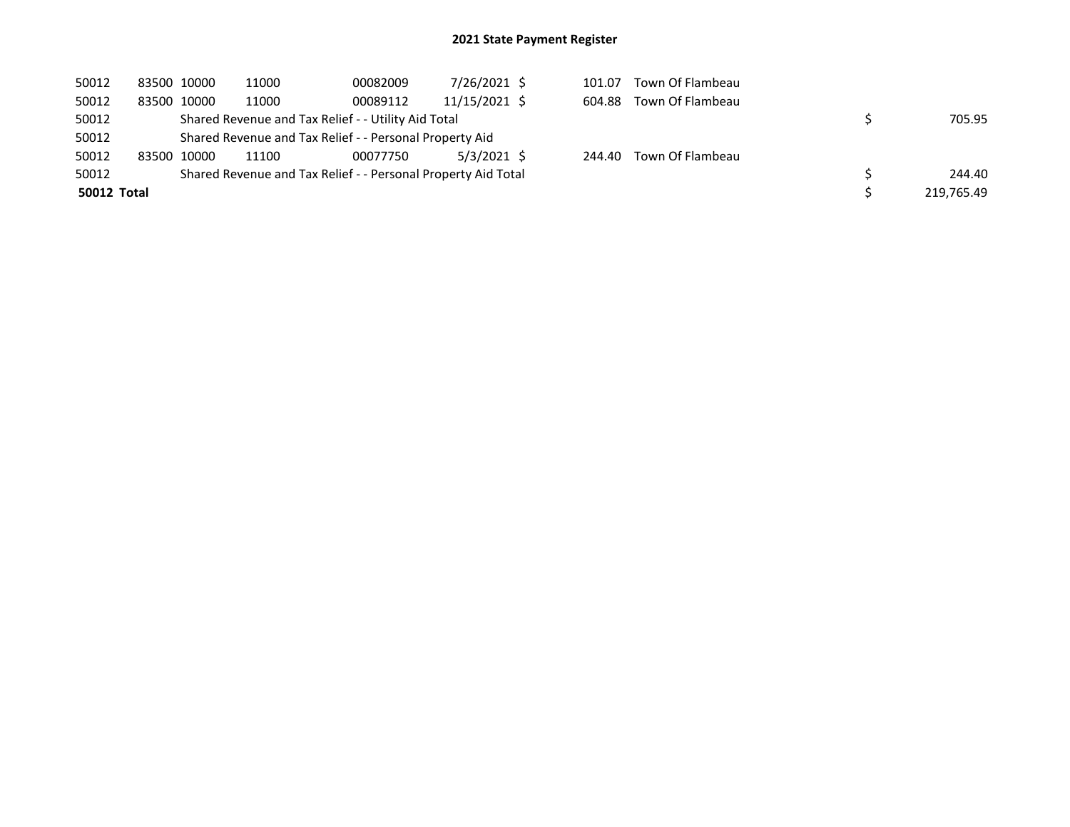## 2021 State Payment Register

| | | | | | | | | | |
|---|---|---|---|---|---|---|---|---|---|
| 50012 | 83500 | 10000 | 11000 | 00082009 | 7/26/2021 | $ 101.07 | Town Of Flambeau | | |
| 50012 | 83500 | 10000 | 11000 | 00089112 | 11/15/2021 | $ 604.88 | Town Of Flambeau | | |
| 50012 | | Shared Revenue and Tax Relief - - Utility Aid Total | | | | | | $ | 705.95 |
| 50012 | | Shared Revenue and Tax Relief - - Personal Property Aid | | | | | | | |
| 50012 | 83500 | 10000 | 11100 | 00077750 | 5/3/2021 | $ 244.40 | Town Of Flambeau | | |
| 50012 | | Shared Revenue and Tax Relief - - Personal Property Aid Total | | | | | | $ | 244.40 |
| **50012 Total** | | | | | | | | $ | 219,765.49 |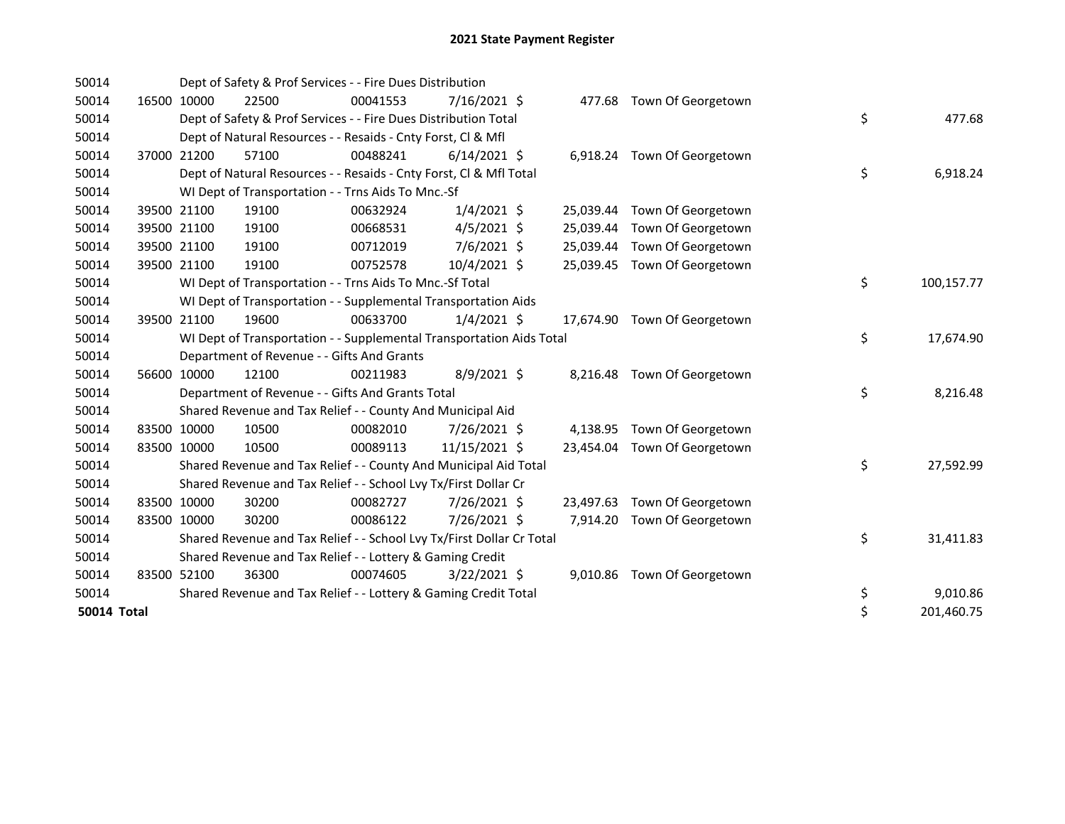# 2021 State Payment Register

| | | | | | | | | | |
|---|---|---|---|---|---|---|---|---|---|
| 50014 | | | Dept of Safety & Prof Services - - Fire Dues Distribution | | | | | | |
| 50014 | 16500 | 10000 | 22500 | 00041553 | 7/16/2021 | $ 477.68 | Town Of Georgetown | | |
| 50014 | | | Dept of Safety & Prof Services - - Fire Dues Distribution Total | | | | | $ | 477.68 |
| 50014 | | | Dept of Natural Resources - - Resaids - Cnty Forst, Cl & Mfl | | | | | | |
| 50014 | 37000 | 21200 | 57100 | 00488241 | 6/14/2021 | $ 6,918.24 | Town Of Georgetown | | |
| 50014 | | | Dept of Natural Resources - - Resaids - Cnty Forst, Cl & Mfl Total | | | | | $ | 6,918.24 |
| 50014 | | | WI Dept of Transportation - - Trns Aids To Mnc.-Sf | | | | | | |
| 50014 | 39500 | 21100 | 19100 | 00632924 | 1/4/2021 | $ 25,039.44 | Town Of Georgetown | | |
| 50014 | 39500 | 21100 | 19100 | 00668531 | 4/5/2021 | $ 25,039.44 | Town Of Georgetown | | |
| 50014 | 39500 | 21100 | 19100 | 00712019 | 7/6/2021 | $ 25,039.44 | Town Of Georgetown | | |
| 50014 | 39500 | 21100 | 19100 | 00752578 | 10/4/2021 | $ 25,039.45 | Town Of Georgetown | | |
| 50014 | | | WI Dept of Transportation - - Trns Aids To Mnc.-Sf Total | | | | | $ | 100,157.77 |
| 50014 | | | WI Dept of Transportation - - Supplemental Transportation Aids | | | | | | |
| 50014 | 39500 | 21100 | 19600 | 00633700 | 1/4/2021 | $ 17,674.90 | Town Of Georgetown | | |
| 50014 | | | WI Dept of Transportation - - Supplemental Transportation Aids Total | | | | | $ | 17,674.90 |
| 50014 | | | Department of Revenue - - Gifts And Grants | | | | | | |
| 50014 | 56600 | 10000 | 12100 | 00211983 | 8/9/2021 | $ 8,216.48 | Town Of Georgetown | | |
| 50014 | | | Department of Revenue - - Gifts And Grants Total | | | | | $ | 8,216.48 |
| 50014 | | | Shared Revenue and Tax Relief - - County And Municipal Aid | | | | | | |
| 50014 | 83500 | 10000 | 10500 | 00082010 | 7/26/2021 | $ 4,138.95 | Town Of Georgetown | | |
| 50014 | 83500 | 10000 | 10500 | 00089113 | 11/15/2021 | $ 23,454.04 | Town Of Georgetown | | |
| 50014 | | | Shared Revenue and Tax Relief - - County And Municipal Aid Total | | | | | $ | 27,592.99 |
| 50014 | | | Shared Revenue and Tax Relief - - School Lvy Tx/First Dollar Cr | | | | | | |
| 50014 | 83500 | 10000 | 30200 | 00082727 | 7/26/2021 | $ 23,497.63 | Town Of Georgetown | | |
| 50014 | 83500 | 10000 | 30200 | 00086122 | 7/26/2021 | $ 7,914.20 | Town Of Georgetown | | |
| 50014 | | | Shared Revenue and Tax Relief - - School Lvy Tx/First Dollar Cr Total | | | | | $ | 31,411.83 |
| 50014 | | | Shared Revenue and Tax Relief - - Lottery & Gaming Credit | | | | | | |
| 50014 | 83500 | 52100 | 36300 | 00074605 | 3/22/2021 | $ 9,010.86 | Town Of Georgetown | | |
| 50014 | | | Shared Revenue and Tax Relief - - Lottery & Gaming Credit Total | | | | | $ | 9,010.86 |
| **50014 Total** | | | | | | | | $ | 201,460.75 |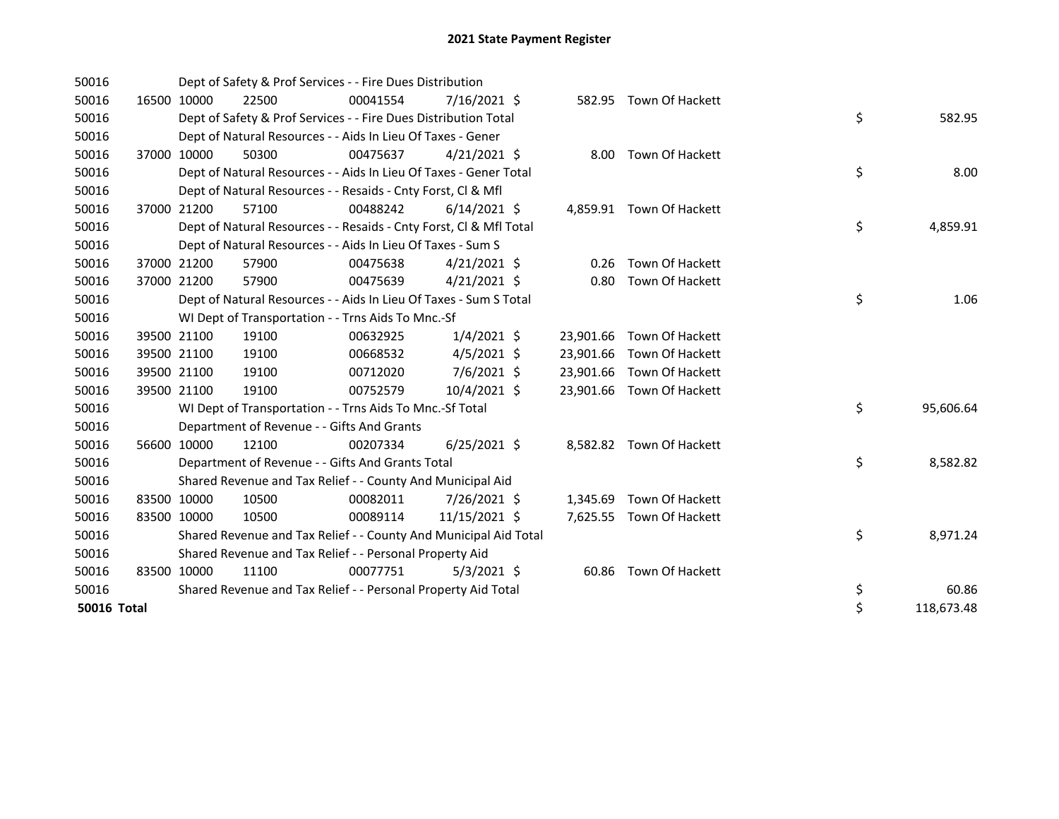# 2021 State Payment Register

| | | | | | | | | |
|---|---|---|---|---|---|---|---|---|
| 50016 | | Dept of Safety & Prof Services - - Fire Dues Distribution | | | | | | |
| 50016 | 16500 | 10000 | 22500 | 00041554 | 7/16/2021 $ | 582.95 | Town Of Hackett | |
| 50016 | | Dept of Safety & Prof Services - - Fire Dues Distribution Total | | | | | | $ 582.95 |
| 50016 | | Dept of Natural Resources - - Aids In Lieu Of Taxes - Gener | | | | | | |
| 50016 | 37000 | 10000 | 50300 | 00475637 | 4/21/2021 $ | 8.00 | Town Of Hackett | |
| 50016 | | Dept of Natural Resources - - Aids In Lieu Of Taxes - Gener Total | | | | | | $ 8.00 |
| 50016 | | Dept of Natural Resources - - Resaids - Cnty Forst, Cl & Mfl | | | | | | |
| 50016 | 37000 | 21200 | 57100 | 00488242 | 6/14/2021 $ | 4,859.91 | Town Of Hackett | |
| 50016 | | Dept of Natural Resources - - Resaids - Cnty Forst, Cl & Mfl Total | | | | | | $ 4,859.91 |
| 50016 | | Dept of Natural Resources - - Aids In Lieu Of Taxes - Sum S | | | | | | |
| 50016 | 37000 | 21200 | 57900 | 00475638 | 4/21/2021 $ | 0.26 | Town Of Hackett | |
| 50016 | 37000 | 21200 | 57900 | 00475639 | 4/21/2021 $ | 0.80 | Town Of Hackett | |
| 50016 | | Dept of Natural Resources - - Aids In Lieu Of Taxes - Sum S Total | | | | | | $ 1.06 |
| 50016 | | WI Dept of Transportation - - Trns Aids To Mnc.-Sf | | | | | | |
| 50016 | 39500 | 21100 | 19100 | 00632925 | 1/4/2021 $ | 23,901.66 | Town Of Hackett | |
| 50016 | 39500 | 21100 | 19100 | 00668532 | 4/5/2021 $ | 23,901.66 | Town Of Hackett | |
| 50016 | 39500 | 21100 | 19100 | 00712020 | 7/6/2021 $ | 23,901.66 | Town Of Hackett | |
| 50016 | 39500 | 21100 | 19100 | 00752579 | 10/4/2021 $ | 23,901.66 | Town Of Hackett | |
| 50016 | | WI Dept of Transportation - - Trns Aids To Mnc.-Sf Total | | | | | | $ 95,606.64 |
| 50016 | | Department of Revenue - - Gifts And Grants | | | | | | |
| 50016 | 56600 | 10000 | 12100 | 00207334 | 6/25/2021 $ | 8,582.82 | Town Of Hackett | |
| 50016 | | Department of Revenue - - Gifts And Grants Total | | | | | | $ 8,582.82 |
| 50016 | | Shared Revenue and Tax Relief - - County And Municipal Aid | | | | | | |
| 50016 | 83500 | 10000 | 10500 | 00082011 | 7/26/2021 $ | 1,345.69 | Town Of Hackett | |
| 50016 | 83500 | 10000 | 10500 | 00089114 | 11/15/2021 $ | 7,625.55 | Town Of Hackett | |
| 50016 | | Shared Revenue and Tax Relief - - County And Municipal Aid Total | | | | | | $ 8,971.24 |
| 50016 | | Shared Revenue and Tax Relief - - Personal Property Aid | | | | | | |
| 50016 | 83500 | 10000 | 11100 | 00077751 | 5/3/2021 $ | 60.86 | Town Of Hackett | |
| 50016 | | Shared Revenue and Tax Relief - - Personal Property Aid Total | | | | | | $ 60.86 |
| **50016 Total** | | | | | | | | $ 118,673.48 |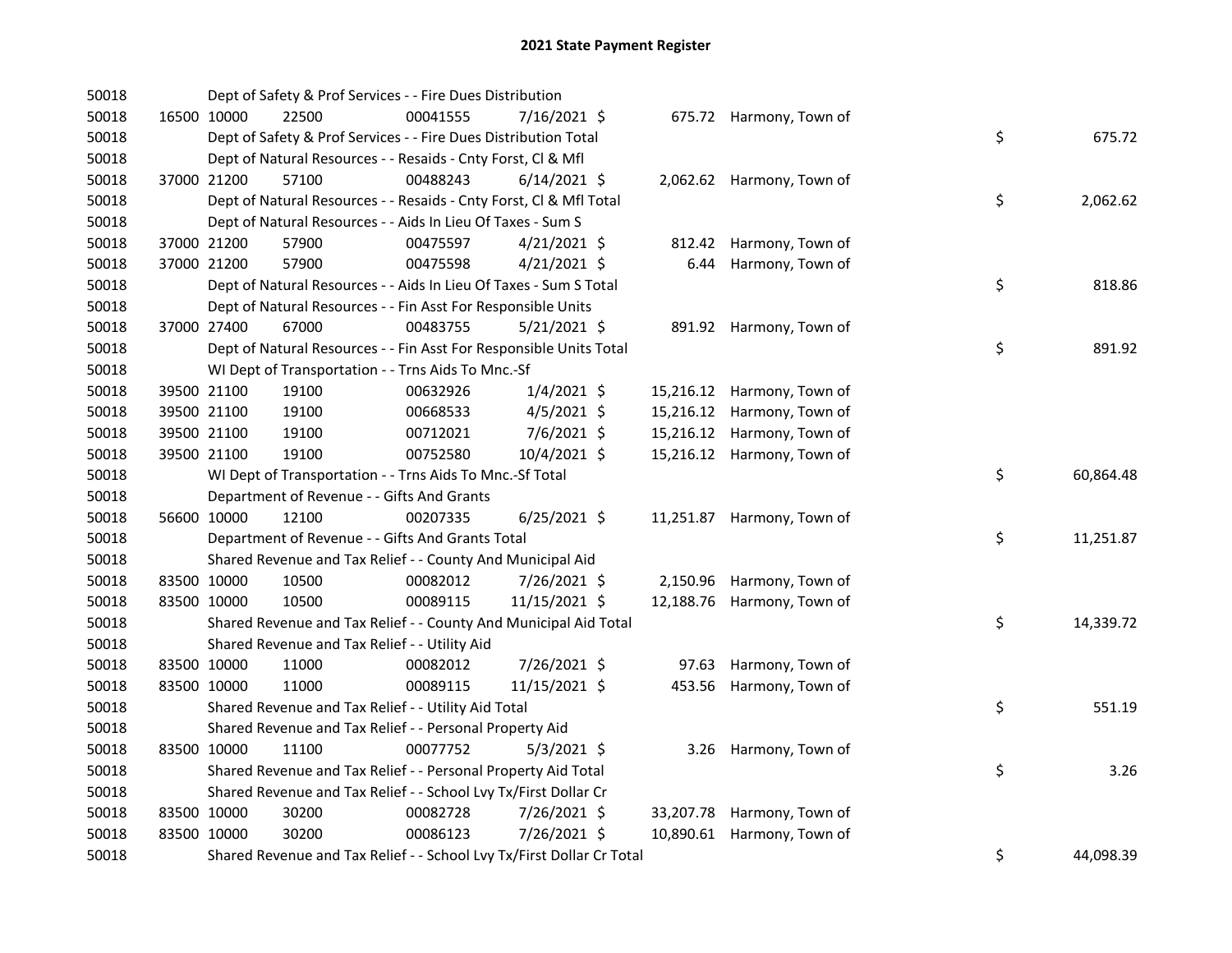# 2021 State Payment Register

| | | | | | | | | | |
|---|---|---|---|---|---|---|---|---|---|
| 50018 | | | Dept of Safety & Prof Services - - Fire Dues Distribution | | | | | | |
| 50018 | 16500 | 10000 | 22500 | 00041555 | 7/16/2021 $ | 675.72 | Harmony, Town of | | |
| 50018 | | | Dept of Safety & Prof Services - - Fire Dues Distribution Total | | | | | $ | 675.72 |
| 50018 | | | Dept of Natural Resources - - Resaids - Cnty Forst, Cl & Mfl | | | | | | |
| 50018 | 37000 | 21200 | 57100 | 00488243 | 6/14/2021 $ | 2,062.62 | Harmony, Town of | | |
| 50018 | | | Dept of Natural Resources - - Resaids - Cnty Forst, Cl & Mfl Total | | | | | $ | 2,062.62 |
| 50018 | | | Dept of Natural Resources - - Aids In Lieu Of Taxes - Sum S | | | | | | |
| 50018 | 37000 | 21200 | 57900 | 00475597 | 4/21/2021 $ | 812.42 | Harmony, Town of | | |
| 50018 | 37000 | 21200 | 57900 | 00475598 | 4/21/2021 $ | 6.44 | Harmony, Town of | | |
| 50018 | | | Dept of Natural Resources - - Aids In Lieu Of Taxes - Sum S Total | | | | | $ | 818.86 |
| 50018 | | | Dept of Natural Resources - - Fin Asst For Responsible Units | | | | | | |
| 50018 | 37000 | 27400 | 67000 | 00483755 | 5/21/2021 $ | 891.92 | Harmony, Town of | | |
| 50018 | | | Dept of Natural Resources - - Fin Asst For Responsible Units Total | | | | | $ | 891.92 |
| 50018 | | | WI Dept of Transportation - - Trns Aids To Mnc.-Sf | | | | | | |
| 50018 | 39500 | 21100 | 19100 | 00632926 | 1/4/2021 $ | 15,216.12 | Harmony, Town of | | |
| 50018 | 39500 | 21100 | 19100 | 00668533 | 4/5/2021 $ | 15,216.12 | Harmony, Town of | | |
| 50018 | 39500 | 21100 | 19100 | 00712021 | 7/6/2021 $ | 15,216.12 | Harmony, Town of | | |
| 50018 | 39500 | 21100 | 19100 | 00752580 | 10/4/2021 $ | 15,216.12 | Harmony, Town of | | |
| 50018 | | | WI Dept of Transportation - - Trns Aids To Mnc.-Sf Total | | | | | $ | 60,864.48 |
| 50018 | | | Department of Revenue - - Gifts And Grants | | | | | | |
| 50018 | 56600 | 10000 | 12100 | 00207335 | 6/25/2021 $ | 11,251.87 | Harmony, Town of | | |
| 50018 | | | Department of Revenue - - Gifts And Grants Total | | | | | $ | 11,251.87 |
| 50018 | | | Shared Revenue and Tax Relief - - County And Municipal Aid | | | | | | |
| 50018 | 83500 | 10000 | 10500 | 00082012 | 7/26/2021 $ | 2,150.96 | Harmony, Town of | | |
| 50018 | 83500 | 10000 | 10500 | 00089115 | 11/15/2021 $ | 12,188.76 | Harmony, Town of | | |
| 50018 | | | Shared Revenue and Tax Relief - - County And Municipal Aid Total | | | | | $ | 14,339.72 |
| 50018 | | | Shared Revenue and Tax Relief - - Utility Aid | | | | | | |
| 50018 | 83500 | 10000 | 11000 | 00082012 | 7/26/2021 $ | 97.63 | Harmony, Town of | | |
| 50018 | 83500 | 10000 | 11000 | 00089115 | 11/15/2021 $ | 453.56 | Harmony, Town of | | |
| 50018 | | | Shared Revenue and Tax Relief - - Utility Aid Total | | | | | $ | 551.19 |
| 50018 | | | Shared Revenue and Tax Relief - - Personal Property Aid | | | | | | |
| 50018 | 83500 | 10000 | 11100 | 00077752 | 5/3/2021 $ | 3.26 | Harmony, Town of | | |
| 50018 | | | Shared Revenue and Tax Relief - - Personal Property Aid Total | | | | | $ | 3.26 |
| 50018 | | | Shared Revenue and Tax Relief - - School Lvy Tx/First Dollar Cr | | | | | | |
| 50018 | 83500 | 10000 | 30200 | 00082728 | 7/26/2021 $ | 33,207.78 | Harmony, Town of | | |
| 50018 | 83500 | 10000 | 30200 | 00086123 | 7/26/2021 $ | 10,890.61 | Harmony, Town of | | |
| 50018 | | | Shared Revenue and Tax Relief - - School Lvy Tx/First Dollar Cr Total | | | | | $ | 44,098.39 |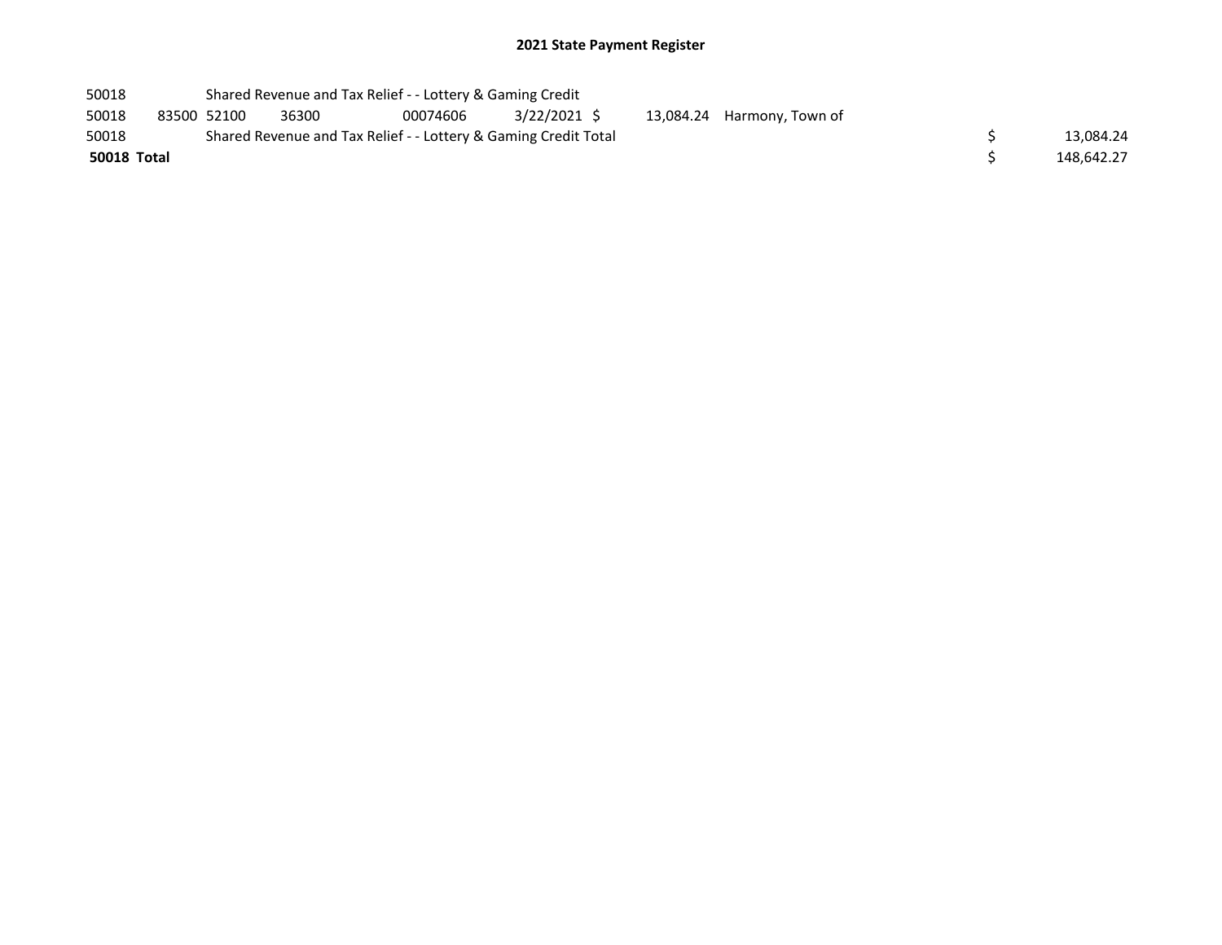## 2021 State Payment Register

| | | | | | | | | | | |
|---|---|---|---|---|---|---|---|---|---|---|
| 50018 | | Shared Revenue and Tax Relief - - Lottery & Gaming Credit | | | | | | | | |
| 50018 | 83500 | 52100 | 36300 | 00074606 | 3/22/2021 | $ | 13,084.24 | Harmony, Town of | | |
| 50018 | | Shared Revenue and Tax Relief - - Lottery & Gaming Credit Total | | | | | | | $ | 13,084.24 |
| **50018 Total** | | | | | | | | | $ | 148,642.27 |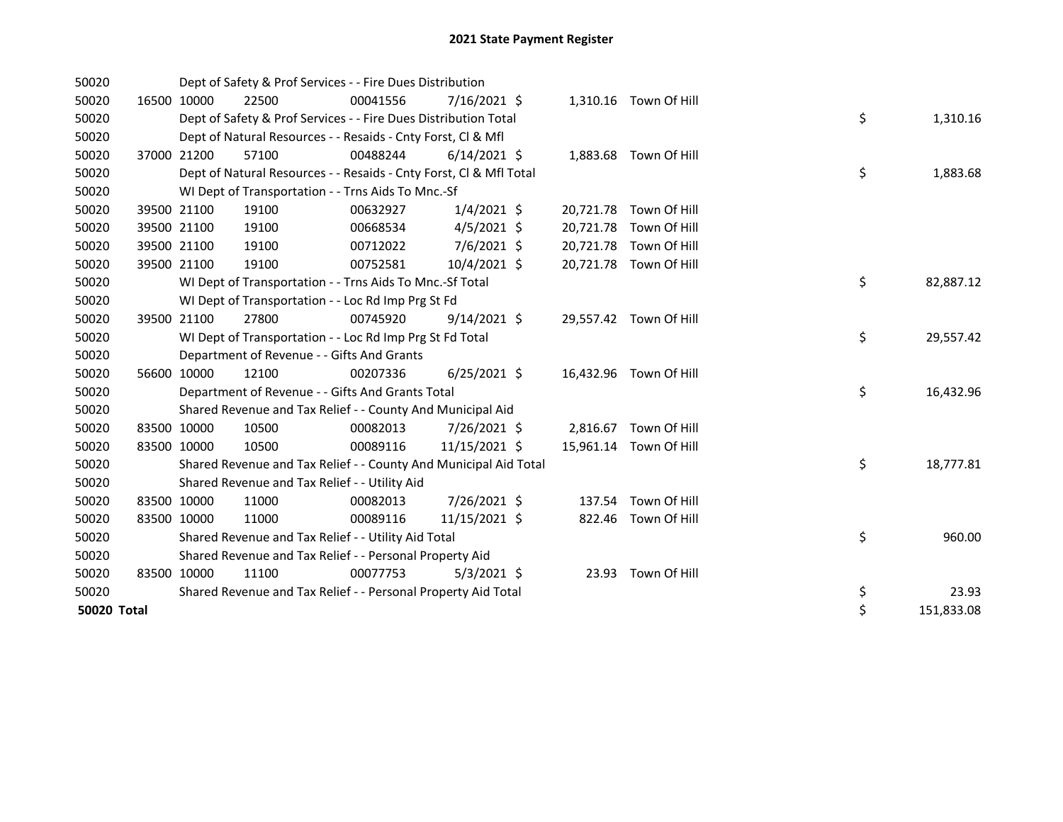# 2021 State Payment Register

| | | | | | | | | |
|---|---|---|---|---|---|---|---|---|
| 50020 | | | Dept of Safety & Prof Services - - Fire Dues Distribution | | | | | |
| 50020 | 16500 | 10000 | 22500 | 00041556 | 7/16/2021 $ | 1,310.16 | Town Of Hill | |
| 50020 | | | Dept of Safety & Prof Services - - Fire Dues Distribution Total | | | | | $ 1,310.16 |
| 50020 | | | Dept of Natural Resources - - Resaids - Cnty Forst, Cl & Mfl | | | | | |
| 50020 | 37000 | 21200 | 57100 | 00488244 | 6/14/2021 $ | 1,883.68 | Town Of Hill | |
| 50020 | | | Dept of Natural Resources - - Resaids - Cnty Forst, Cl & Mfl Total | | | | | $ 1,883.68 |
| 50020 | | | WI Dept of Transportation - - Trns Aids To Mnc.-Sf | | | | | |
| 50020 | 39500 | 21100 | 19100 | 00632927 | 1/4/2021 $ | 20,721.78 | Town Of Hill | |
| 50020 | 39500 | 21100 | 19100 | 00668534 | 4/5/2021 $ | 20,721.78 | Town Of Hill | |
| 50020 | 39500 | 21100 | 19100 | 00712022 | 7/6/2021 $ | 20,721.78 | Town Of Hill | |
| 50020 | 39500 | 21100 | 19100 | 00752581 | 10/4/2021 $ | 20,721.78 | Town Of Hill | |
| 50020 | | | WI Dept of Transportation - - Trns Aids To Mnc.-Sf Total | | | | | $ 82,887.12 |
| 50020 | | | WI Dept of Transportation - - Loc Rd Imp Prg St Fd | | | | | |
| 50020 | 39500 | 21100 | 27800 | 00745920 | 9/14/2021 $ | 29,557.42 | Town Of Hill | |
| 50020 | | | WI Dept of Transportation - - Loc Rd Imp Prg St Fd Total | | | | | $ 29,557.42 |
| 50020 | | | Department of Revenue - - Gifts And Grants | | | | | |
| 50020 | 56600 | 10000 | 12100 | 00207336 | 6/25/2021 $ | 16,432.96 | Town Of Hill | |
| 50020 | | | Department of Revenue - - Gifts And Grants Total | | | | | $ 16,432.96 |
| 50020 | | | Shared Revenue and Tax Relief - - County And Municipal Aid | | | | | |
| 50020 | 83500 | 10000 | 10500 | 00082013 | 7/26/2021 $ | 2,816.67 | Town Of Hill | |
| 50020 | 83500 | 10000 | 10500 | 00089116 | 11/15/2021 $ | 15,961.14 | Town Of Hill | |
| 50020 | | | Shared Revenue and Tax Relief - - County And Municipal Aid Total | | | | | $ 18,777.81 |
| 50020 | | | Shared Revenue and Tax Relief - - Utility Aid | | | | | |
| 50020 | 83500 | 10000 | 11000 | 00082013 | 7/26/2021 $ | 137.54 | Town Of Hill | |
| 50020 | 83500 | 10000 | 11000 | 00089116 | 11/15/2021 $ | 822.46 | Town Of Hill | |
| 50020 | | | Shared Revenue and Tax Relief - - Utility Aid Total | | | | | $ 960.00 |
| 50020 | | | Shared Revenue and Tax Relief - - Personal Property Aid | | | | | |
| 50020 | 83500 | 10000 | 11100 | 00077753 | 5/3/2021 $ | 23.93 | Town Of Hill | |
| 50020 | | | Shared Revenue and Tax Relief - - Personal Property Aid Total | | | | | $ 23.93 |
| **50020 Total** | | | | | | | | $ 151,833.08 |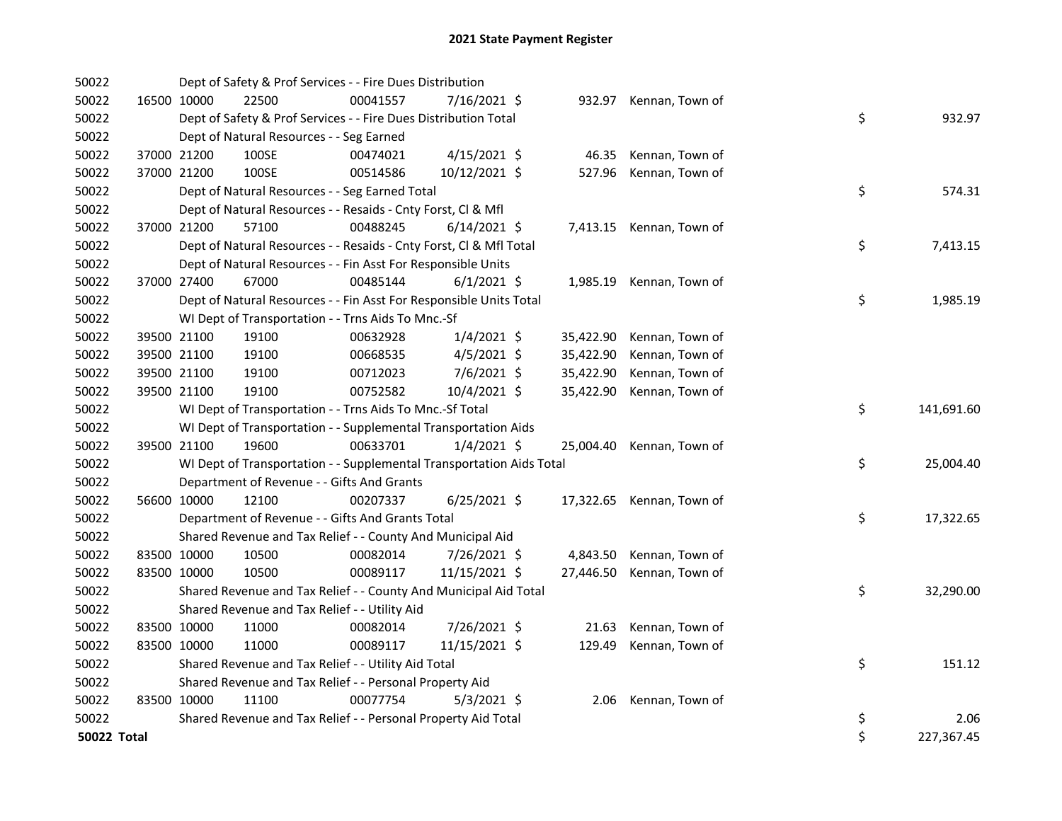# 2021 State Payment Register

| | | | | | | | | | |
|---|---|---|---|---|---|---|---|---|---|
| 50022 | | Dept of Safety & Prof Services - - Fire Dues Distribution | | | | | | | |
| 50022 | 16500 | 10000 | 22500 | 00041557 | 7/16/2021 | $ 932.97 | Kennan, Town of | | |
| 50022 | | Dept of Safety & Prof Services - - Fire Dues Distribution Total | | | | | | $ | 932.97 |
| 50022 | | Dept of Natural Resources - - Seg Earned | | | | | | | |
| 50022 | 37000 | 21200 | 100SE | 00474021 | 4/15/2021 | $ 46.35 | Kennan, Town of | | |
| 50022 | 37000 | 21200 | 100SE | 00514586 | 10/12/2021 | $ 527.96 | Kennan, Town of | | |
| 50022 | | Dept of Natural Resources - - Seg Earned Total | | | | | | $ | 574.31 |
| 50022 | | Dept of Natural Resources - - Resaids - Cnty Forst, Cl & Mfl | | | | | | | |
| 50022 | 37000 | 21200 | 57100 | 00488245 | 6/14/2021 | $ 7,413.15 | Kennan, Town of | | |
| 50022 | | Dept of Natural Resources - - Resaids - Cnty Forst, Cl & Mfl Total | | | | | | $ | 7,413.15 |
| 50022 | | Dept of Natural Resources - - Fin Asst For Responsible Units | | | | | | | |
| 50022 | 37000 | 27400 | 67000 | 00485144 | 6/1/2021 | $ 1,985.19 | Kennan, Town of | | |
| 50022 | | Dept of Natural Resources - - Fin Asst For Responsible Units Total | | | | | | $ | 1,985.19 |
| 50022 | | WI Dept of Transportation - - Trns Aids To Mnc.-Sf | | | | | | | |
| 50022 | 39500 | 21100 | 19100 | 00632928 | 1/4/2021 | $ 35,422.90 | Kennan, Town of | | |
| 50022 | 39500 | 21100 | 19100 | 00668535 | 4/5/2021 | $ 35,422.90 | Kennan, Town of | | |
| 50022 | 39500 | 21100 | 19100 | 00712023 | 7/6/2021 | $ 35,422.90 | Kennan, Town of | | |
| 50022 | 39500 | 21100 | 19100 | 00752582 | 10/4/2021 | $ 35,422.90 | Kennan, Town of | | |
| 50022 | | WI Dept of Transportation - - Trns Aids To Mnc.-Sf Total | | | | | | $ | 141,691.60 |
| 50022 | | WI Dept of Transportation - - Supplemental Transportation Aids | | | | | | | |
| 50022 | 39500 | 21100 | 19600 | 00633701 | 1/4/2021 | $ 25,004.40 | Kennan, Town of | | |
| 50022 | | WI Dept of Transportation - - Supplemental Transportation Aids Total | | | | | | $ | 25,004.40 |
| 50022 | | Department of Revenue - - Gifts And Grants | | | | | | | |
| 50022 | 56600 | 10000 | 12100 | 00207337 | 6/25/2021 | $ 17,322.65 | Kennan, Town of | | |
| 50022 | | Department of Revenue - - Gifts And Grants Total | | | | | | $ | 17,322.65 |
| 50022 | | Shared Revenue and Tax Relief - - County And Municipal Aid | | | | | | | |
| 50022 | 83500 | 10000 | 10500 | 00082014 | 7/26/2021 | $ 4,843.50 | Kennan, Town of | | |
| 50022 | 83500 | 10000 | 10500 | 00089117 | 11/15/2021 | $ 27,446.50 | Kennan, Town of | | |
| 50022 | | Shared Revenue and Tax Relief - - County And Municipal Aid Total | | | | | | $ | 32,290.00 |
| 50022 | | Shared Revenue and Tax Relief - - Utility Aid | | | | | | | |
| 50022 | 83500 | 10000 | 11000 | 00082014 | 7/26/2021 | $ 21.63 | Kennan, Town of | | |
| 50022 | 83500 | 10000 | 11000 | 00089117 | 11/15/2021 | $ 129.49 | Kennan, Town of | | |
| 50022 | | Shared Revenue and Tax Relief - - Utility Aid Total | | | | | | $ | 151.12 |
| 50022 | | Shared Revenue and Tax Relief - - Personal Property Aid | | | | | | | |
| 50022 | 83500 | 10000 | 11100 | 00077754 | 5/3/2021 | $ 2.06 | Kennan, Town of | | |
| 50022 | | Shared Revenue and Tax Relief - - Personal Property Aid Total | | | | | | $ | 2.06 |
| **50022 Total** | | | | | | | | $ | 227,367.45 |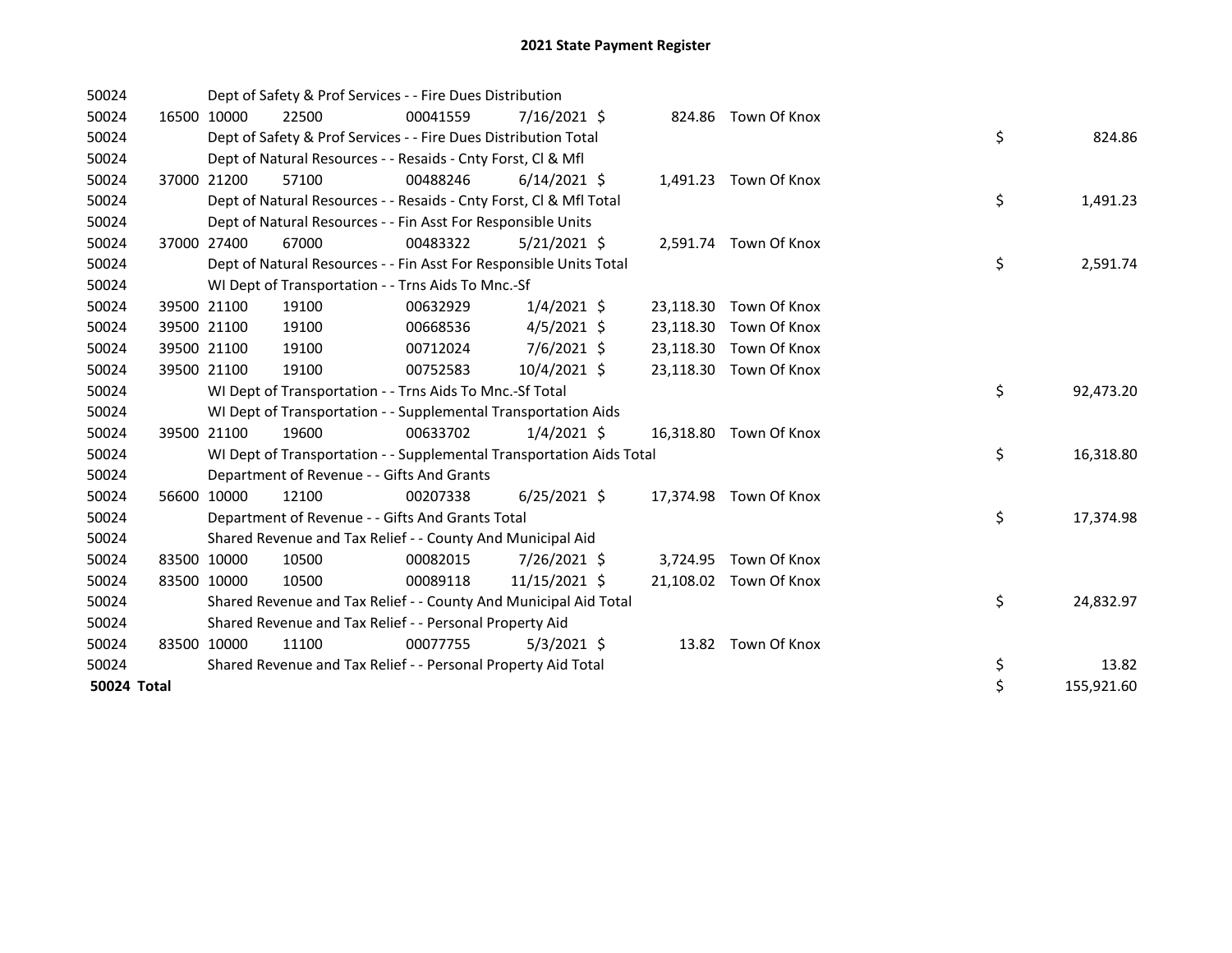# 2021 State Payment Register

| | | | | | | | | | |
|---|---|---|---|---|---|---|---|---|---|
| 50024 | | Dept of Safety & Prof Services - - Fire Dues Distribution | | | | | | | |
| 50024 | 16500 | 10000 | 22500 | 00041559 | 7/16/2021 | $ 824.86 | Town Of Knox | | |
| 50024 | | Dept of Safety & Prof Services - - Fire Dues Distribution Total | | | | | | $ | 824.86 |
| 50024 | | Dept of Natural Resources - - Resaids - Cnty Forst, Cl & Mfl | | | | | | | |
| 50024 | 37000 | 21200 | 57100 | 00488246 | 6/14/2021 | $ 1,491.23 | Town Of Knox | | |
| 50024 | | Dept of Natural Resources - - Resaids - Cnty Forst, Cl & Mfl Total | | | | | | $ | 1,491.23 |
| 50024 | | Dept of Natural Resources - - Fin Asst For Responsible Units | | | | | | | |
| 50024 | 37000 | 27400 | 67000 | 00483322 | 5/21/2021 | $ 2,591.74 | Town Of Knox | | |
| 50024 | | Dept of Natural Resources - - Fin Asst For Responsible Units Total | | | | | | $ | 2,591.74 |
| 50024 | | WI Dept of Transportation - - Trns Aids To Mnc.-Sf | | | | | | | |
| 50024 | 39500 | 21100 | 19100 | 00632929 | 1/4/2021 | $ 23,118.30 | Town Of Knox | | |
| 50024 | 39500 | 21100 | 19100 | 00668536 | 4/5/2021 | $ 23,118.30 | Town Of Knox | | |
| 50024 | 39500 | 21100 | 19100 | 00712024 | 7/6/2021 | $ 23,118.30 | Town Of Knox | | |
| 50024 | 39500 | 21100 | 19100 | 00752583 | 10/4/2021 | $ 23,118.30 | Town Of Knox | | |
| 50024 | | WI Dept of Transportation - - Trns Aids To Mnc.-Sf Total | | | | | | $ | 92,473.20 |
| 50024 | | WI Dept of Transportation - - Supplemental Transportation Aids | | | | | | | |
| 50024 | 39500 | 21100 | 19600 | 00633702 | 1/4/2021 | $ 16,318.80 | Town Of Knox | | |
| 50024 | | WI Dept of Transportation - - Supplemental Transportation Aids Total | | | | | | $ | 16,318.80 |
| 50024 | | Department of Revenue - - Gifts And Grants | | | | | | | |
| 50024 | 56600 | 10000 | 12100 | 00207338 | 6/25/2021 | $ 17,374.98 | Town Of Knox | | |
| 50024 | | Department of Revenue - - Gifts And Grants Total | | | | | | $ | 17,374.98 |
| 50024 | | Shared Revenue and Tax Relief - - County And Municipal Aid | | | | | | | |
| 50024 | 83500 | 10000 | 10500 | 00082015 | 7/26/2021 | $ 3,724.95 | Town Of Knox | | |
| 50024 | 83500 | 10000 | 10500 | 00089118 | 11/15/2021 | $ 21,108.02 | Town Of Knox | | |
| 50024 | | Shared Revenue and Tax Relief - - County And Municipal Aid Total | | | | | | $ | 24,832.97 |
| 50024 | | Shared Revenue and Tax Relief - - Personal Property Aid | | | | | | | |
| 50024 | 83500 | 10000 | 11100 | 00077755 | 5/3/2021 | $ 13.82 | Town Of Knox | | |
| 50024 | | Shared Revenue and Tax Relief - - Personal Property Aid Total | | | | | | $ | 13.82 |
| **50024 Total** | | | | | | | | $ | 155,921.60 |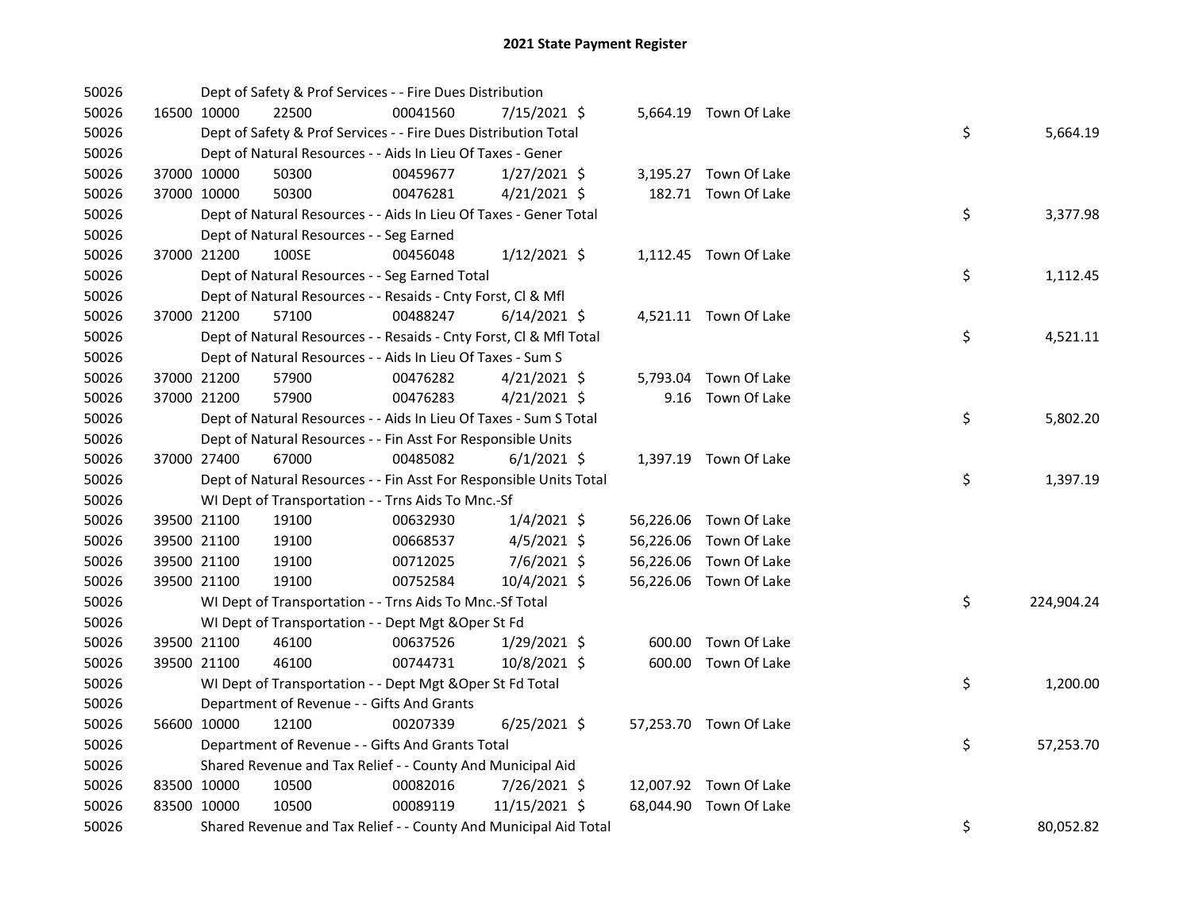# 2021 State Payment Register

| | | | | | | | | | |
|---|---|---|---|---|---|---|---|---|---|
| 50026 | | Dept of Safety & Prof Services - - Fire Dues Distribution | | | | | | | |
| 50026 | 16500 | 10000 | 22500 | 00041560 | 7/15/2021 | $ 5,664.19 | Town Of Lake | | |
| 50026 | | Dept of Safety & Prof Services - - Fire Dues Distribution Total | | | | | | $ | 5,664.19 |
| 50026 | | Dept of Natural Resources - - Aids In Lieu Of Taxes - Gener | | | | | | | |
| 50026 | 37000 | 10000 | 50300 | 00459677 | 1/27/2021 | $ 3,195.27 | Town Of Lake | | |
| 50026 | 37000 | 10000 | 50300 | 00476281 | 4/21/2021 | $ 182.71 | Town Of Lake | | |
| 50026 | | Dept of Natural Resources - - Aids In Lieu Of Taxes - Gener Total | | | | | | $ | 3,377.98 |
| 50026 | | Dept of Natural Resources - - Seg Earned | | | | | | | |
| 50026 | 37000 | 21200 | 100SE | 00456048 | 1/12/2021 | $ 1,112.45 | Town Of Lake | | |
| 50026 | | Dept of Natural Resources - - Seg Earned Total | | | | | | $ | 1,112.45 |
| 50026 | | Dept of Natural Resources - - Resaids - Cnty Forst, Cl & Mfl | | | | | | | |
| 50026 | 37000 | 21200 | 57100 | 00488247 | 6/14/2021 | $ 4,521.11 | Town Of Lake | | |
| 50026 | | Dept of Natural Resources - - Resaids - Cnty Forst, Cl & Mfl Total | | | | | | $ | 4,521.11 |
| 50026 | | Dept of Natural Resources - - Aids In Lieu Of Taxes - Sum S | | | | | | | |
| 50026 | 37000 | 21200 | 57900 | 00476282 | 4/21/2021 | $ 5,793.04 | Town Of Lake | | |
| 50026 | 37000 | 21200 | 57900 | 00476283 | 4/21/2021 | $ 9.16 | Town Of Lake | | |
| 50026 | | Dept of Natural Resources - - Aids In Lieu Of Taxes - Sum S Total | | | | | | $ | 5,802.20 |
| 50026 | | Dept of Natural Resources - - Fin Asst For Responsible Units | | | | | | | |
| 50026 | 37000 | 27400 | 67000 | 00485082 | 6/1/2021 | $ 1,397.19 | Town Of Lake | | |
| 50026 | | Dept of Natural Resources - - Fin Asst For Responsible Units Total | | | | | | $ | 1,397.19 |
| 50026 | | WI Dept of Transportation - - Trns Aids To Mnc.-Sf | | | | | | | |
| 50026 | 39500 | 21100 | 19100 | 00632930 | 1/4/2021 | $ 56,226.06 | Town Of Lake | | |
| 50026 | 39500 | 21100 | 19100 | 00668537 | 4/5/2021 | $ 56,226.06 | Town Of Lake | | |
| 50026 | 39500 | 21100 | 19100 | 00712025 | 7/6/2021 | $ 56,226.06 | Town Of Lake | | |
| 50026 | 39500 | 21100 | 19100 | 00752584 | 10/4/2021 | $ 56,226.06 | Town Of Lake | | |
| 50026 | | WI Dept of Transportation - - Trns Aids To Mnc.-Sf Total | | | | | | $ | 224,904.24 |
| 50026 | | WI Dept of Transportation - - Dept Mgt &Oper St Fd | | | | | | | |
| 50026 | 39500 | 21100 | 46100 | 00637526 | 1/29/2021 | $ 600.00 | Town Of Lake | | |
| 50026 | 39500 | 21100 | 46100 | 00744731 | 10/8/2021 | $ 600.00 | Town Of Lake | | |
| 50026 | | WI Dept of Transportation - - Dept Mgt &Oper St Fd Total | | | | | | $ | 1,200.00 |
| 50026 | | Department of Revenue - - Gifts And Grants | | | | | | | |
| 50026 | 56600 | 10000 | 12100 | 00207339 | 6/25/2021 | $ 57,253.70 | Town Of Lake | | |
| 50026 | | Department of Revenue - - Gifts And Grants Total | | | | | | $ | 57,253.70 |
| 50026 | | Shared Revenue and Tax Relief - - County And Municipal Aid | | | | | | | |
| 50026 | 83500 | 10000 | 10500 | 00082016 | 7/26/2021 | $ 12,007.92 | Town Of Lake | | |
| 50026 | 83500 | 10000 | 10500 | 00089119 | 11/15/2021 | $ 68,044.90 | Town Of Lake | | |
| 50026 | | Shared Revenue and Tax Relief - - County And Municipal Aid Total | | | | | | $ | 80,052.82 |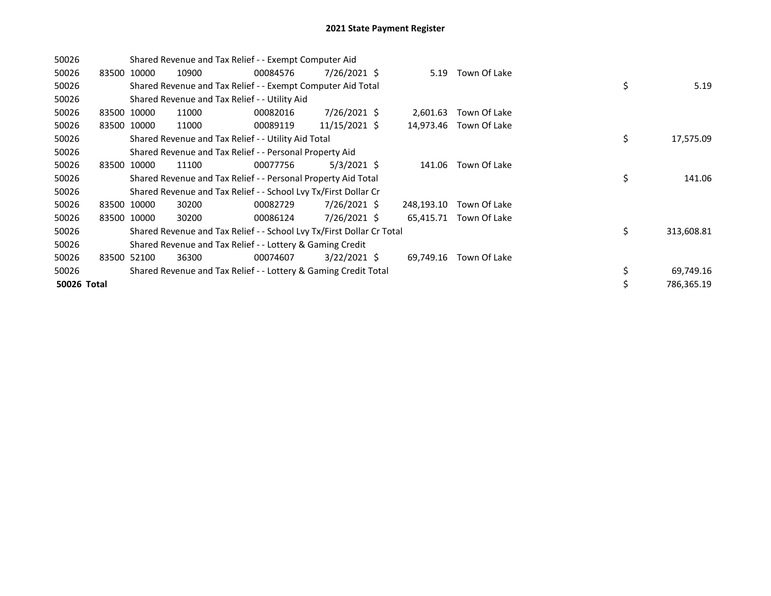# 2021 State Payment Register

| | | | | | | | | | |
|---|---|---|---|---|---|---|---|---|---|
| 50026 | | | Shared Revenue and Tax Relief - - Exempt Computer Aid | | | | | | |
| 50026 | 83500 | 10000 | 10900 | 00084576 | 7/26/2021 | $ 5.19 | Town Of Lake | | |
| 50026 | | | Shared Revenue and Tax Relief - - Exempt Computer Aid Total | | | | | $ | 5.19 |
| 50026 | | | Shared Revenue and Tax Relief - - Utility Aid | | | | | | |
| 50026 | 83500 | 10000 | 11000 | 00082016 | 7/26/2021 | $ 2,601.63 | Town Of Lake | | |
| 50026 | 83500 | 10000 | 11000 | 00089119 | 11/15/2021 | $ 14,973.46 | Town Of Lake | | |
| 50026 | | | Shared Revenue and Tax Relief - - Utility Aid Total | | | | | $ | 17,575.09 |
| 50026 | | | Shared Revenue and Tax Relief - - Personal Property Aid | | | | | | |
| 50026 | 83500 | 10000 | 11100 | 00077756 | 5/3/2021 | $ 141.06 | Town Of Lake | | |
| 50026 | | | Shared Revenue and Tax Relief - - Personal Property Aid Total | | | | | $ | 141.06 |
| 50026 | | | Shared Revenue and Tax Relief - - School Lvy Tx/First Dollar Cr | | | | | | |
| 50026 | 83500 | 10000 | 30200 | 00082729 | 7/26/2021 | $ 248,193.10 | Town Of Lake | | |
| 50026 | 83500 | 10000 | 30200 | 00086124 | 7/26/2021 | $ 65,415.71 | Town Of Lake | | |
| 50026 | | | Shared Revenue and Tax Relief - - School Lvy Tx/First Dollar Cr Total | | | | | $ | 313,608.81 |
| 50026 | | | Shared Revenue and Tax Relief - - Lottery & Gaming Credit | | | | | | |
| 50026 | 83500 | 52100 | 36300 | 00074607 | 3/22/2021 | $ 69,749.16 | Town Of Lake | | |
| 50026 | | | Shared Revenue and Tax Relief - - Lottery & Gaming Credit Total | | | | | $ | 69,749.16 |
| **50026 Total** | | | | | | | | $ | 786,365.19 |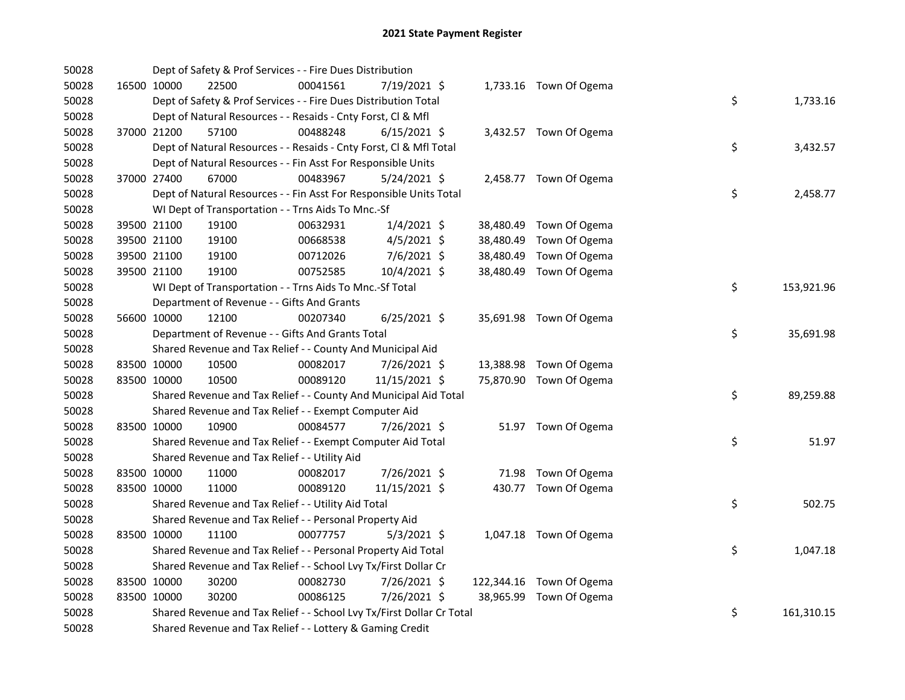# 2021 State Payment Register

| | | | | | | | | | |
|---|---|---|---|---|---|---|---|---|---|
| 50028 | | Dept of Safety & Prof Services - - Fire Dues Distribution | | | | | | | |
| 50028 | 16500 | 10000 | 22500 | 00041561 | 7/19/2021 | $ 1,733.16 | Town Of Ogema | | |
| 50028 | | Dept of Safety & Prof Services - - Fire Dues Distribution Total | | | | | | $ | 1,733.16 |
| 50028 | | Dept of Natural Resources - - Resaids - Cnty Forst, Cl & Mfl | | | | | | | |
| 50028 | 37000 | 21200 | 57100 | 00488248 | 6/15/2021 | $ 3,432.57 | Town Of Ogema | | |
| 50028 | | Dept of Natural Resources - - Resaids - Cnty Forst, Cl & Mfl Total | | | | | | $ | 3,432.57 |
| 50028 | | Dept of Natural Resources - - Fin Asst For Responsible Units | | | | | | | |
| 50028 | 37000 | 27400 | 67000 | 00483967 | 5/24/2021 | $ 2,458.77 | Town Of Ogema | | |
| 50028 | | Dept of Natural Resources - - Fin Asst For Responsible Units Total | | | | | | $ | 2,458.77 |
| 50028 | | WI Dept of Transportation - - Trns Aids To Mnc.-Sf | | | | | | | |
| 50028 | 39500 | 21100 | 19100 | 00632931 | 1/4/2021 | $ 38,480.49 | Town Of Ogema | | |
| 50028 | 39500 | 21100 | 19100 | 00668538 | 4/5/2021 | $ 38,480.49 | Town Of Ogema | | |
| 50028 | 39500 | 21100 | 19100 | 00712026 | 7/6/2021 | $ 38,480.49 | Town Of Ogema | | |
| 50028 | 39500 | 21100 | 19100 | 00752585 | 10/4/2021 | $ 38,480.49 | Town Of Ogema | | |
| 50028 | | WI Dept of Transportation - - Trns Aids To Mnc.-Sf Total | | | | | | $ | 153,921.96 |
| 50028 | | Department of Revenue - - Gifts And Grants | | | | | | | |
| 50028 | 56600 | 10000 | 12100 | 00207340 | 6/25/2021 | $ 35,691.98 | Town Of Ogema | | |
| 50028 | | Department of Revenue - - Gifts And Grants Total | | | | | | $ | 35,691.98 |
| 50028 | | Shared Revenue and Tax Relief - - County And Municipal Aid | | | | | | | |
| 50028 | 83500 | 10000 | 10500 | 00082017 | 7/26/2021 | $ 13,388.98 | Town Of Ogema | | |
| 50028 | 83500 | 10000 | 10500 | 00089120 | 11/15/2021 | $ 75,870.90 | Town Of Ogema | | |
| 50028 | | Shared Revenue and Tax Relief - - County And Municipal Aid Total | | | | | | $ | 89,259.88 |
| 50028 | | Shared Revenue and Tax Relief - - Exempt Computer Aid | | | | | | | |
| 50028 | 83500 | 10000 | 10900 | 00084577 | 7/26/2021 | $ 51.97 | Town Of Ogema | | |
| 50028 | | Shared Revenue and Tax Relief - - Exempt Computer Aid Total | | | | | | $ | 51.97 |
| 50028 | | Shared Revenue and Tax Relief - - Utility Aid | | | | | | | |
| 50028 | 83500 | 10000 | 11000 | 00082017 | 7/26/2021 | $ 71.98 | Town Of Ogema | | |
| 50028 | 83500 | 10000 | 11000 | 00089120 | 11/15/2021 | $ 430.77 | Town Of Ogema | | |
| 50028 | | Shared Revenue and Tax Relief - - Utility Aid Total | | | | | | $ | 502.75 |
| 50028 | | Shared Revenue and Tax Relief - - Personal Property Aid | | | | | | | |
| 50028 | 83500 | 10000 | 11100 | 00077757 | 5/3/2021 | $ 1,047.18 | Town Of Ogema | | |
| 50028 | | Shared Revenue and Tax Relief - - Personal Property Aid Total | | | | | | $ | 1,047.18 |
| 50028 | | Shared Revenue and Tax Relief - - School Lvy Tx/First Dollar Cr | | | | | | | |
| 50028 | 83500 | 10000 | 30200 | 00082730 | 7/26/2021 | $ 122,344.16 | Town Of Ogema | | |
| 50028 | 83500 | 10000 | 30200 | 00086125 | 7/26/2021 | $ 38,965.99 | Town Of Ogema | | |
| 50028 | | Shared Revenue and Tax Relief - - School Lvy Tx/First Dollar Cr Total | | | | | | $ | 161,310.15 |
| 50028 | | Shared Revenue and Tax Relief - - Lottery & Gaming Credit | | | | | | | |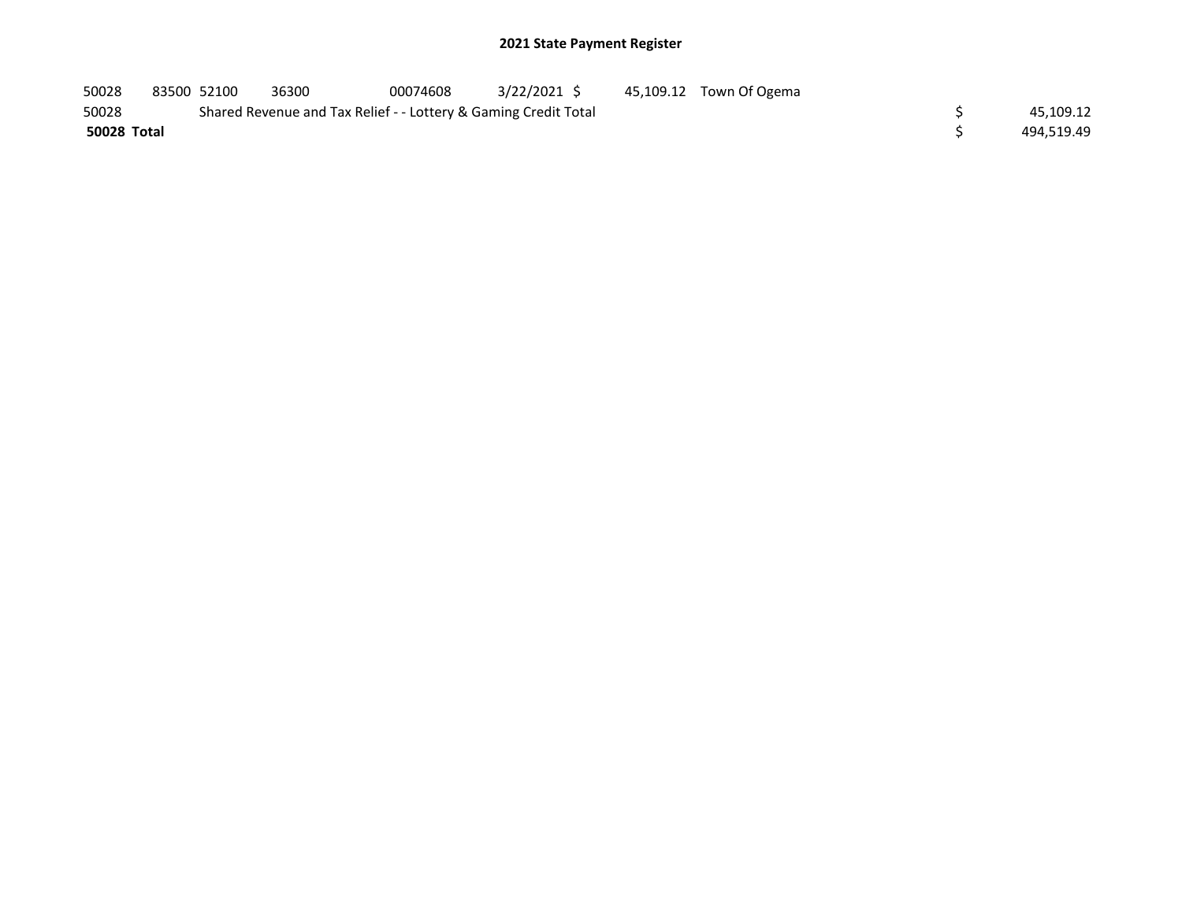## 2021 State Payment Register

| | | | | | | | | | |
|---|---|---|---|---|---|---|---|---|---|
| 50028 | 83500 | 52100 | 36300 | 00074608 | 3/22/2021 | $ 45,109.12 | Town Of Ogema | | |
| 50028 | | Shared Revenue and Tax Relief - - Lottery & Gaming Credit Total | | | | | | $ | 45,109.12 |
| **50028 Total** | | | | | | | | $ | 494,519.49 |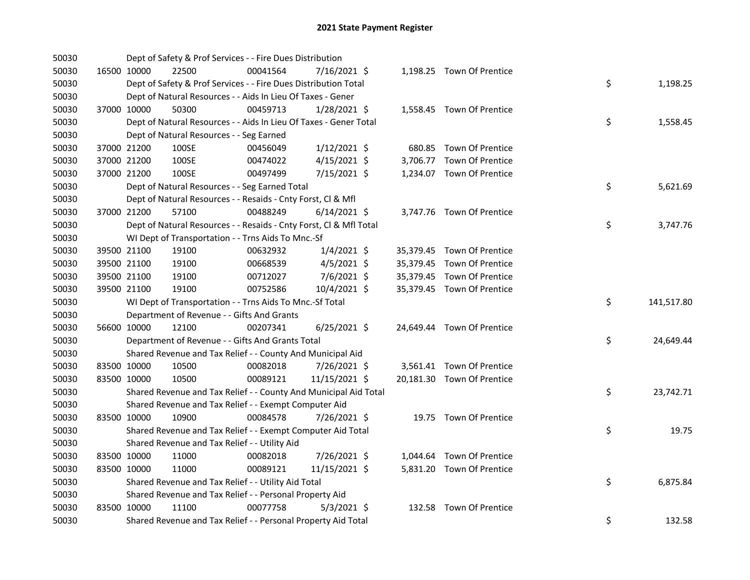# 2021 State Payment Register

| | | | | | | | | | |
|---|---|---|---|---|---|---|---|---|---|
| 50030 | | Dept of Safety & Prof Services - - Fire Dues Distribution | | | | | | | |
| 50030 | 16500 | 10000 | 22500 | 00041564 | 7/16/2021 | $ | 1,198.25 | Town Of Prentice | |
| 50030 | | Dept of Safety & Prof Services - - Fire Dues Distribution Total | | | | | | | $ 1,198.25 |
| 50030 | | Dept of Natural Resources - - Aids In Lieu Of Taxes - Gener | | | | | | | |
| 50030 | 37000 | 10000 | 50300 | 00459713 | 1/28/2021 | $ | 1,558.45 | Town Of Prentice | |
| 50030 | | Dept of Natural Resources - - Aids In Lieu Of Taxes - Gener Total | | | | | | | $ 1,558.45 |
| 50030 | | Dept of Natural Resources - - Seg Earned | | | | | | | |
| 50030 | 37000 | 21200 | 100SE | 00456049 | 1/12/2021 | $ | 680.85 | Town Of Prentice | |
| 50030 | 37000 | 21200 | 100SE | 00474022 | 4/15/2021 | $ | 3,706.77 | Town Of Prentice | |
| 50030 | 37000 | 21200 | 100SE | 00497499 | 7/15/2021 | $ | 1,234.07 | Town Of Prentice | |
| 50030 | | Dept of Natural Resources - - Seg Earned Total | | | | | | | $ 5,621.69 |
| 50030 | | Dept of Natural Resources - - Resaids - Cnty Forst, Cl & Mfl | | | | | | | |
| 50030 | 37000 | 21200 | 57100 | 00488249 | 6/14/2021 | $ | 3,747.76 | Town Of Prentice | |
| 50030 | | Dept of Natural Resources - - Resaids - Cnty Forst, Cl & Mfl Total | | | | | | | $ 3,747.76 |
| 50030 | | WI Dept of Transportation - - Trns Aids To Mnc.-Sf | | | | | | | |
| 50030 | 39500 | 21100 | 19100 | 00632932 | 1/4/2021 | $ | 35,379.45 | Town Of Prentice | |
| 50030 | 39500 | 21100 | 19100 | 00668539 | 4/5/2021 | $ | 35,379.45 | Town Of Prentice | |
| 50030 | 39500 | 21100 | 19100 | 00712027 | 7/6/2021 | $ | 35,379.45 | Town Of Prentice | |
| 50030 | 39500 | 21100 | 19100 | 00752586 | 10/4/2021 | $ | 35,379.45 | Town Of Prentice | |
| 50030 | | WI Dept of Transportation - - Trns Aids To Mnc.-Sf Total | | | | | | | $ 141,517.80 |
| 50030 | | Department of Revenue - - Gifts And Grants | | | | | | | |
| 50030 | 56600 | 10000 | 12100 | 00207341 | 6/25/2021 | $ | 24,649.44 | Town Of Prentice | |
| 50030 | | Department of Revenue - - Gifts And Grants Total | | | | | | | $ 24,649.44 |
| 50030 | | Shared Revenue and Tax Relief - - County And Municipal Aid | | | | | | | |
| 50030 | 83500 | 10000 | 10500 | 00082018 | 7/26/2021 | $ | 3,561.41 | Town Of Prentice | |
| 50030 | 83500 | 10000 | 10500 | 00089121 | 11/15/2021 | $ | 20,181.30 | Town Of Prentice | |
| 50030 | | Shared Revenue and Tax Relief - - County And Municipal Aid Total | | | | | | | $ 23,742.71 |
| 50030 | | Shared Revenue and Tax Relief - - Exempt Computer Aid | | | | | | | |
| 50030 | 83500 | 10000 | 10900 | 00084578 | 7/26/2021 | $ | 19.75 | Town Of Prentice | |
| 50030 | | Shared Revenue and Tax Relief - - Exempt Computer Aid Total | | | | | | | $ 19.75 |
| 50030 | | Shared Revenue and Tax Relief - - Utility Aid | | | | | | | |
| 50030 | 83500 | 10000 | 11000 | 00082018 | 7/26/2021 | $ | 1,044.64 | Town Of Prentice | |
| 50030 | 83500 | 10000 | 11000 | 00089121 | 11/15/2021 | $ | 5,831.20 | Town Of Prentice | |
| 50030 | | Shared Revenue and Tax Relief - - Utility Aid Total | | | | | | | $ 6,875.84 |
| 50030 | | Shared Revenue and Tax Relief - - Personal Property Aid | | | | | | | |
| 50030 | 83500 | 10000 | 11100 | 00077758 | 5/3/2021 | $ | 132.58 | Town Of Prentice | |
| 50030 | | Shared Revenue and Tax Relief - - Personal Property Aid Total | | | | | | | $ 132.58 |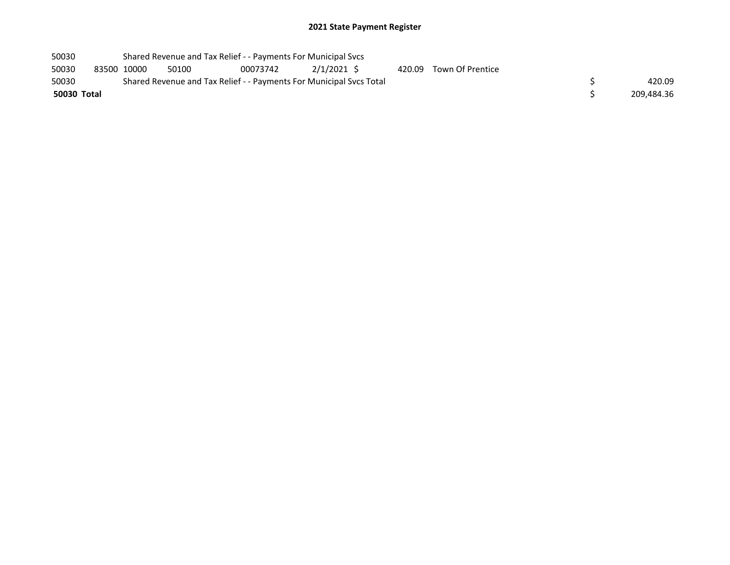## 2021 State Payment Register

| | | | | | | | | | | |
|---|---|---|---|---|---|---|---|---|---|---|
| 50030 | | Shared Revenue and Tax Relief - - Payments For Municipal Svcs | | | | | | | | |
| 50030 | 83500 | 10000 | 50100 | 00073742 | 2/1/2021 | $ | 420.09 | Town Of Prentice | | |
| 50030 | | Shared Revenue and Tax Relief - - Payments For Municipal Svcs Total | | | | | | | $ | 420.09 |
| **50030 Total** | | | | | | | | | $ | 209,484.36 |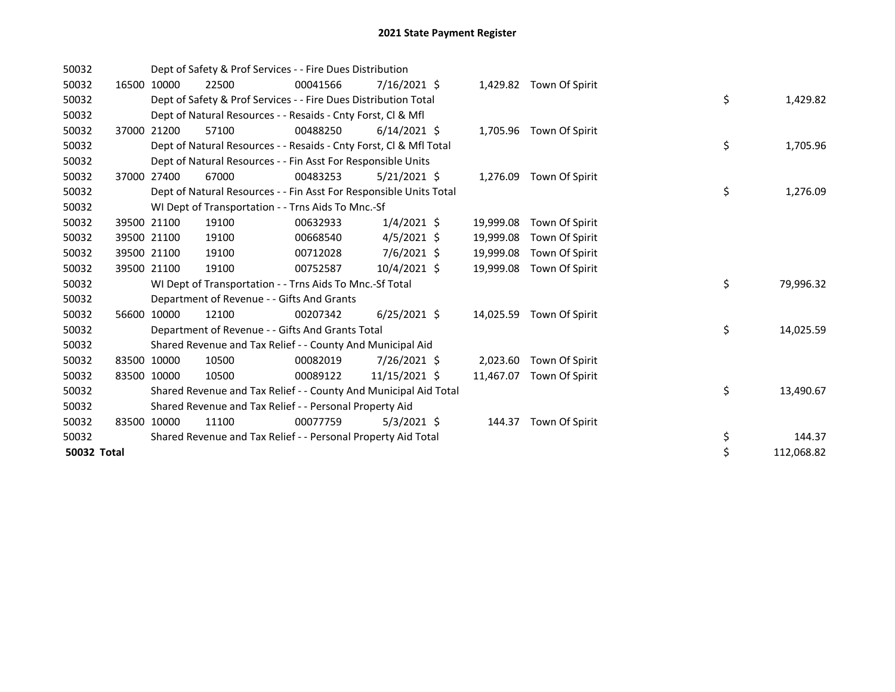# 2021 State Payment Register

| | | | | | | | | | |
|---|---|---|---|---|---|---|---|---|---|
| 50032 | | Dept of Safety & Prof Services - - Fire Dues Distribution | | | | | | | |
| 50032 | 16500 | 10000 | 22500 | 00041566 | 7/16/2021 | $ 1,429.82 | Town Of Spirit | | |
| 50032 | | Dept of Safety & Prof Services - - Fire Dues Distribution Total | | | | | | $ | 1,429.82 |
| 50032 | | Dept of Natural Resources - - Resaids - Cnty Forst, Cl & Mfl | | | | | | | |
| 50032 | 37000 | 21200 | 57100 | 00488250 | 6/14/2021 | $ 1,705.96 | Town Of Spirit | | |
| 50032 | | Dept of Natural Resources - - Resaids - Cnty Forst, Cl & Mfl Total | | | | | | $ | 1,705.96 |
| 50032 | | Dept of Natural Resources - - Fin Asst For Responsible Units | | | | | | | |
| 50032 | 37000 | 27400 | 67000 | 00483253 | 5/21/2021 | $ 1,276.09 | Town Of Spirit | | |
| 50032 | | Dept of Natural Resources - - Fin Asst For Responsible Units Total | | | | | | $ | 1,276.09 |
| 50032 | | WI Dept of Transportation - - Trns Aids To Mnc.-Sf | | | | | | | |
| 50032 | 39500 | 21100 | 19100 | 00632933 | 1/4/2021 | $ 19,999.08 | Town Of Spirit | | |
| 50032 | 39500 | 21100 | 19100 | 00668540 | 4/5/2021 | $ 19,999.08 | Town Of Spirit | | |
| 50032 | 39500 | 21100 | 19100 | 00712028 | 7/6/2021 | $ 19,999.08 | Town Of Spirit | | |
| 50032 | 39500 | 21100 | 19100 | 00752587 | 10/4/2021 | $ 19,999.08 | Town Of Spirit | | |
| 50032 | | WI Dept of Transportation - - Trns Aids To Mnc.-Sf Total | | | | | | $ | 79,996.32 |
| 50032 | | Department of Revenue - - Gifts And Grants | | | | | | | |
| 50032 | 56600 | 10000 | 12100 | 00207342 | 6/25/2021 | $ 14,025.59 | Town Of Spirit | | |
| 50032 | | Department of Revenue - - Gifts And Grants Total | | | | | | $ | 14,025.59 |
| 50032 | | Shared Revenue and Tax Relief - - County And Municipal Aid | | | | | | | |
| 50032 | 83500 | 10000 | 10500 | 00082019 | 7/26/2021 | $ 2,023.60 | Town Of Spirit | | |
| 50032 | 83500 | 10000 | 10500 | 00089122 | 11/15/2021 | $ 11,467.07 | Town Of Spirit | | |
| 50032 | | Shared Revenue and Tax Relief - - County And Municipal Aid Total | | | | | | $ | 13,490.67 |
| 50032 | | Shared Revenue and Tax Relief - - Personal Property Aid | | | | | | | |
| 50032 | 83500 | 10000 | 11100 | 00077759 | 5/3/2021 | $ 144.37 | Town Of Spirit | | |
| 50032 | | Shared Revenue and Tax Relief - - Personal Property Aid Total | | | | | | $ | 144.37 |
| **50032 Total** | | | | | | | | $ | 112,068.82 |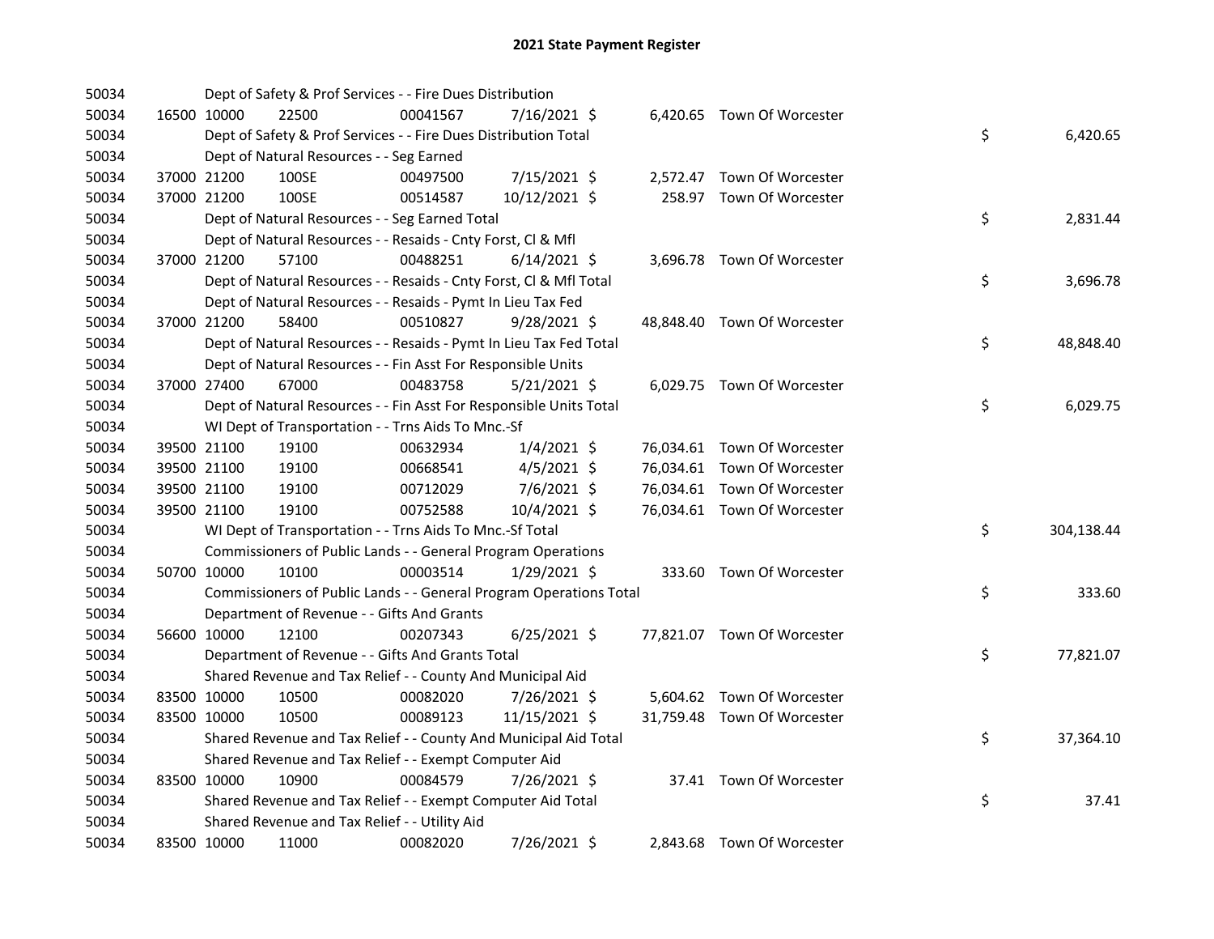# 2021 State Payment Register

| | | | | | | | | | |
|---|---|---|---|---|---|---|---|---|---|
| 50034 | | | Dept of Safety & Prof Services - - Fire Dues Distribution | | | | | | |
| 50034 | 16500 | 10000 | 22500 | 00041567 | 7/16/2021 | $ | 6,420.65 | Town Of Worcester | |
| 50034 | | | Dept of Safety & Prof Services - - Fire Dues Distribution Total | | | | | | $ 6,420.65 |
| 50034 | | | Dept of Natural Resources - - Seg Earned | | | | | | |
| 50034 | 37000 | 21200 | 100SE | 00497500 | 7/15/2021 | $ | 2,572.47 | Town Of Worcester | |
| 50034 | 37000 | 21200 | 100SE | 00514587 | 10/12/2021 | $ | 258.97 | Town Of Worcester | |
| 50034 | | | Dept of Natural Resources - - Seg Earned Total | | | | | | $ 2,831.44 |
| 50034 | | | Dept of Natural Resources - - Resaids - Cnty Forst, Cl & Mfl | | | | | | |
| 50034 | 37000 | 21200 | 57100 | 00488251 | 6/14/2021 | $ | 3,696.78 | Town Of Worcester | |
| 50034 | | | Dept of Natural Resources - - Resaids - Cnty Forst, Cl & Mfl Total | | | | | | $ 3,696.78 |
| 50034 | | | Dept of Natural Resources - - Resaids - Pymt In Lieu Tax Fed | | | | | | |
| 50034 | 37000 | 21200 | 58400 | 00510827 | 9/28/2021 | $ | 48,848.40 | Town Of Worcester | |
| 50034 | | | Dept of Natural Resources - - Resaids - Pymt In Lieu Tax Fed Total | | | | | | $ 48,848.40 |
| 50034 | | | Dept of Natural Resources - - Fin Asst For Responsible Units | | | | | | |
| 50034 | 37000 | 27400 | 67000 | 00483758 | 5/21/2021 | $ | 6,029.75 | Town Of Worcester | |
| 50034 | | | Dept of Natural Resources - - Fin Asst For Responsible Units Total | | | | | | $ 6,029.75 |
| 50034 | | | WI Dept of Transportation - - Trns Aids To Mnc.-Sf | | | | | | |
| 50034 | 39500 | 21100 | 19100 | 00632934 | 1/4/2021 | $ | 76,034.61 | Town Of Worcester | |
| 50034 | 39500 | 21100 | 19100 | 00668541 | 4/5/2021 | $ | 76,034.61 | Town Of Worcester | |
| 50034 | 39500 | 21100 | 19100 | 00712029 | 7/6/2021 | $ | 76,034.61 | Town Of Worcester | |
| 50034 | 39500 | 21100 | 19100 | 00752588 | 10/4/2021 | $ | 76,034.61 | Town Of Worcester | |
| 50034 | | | WI Dept of Transportation - - Trns Aids To Mnc.-Sf Total | | | | | | $ 304,138.44 |
| 50034 | | | Commissioners of Public Lands - - General Program Operations | | | | | | |
| 50034 | 50700 | 10000 | 10100 | 00003514 | 1/29/2021 | $ | 333.60 | Town Of Worcester | |
| 50034 | | | Commissioners of Public Lands - - General Program Operations Total | | | | | | $ 333.60 |
| 50034 | | | Department of Revenue - - Gifts And Grants | | | | | | |
| 50034 | 56600 | 10000 | 12100 | 00207343 | 6/25/2021 | $ | 77,821.07 | Town Of Worcester | |
| 50034 | | | Department of Revenue - - Gifts And Grants Total | | | | | | $ 77,821.07 |
| 50034 | | | Shared Revenue and Tax Relief - - County And Municipal Aid | | | | | | |
| 50034 | 83500 | 10000 | 10500 | 00082020 | 7/26/2021 | $ | 5,604.62 | Town Of Worcester | |
| 50034 | 83500 | 10000 | 10500 | 00089123 | 11/15/2021 | $ | 31,759.48 | Town Of Worcester | |
| 50034 | | | Shared Revenue and Tax Relief - - County And Municipal Aid Total | | | | | | $ 37,364.10 |
| 50034 | | | Shared Revenue and Tax Relief - - Exempt Computer Aid | | | | | | |
| 50034 | 83500 | 10000 | 10900 | 00084579 | 7/26/2021 | $ | 37.41 | Town Of Worcester | |
| 50034 | | | Shared Revenue and Tax Relief - - Exempt Computer Aid Total | | | | | | $ 37.41 |
| 50034 | | | Shared Revenue and Tax Relief - - Utility Aid | | | | | | |
| 50034 | 83500 | 10000 | 11000 | 00082020 | 7/26/2021 | $ | 2,843.68 | Town Of Worcester | |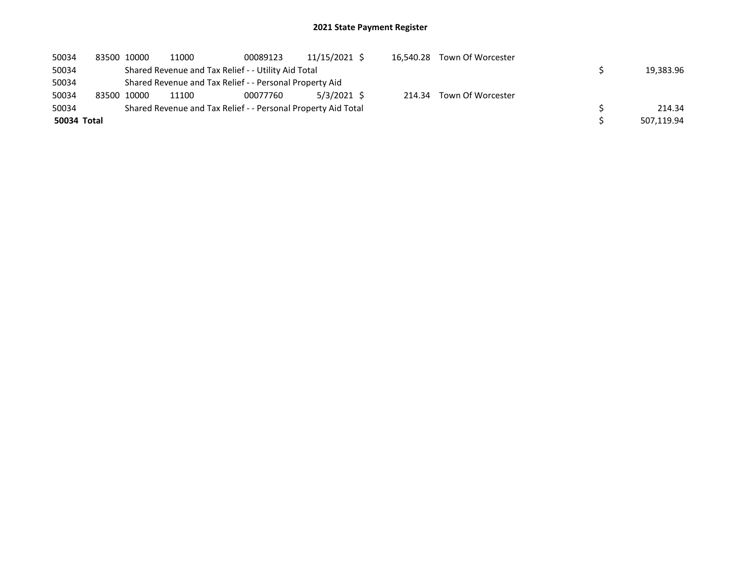## 2021 State Payment Register

| | | | | | | | | | |
|---|---|---|---|---|---|---|---|---|---|
| 50034 | 83500 | 10000 | 11000 | 00089123 | 11/15/2021 | $ 16,540.28 | Town Of Worcester | | |
| 50034 | | Shared Revenue and Tax Relief - - Utility Aid Total | | | | | | $ | 19,383.96 |
| 50034 | | Shared Revenue and Tax Relief - - Personal Property Aid | | | | | | | |
| 50034 | 83500 | 10000 | 11100 | 00077760 | 5/3/2021 | $ 214.34 | Town Of Worcester | | |
| 50034 | | Shared Revenue and Tax Relief - - Personal Property Aid Total | | | | | | $ | 214.34 |
| **50034 Total** | | | | | | | | $ | 507,119.94 |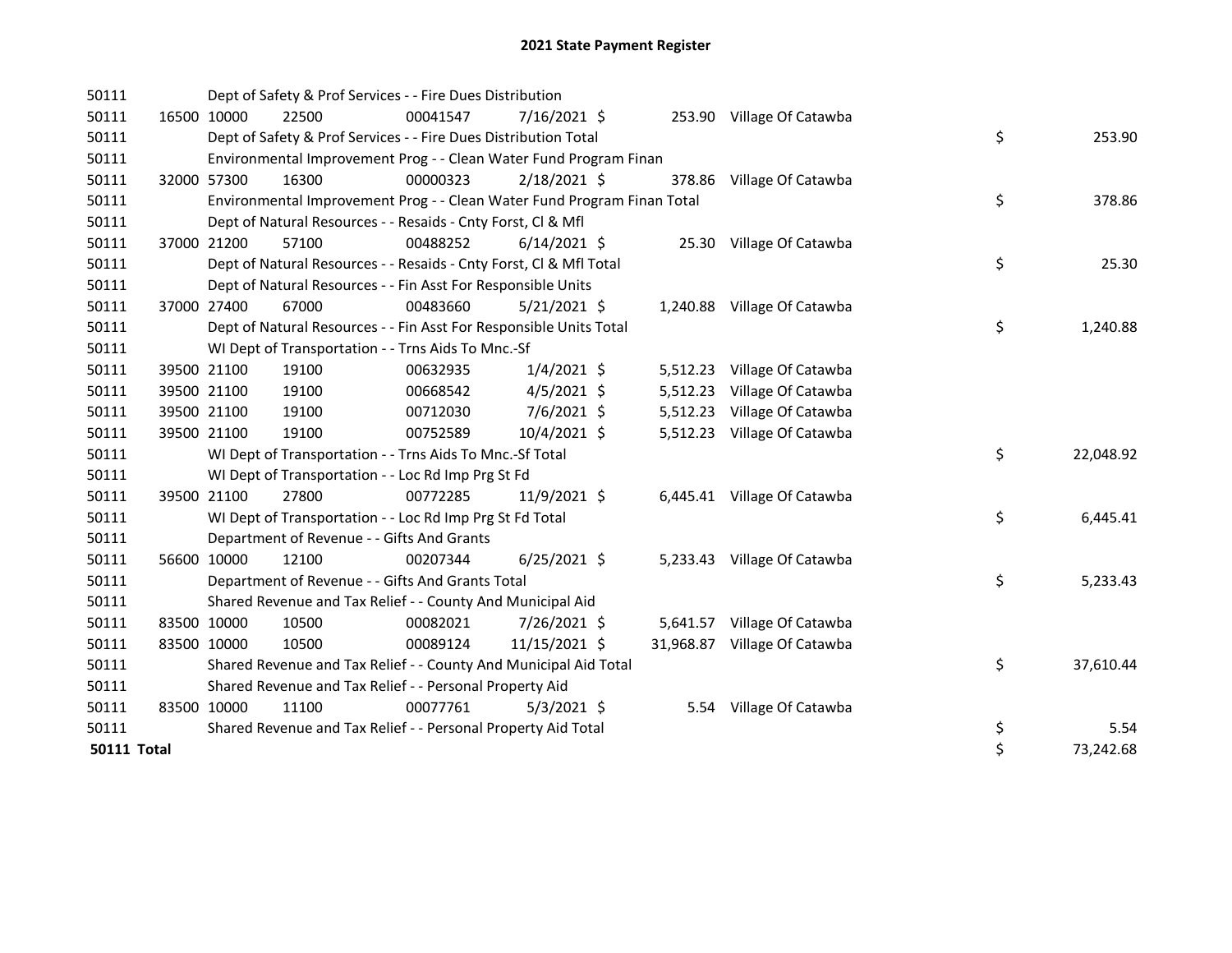# 2021 State Payment Register

| | | | | | | | | | |
|---|---|---|---|---|---|---|---|---|---|
| 50111 | | | Dept of Safety & Prof Services - - Fire Dues Distribution | | | | | | |
| 50111 | 16500 | 10000 | 22500 | 00041547 | 7/16/2021 | $ 253.90 | Village Of Catawba | | |
| 50111 | | | Dept of Safety & Prof Services - - Fire Dues Distribution Total | | | | | $ | 253.90 |
| 50111 | | | Environmental Improvement Prog - - Clean Water Fund Program Finan | | | | | | |
| 50111 | 32000 | 57300 | 16300 | 00000323 | 2/18/2021 | $ 378.86 | Village Of Catawba | | |
| 50111 | | | Environmental Improvement Prog - - Clean Water Fund Program Finan Total | | | | | $ | 378.86 |
| 50111 | | | Dept of Natural Resources - - Resaids - Cnty Forst, Cl & Mfl | | | | | | |
| 50111 | 37000 | 21200 | 57100 | 00488252 | 6/14/2021 | $ 25.30 | Village Of Catawba | | |
| 50111 | | | Dept of Natural Resources - - Resaids - Cnty Forst, Cl & Mfl Total | | | | | $ | 25.30 |
| 50111 | | | Dept of Natural Resources - - Fin Asst For Responsible Units | | | | | | |
| 50111 | 37000 | 27400 | 67000 | 00483660 | 5/21/2021 | $ 1,240.88 | Village Of Catawba | | |
| 50111 | | | Dept of Natural Resources - - Fin Asst For Responsible Units Total | | | | | $ | 1,240.88 |
| 50111 | | | WI Dept of Transportation - - Trns Aids To Mnc.-Sf | | | | | | |
| 50111 | 39500 | 21100 | 19100 | 00632935 | 1/4/2021 | $ 5,512.23 | Village Of Catawba | | |
| 50111 | 39500 | 21100 | 19100 | 00668542 | 4/5/2021 | $ 5,512.23 | Village Of Catawba | | |
| 50111 | 39500 | 21100 | 19100 | 00712030 | 7/6/2021 | $ 5,512.23 | Village Of Catawba | | |
| 50111 | 39500 | 21100 | 19100 | 00752589 | 10/4/2021 | $ 5,512.23 | Village Of Catawba | | |
| 50111 | | | WI Dept of Transportation - - Trns Aids To Mnc.-Sf Total | | | | | $ | 22,048.92 |
| 50111 | | | WI Dept of Transportation - - Loc Rd Imp Prg St Fd | | | | | | |
| 50111 | 39500 | 21100 | 27800 | 00772285 | 11/9/2021 | $ 6,445.41 | Village Of Catawba | | |
| 50111 | | | WI Dept of Transportation - - Loc Rd Imp Prg St Fd Total | | | | | $ | 6,445.41 |
| 50111 | | | Department of Revenue - - Gifts And Grants | | | | | | |
| 50111 | 56600 | 10000 | 12100 | 00207344 | 6/25/2021 | $ 5,233.43 | Village Of Catawba | | |
| 50111 | | | Department of Revenue - - Gifts And Grants Total | | | | | $ | 5,233.43 |
| 50111 | | | Shared Revenue and Tax Relief - - County And Municipal Aid | | | | | | |
| 50111 | 83500 | 10000 | 10500 | 00082021 | 7/26/2021 | $ 5,641.57 | Village Of Catawba | | |
| 50111 | 83500 | 10000 | 10500 | 00089124 | 11/15/2021 | $ 31,968.87 | Village Of Catawba | | |
| 50111 | | | Shared Revenue and Tax Relief - - County And Municipal Aid Total | | | | | $ | 37,610.44 |
| 50111 | | | Shared Revenue and Tax Relief - - Personal Property Aid | | | | | | |
| 50111 | 83500 | 10000 | 11100 | 00077761 | 5/3/2021 | $ 5.54 | Village Of Catawba | | |
| 50111 | | | Shared Revenue and Tax Relief - - Personal Property Aid Total | | | | | $ | 5.54 |
| **50111 Total** | | | | | | | | $ | 73,242.68 |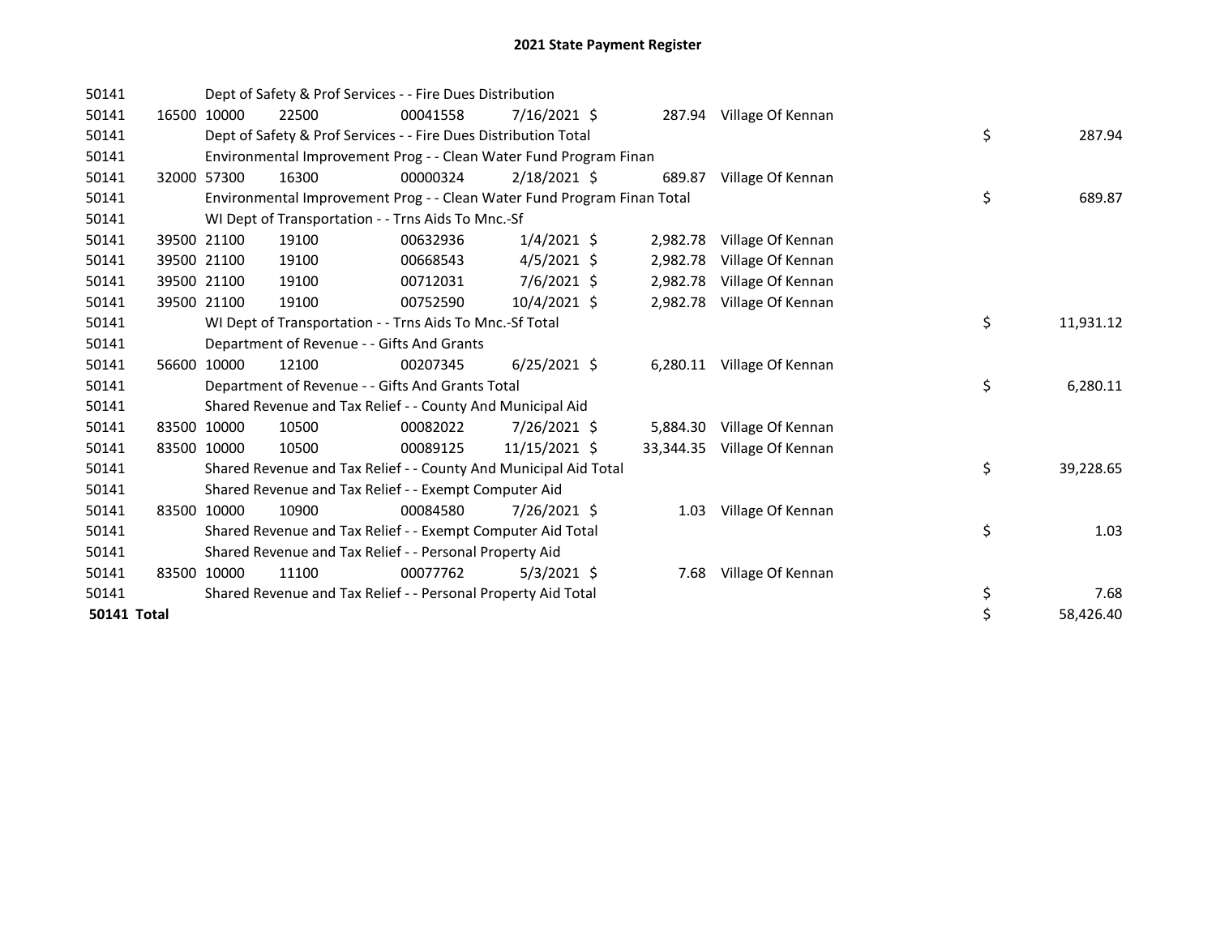# 2021 State Payment Register

| | | | | | | | | | |
|---|---|---|---|---|---|---|---|---|---|
| 50141 | | Dept of Safety & Prof Services - - Fire Dues Distribution | | | | | | | |
| 50141 | 16500 | 10000 | 22500 | 00041558 | 7/16/2021 | $ 287.94 | Village Of Kennan | | |
| 50141 | | Dept of Safety & Prof Services - - Fire Dues Distribution Total | | | | | | $ | 287.94 |
| 50141 | | Environmental Improvement Prog - - Clean Water Fund Program Finan | | | | | | | |
| 50141 | 32000 | 57300 | 16300 | 00000324 | 2/18/2021 | $ 689.87 | Village Of Kennan | | |
| 50141 | | Environmental Improvement Prog - - Clean Water Fund Program Finan Total | | | | | | $ | 689.87 |
| 50141 | | WI Dept of Transportation - - Trns Aids To Mnc.-Sf | | | | | | | |
| 50141 | 39500 | 21100 | 19100 | 00632936 | 1/4/2021 | $ 2,982.78 | Village Of Kennan | | |
| 50141 | 39500 | 21100 | 19100 | 00668543 | 4/5/2021 | $ 2,982.78 | Village Of Kennan | | |
| 50141 | 39500 | 21100 | 19100 | 00712031 | 7/6/2021 | $ 2,982.78 | Village Of Kennan | | |
| 50141 | 39500 | 21100 | 19100 | 00752590 | 10/4/2021 | $ 2,982.78 | Village Of Kennan | | |
| 50141 | | WI Dept of Transportation - - Trns Aids To Mnc.-Sf Total | | | | | | $ | 11,931.12 |
| 50141 | | Department of Revenue - - Gifts And Grants | | | | | | | |
| 50141 | 56600 | 10000 | 12100 | 00207345 | 6/25/2021 | $ 6,280.11 | Village Of Kennan | | |
| 50141 | | Department of Revenue - - Gifts And Grants Total | | | | | | $ | 6,280.11 |
| 50141 | | Shared Revenue and Tax Relief - - County And Municipal Aid | | | | | | | |
| 50141 | 83500 | 10000 | 10500 | 00082022 | 7/26/2021 | $ 5,884.30 | Village Of Kennan | | |
| 50141 | 83500 | 10000 | 10500 | 00089125 | 11/15/2021 | $ 33,344.35 | Village Of Kennan | | |
| 50141 | | Shared Revenue and Tax Relief - - County And Municipal Aid Total | | | | | | $ | 39,228.65 |
| 50141 | | Shared Revenue and Tax Relief - - Exempt Computer Aid | | | | | | | |
| 50141 | 83500 | 10000 | 10900 | 00084580 | 7/26/2021 | $ 1.03 | Village Of Kennan | | |
| 50141 | | Shared Revenue and Tax Relief - - Exempt Computer Aid Total | | | | | | $ | 1.03 |
| 50141 | | Shared Revenue and Tax Relief - - Personal Property Aid | | | | | | | |
| 50141 | 83500 | 10000 | 11100 | 00077762 | 5/3/2021 | $ 7.68 | Village Of Kennan | | |
| 50141 | | Shared Revenue and Tax Relief - - Personal Property Aid Total | | | | | | $ | 7.68 |
| **50141 Total** | | | | | | | | $ | 58,426.40 |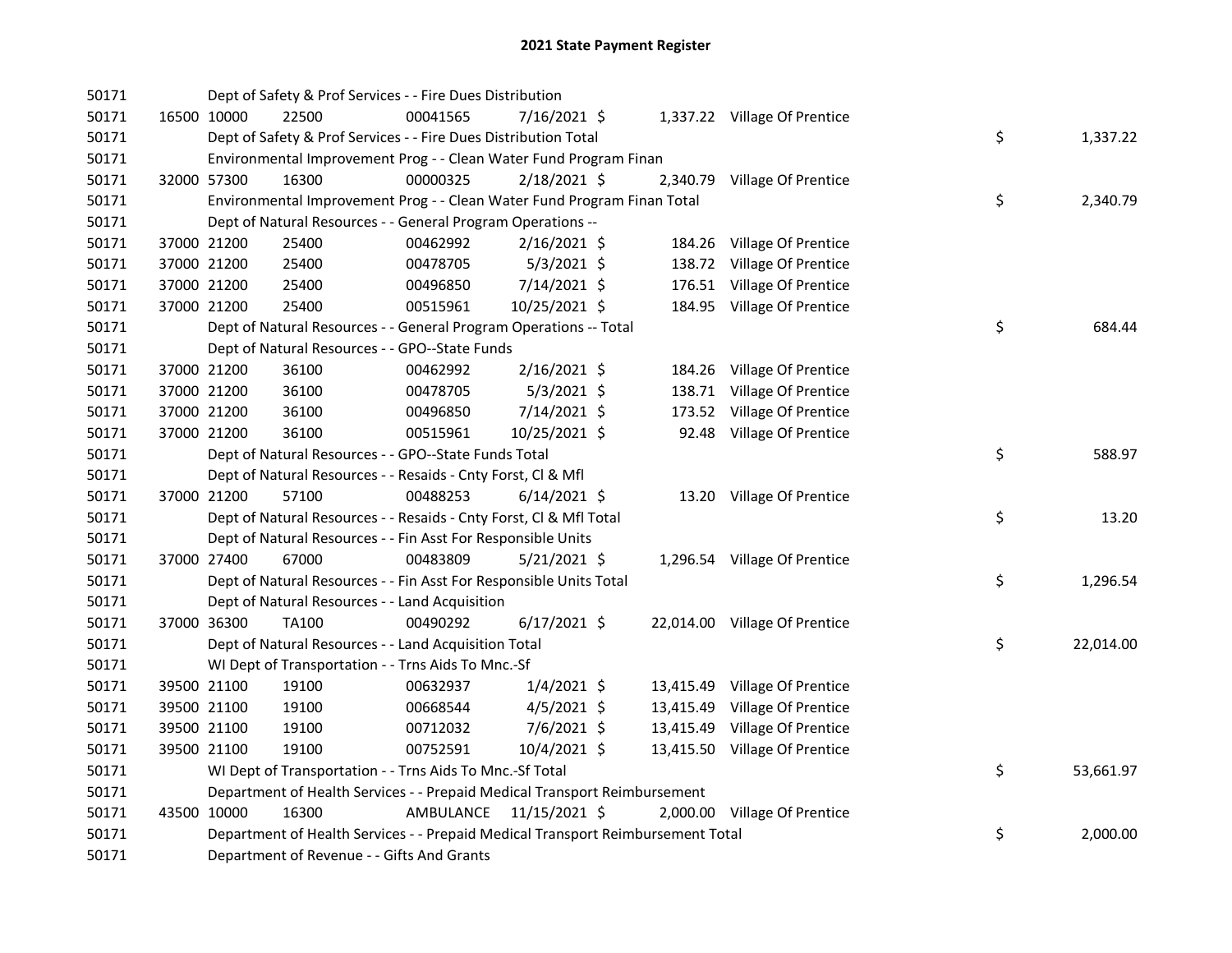## 2021 State Payment Register

| | | | | | | | | | |
|---|---|---|---|---|---|---|---|---|---|
| 50171 | | | Dept of Safety & Prof Services - - Fire Dues Distribution | | | | | | |
| 50171 | 16500 | 10000 | 22500 | 00041565 | 7/16/2021 | $ | 1,337.22 | Village Of Prentice | |
| 50171 | | | Dept of Safety & Prof Services - - Fire Dues Distribution Total | | | | | | $ 1,337.22 |
| 50171 | | | Environmental Improvement Prog - - Clean Water Fund Program Finan | | | | | | |
| 50171 | 32000 | 57300 | 16300 | 00000325 | 2/18/2021 | $ | 2,340.79 | Village Of Prentice | |
| 50171 | | | Environmental Improvement Prog - - Clean Water Fund Program Finan Total | | | | | | $ 2,340.79 |
| 50171 | | | Dept of Natural Resources - - General Program Operations -- | | | | | | |
| 50171 | 37000 | 21200 | 25400 | 00462992 | 2/16/2021 | $ | 184.26 | Village Of Prentice | |
| 50171 | 37000 | 21200 | 25400 | 00478705 | 5/3/2021 | $ | 138.72 | Village Of Prentice | |
| 50171 | 37000 | 21200 | 25400 | 00496850 | 7/14/2021 | $ | 176.51 | Village Of Prentice | |
| 50171 | 37000 | 21200 | 25400 | 00515961 | 10/25/2021 | $ | 184.95 | Village Of Prentice | |
| 50171 | | | Dept of Natural Resources - - General Program Operations -- Total | | | | | | $ 684.44 |
| 50171 | | | Dept of Natural Resources - - GPO--State Funds | | | | | | |
| 50171 | 37000 | 21200 | 36100 | 00462992 | 2/16/2021 | $ | 184.26 | Village Of Prentice | |
| 50171 | 37000 | 21200 | 36100 | 00478705 | 5/3/2021 | $ | 138.71 | Village Of Prentice | |
| 50171 | 37000 | 21200 | 36100 | 00496850 | 7/14/2021 | $ | 173.52 | Village Of Prentice | |
| 50171 | 37000 | 21200 | 36100 | 00515961 | 10/25/2021 | $ | 92.48 | Village Of Prentice | |
| 50171 | | | Dept of Natural Resources - - GPO--State Funds Total | | | | | | $ 588.97 |
| 50171 | | | Dept of Natural Resources - - Resaids - Cnty Forst, Cl & Mfl | | | | | | |
| 50171 | 37000 | 21200 | 57100 | 00488253 | 6/14/2021 | $ | 13.20 | Village Of Prentice | |
| 50171 | | | Dept of Natural Resources - - Resaids - Cnty Forst, Cl & Mfl Total | | | | | | $ 13.20 |
| 50171 | | | Dept of Natural Resources - - Fin Asst For Responsible Units | | | | | | |
| 50171 | 37000 | 27400 | 67000 | 00483809 | 5/21/2021 | $ | 1,296.54 | Village Of Prentice | |
| 50171 | | | Dept of Natural Resources - - Fin Asst For Responsible Units Total | | | | | | $ 1,296.54 |
| 50171 | | | Dept of Natural Resources - - Land Acquisition | | | | | | |
| 50171 | 37000 | 36300 | TA100 | 00490292 | 6/17/2021 | $ | 22,014.00 | Village Of Prentice | |
| 50171 | | | Dept of Natural Resources - - Land Acquisition Total | | | | | | $ 22,014.00 |
| 50171 | | | WI Dept of Transportation - - Trns Aids To Mnc.-Sf | | | | | | |
| 50171 | 39500 | 21100 | 19100 | 00632937 | 1/4/2021 | $ | 13,415.49 | Village Of Prentice | |
| 50171 | 39500 | 21100 | 19100 | 00668544 | 4/5/2021 | $ | 13,415.49 | Village Of Prentice | |
| 50171 | 39500 | 21100 | 19100 | 00712032 | 7/6/2021 | $ | 13,415.49 | Village Of Prentice | |
| 50171 | 39500 | 21100 | 19100 | 00752591 | 10/4/2021 | $ | 13,415.50 | Village Of Prentice | |
| 50171 | | | WI Dept of Transportation - - Trns Aids To Mnc.-Sf Total | | | | | | $ 53,661.97 |
| 50171 | | | Department of Health Services - - Prepaid Medical Transport Reimbursement | | | | | | |
| 50171 | 43500 | 10000 | 16300 | AMBULANCE | 11/15/2021 | $ | 2,000.00 | Village Of Prentice | |
| 50171 | | | Department of Health Services - - Prepaid Medical Transport Reimbursement Total | | | | | | $ 2,000.00 |
| 50171 | | | Department of Revenue - - Gifts And Grants | | | | | | |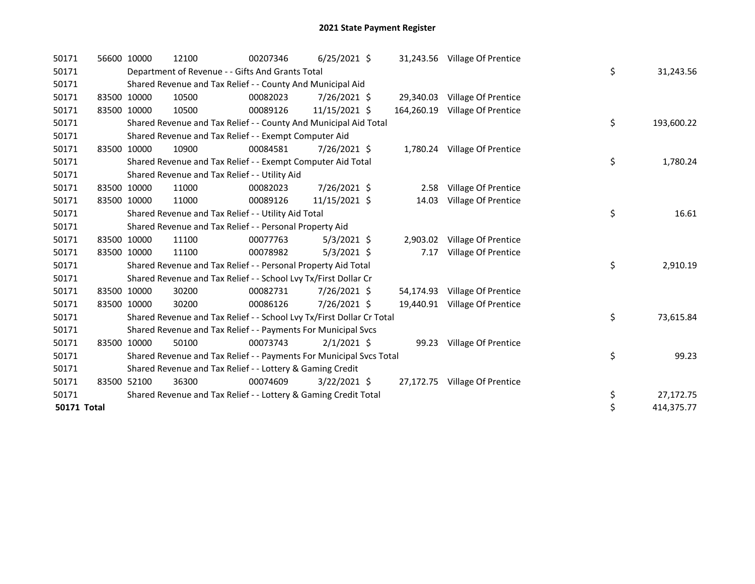# 2021 State Payment Register

| | | | | | | | | | |
|---|---|---|---|---|---|---|---|---|---|
| 50171 | 56600 | 10000 | 12100 | 00207346 | 6/25/2021 | $ 31,243.56 | Village Of Prentice | | |
| 50171 | | Department of Revenue - - Gifts And Grants Total | | | | | | $ | 31,243.56 |
| 50171 | | Shared Revenue and Tax Relief - - County And Municipal Aid | | | | | | | |
| 50171 | 83500 | 10000 | 10500 | 00082023 | 7/26/2021 | $ 29,340.03 | Village Of Prentice | | |
| 50171 | 83500 | 10000 | 10500 | 00089126 | 11/15/2021 | $ 164,260.19 | Village Of Prentice | | |
| 50171 | | Shared Revenue and Tax Relief - - County And Municipal Aid Total | | | | | | $ | 193,600.22 |
| 50171 | | Shared Revenue and Tax Relief - - Exempt Computer Aid | | | | | | | |
| 50171 | 83500 | 10000 | 10900 | 00084581 | 7/26/2021 | $ 1,780.24 | Village Of Prentice | | |
| 50171 | | Shared Revenue and Tax Relief - - Exempt Computer Aid Total | | | | | | $ | 1,780.24 |
| 50171 | | Shared Revenue and Tax Relief - - Utility Aid | | | | | | | |
| 50171 | 83500 | 10000 | 11000 | 00082023 | 7/26/2021 | $ 2.58 | Village Of Prentice | | |
| 50171 | 83500 | 10000 | 11000 | 00089126 | 11/15/2021 | $ 14.03 | Village Of Prentice | | |
| 50171 | | Shared Revenue and Tax Relief - - Utility Aid Total | | | | | | $ | 16.61 |
| 50171 | | Shared Revenue and Tax Relief - - Personal Property Aid | | | | | | | |
| 50171 | 83500 | 10000 | 11100 | 00077763 | 5/3/2021 | $ 2,903.02 | Village Of Prentice | | |
| 50171 | 83500 | 10000 | 11100 | 00078982 | 5/3/2021 | $ 7.17 | Village Of Prentice | | |
| 50171 | | Shared Revenue and Tax Relief - - Personal Property Aid Total | | | | | | $ | 2,910.19 |
| 50171 | | Shared Revenue and Tax Relief - - School Lvy Tx/First Dollar Cr | | | | | | | |
| 50171 | 83500 | 10000 | 30200 | 00082731 | 7/26/2021 | $ 54,174.93 | Village Of Prentice | | |
| 50171 | 83500 | 10000 | 30200 | 00086126 | 7/26/2021 | $ 19,440.91 | Village Of Prentice | | |
| 50171 | | Shared Revenue and Tax Relief - - School Lvy Tx/First Dollar Cr Total | | | | | | $ | 73,615.84 |
| 50171 | | Shared Revenue and Tax Relief - - Payments For Municipal Svcs | | | | | | | |
| 50171 | 83500 | 10000 | 50100 | 00073743 | 2/1/2021 | $ 99.23 | Village Of Prentice | | |
| 50171 | | Shared Revenue and Tax Relief - - Payments For Municipal Svcs Total | | | | | | $ | 99.23 |
| 50171 | | Shared Revenue and Tax Relief - - Lottery & Gaming Credit | | | | | | | |
| 50171 | 83500 | 52100 | 36300 | 00074609 | 3/22/2021 | $ 27,172.75 | Village Of Prentice | | |
| 50171 | | Shared Revenue and Tax Relief - - Lottery & Gaming Credit Total | | | | | | $ | 27,172.75 |
| **50171 Total** | | | | | | | | $ | 414,375.77 |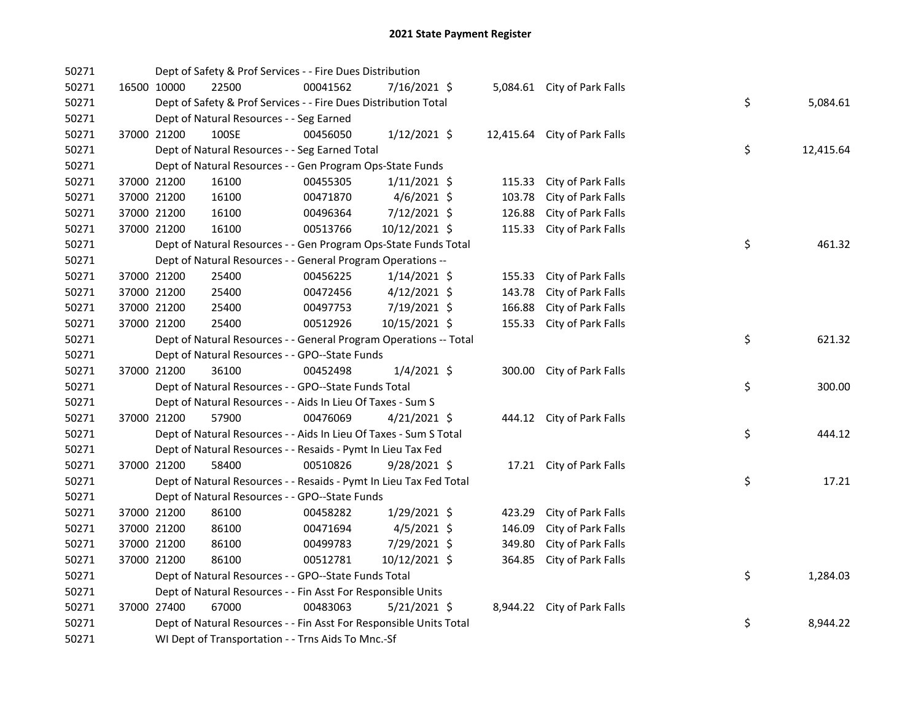# 2021 State Payment Register

| | | | | | | | | | |
|---|---|---|---|---|---|---|---|---|---|
| 50271 | | Dept of Safety & Prof Services - - Fire Dues Distribution | | | | | | | |
| 50271 | 16500 10000 | 22500 | 00041562 | 7/16/2021 | $ | 5,084.61 | City of Park Falls | | |
| 50271 | | Dept of Safety & Prof Services - - Fire Dues Distribution Total | | | | | | $ | 5,084.61 |
| 50271 | | Dept of Natural Resources - - Seg Earned | | | | | | | |
| 50271 | 37000 21200 | 100SE | 00456050 | 1/12/2021 | $ | 12,415.64 | City of Park Falls | | |
| 50271 | | Dept of Natural Resources - - Seg Earned Total | | | | | | $ | 12,415.64 |
| 50271 | | Dept of Natural Resources - - Gen Program Ops-State Funds | | | | | | | |
| 50271 | 37000 21200 | 16100 | 00455305 | 1/11/2021 | $ | 115.33 | City of Park Falls | | |
| 50271 | 37000 21200 | 16100 | 00471870 | 4/6/2021 | $ | 103.78 | City of Park Falls | | |
| 50271 | 37000 21200 | 16100 | 00496364 | 7/12/2021 | $ | 126.88 | City of Park Falls | | |
| 50271 | 37000 21200 | 16100 | 00513766 | 10/12/2021 | $ | 115.33 | City of Park Falls | | |
| 50271 | | Dept of Natural Resources - - Gen Program Ops-State Funds Total | | | | | | $ | 461.32 |
| 50271 | | Dept of Natural Resources - - General Program Operations -- | | | | | | | |
| 50271 | 37000 21200 | 25400 | 00456225 | 1/14/2021 | $ | 155.33 | City of Park Falls | | |
| 50271 | 37000 21200 | 25400 | 00472456 | 4/12/2021 | $ | 143.78 | City of Park Falls | | |
| 50271 | 37000 21200 | 25400 | 00497753 | 7/19/2021 | $ | 166.88 | City of Park Falls | | |
| 50271 | 37000 21200 | 25400 | 00512926 | 10/15/2021 | $ | 155.33 | City of Park Falls | | |
| 50271 | | Dept of Natural Resources - - General Program Operations -- Total | | | | | | $ | 621.32 |
| 50271 | | Dept of Natural Resources - - GPO--State Funds | | | | | | | |
| 50271 | 37000 21200 | 36100 | 00452498 | 1/4/2021 | $ | 300.00 | City of Park Falls | | |
| 50271 | | Dept of Natural Resources - - GPO--State Funds Total | | | | | | $ | 300.00 |
| 50271 | | Dept of Natural Resources - - Aids In Lieu Of Taxes - Sum S | | | | | | | |
| 50271 | 37000 21200 | 57900 | 00476069 | 4/21/2021 | $ | 444.12 | City of Park Falls | | |
| 50271 | | Dept of Natural Resources - - Aids In Lieu Of Taxes - Sum S Total | | | | | | $ | 444.12 |
| 50271 | | Dept of Natural Resources - - Resaids - Pymt In Lieu Tax Fed | | | | | | | |
| 50271 | 37000 21200 | 58400 | 00510826 | 9/28/2021 | $ | 17.21 | City of Park Falls | | |
| 50271 | | Dept of Natural Resources - - Resaids - Pymt In Lieu Tax Fed Total | | | | | | $ | 17.21 |
| 50271 | | Dept of Natural Resources - - GPO--State Funds | | | | | | | |
| 50271 | 37000 21200 | 86100 | 00458282 | 1/29/2021 | $ | 423.29 | City of Park Falls | | |
| 50271 | 37000 21200 | 86100 | 00471694 | 4/5/2021 | $ | 146.09 | City of Park Falls | | |
| 50271 | 37000 21200 | 86100 | 00499783 | 7/29/2021 | $ | 349.80 | City of Park Falls | | |
| 50271 | 37000 21200 | 86100 | 00512781 | 10/12/2021 | $ | 364.85 | City of Park Falls | | |
| 50271 | | Dept of Natural Resources - - GPO--State Funds Total | | | | | | $ | 1,284.03 |
| 50271 | | Dept of Natural Resources - - Fin Asst For Responsible Units | | | | | | | |
| 50271 | 37000 27400 | 67000 | 00483063 | 5/21/2021 | $ | 8,944.22 | City of Park Falls | | |
| 50271 | | Dept of Natural Resources - - Fin Asst For Responsible Units Total | | | | | | $ | 8,944.22 |
| 50271 | | WI Dept of Transportation - - Trns Aids To Mnc.-Sf | | | | | | | |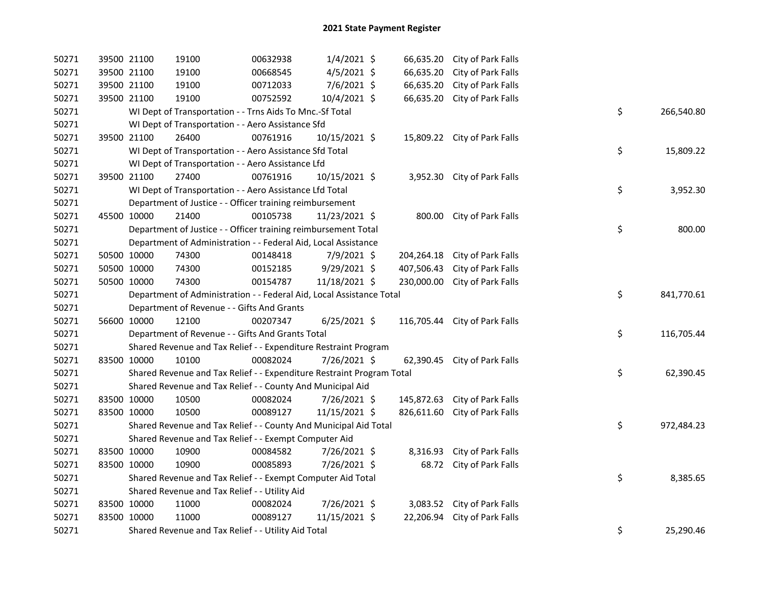## 2021 State Payment Register

| | | | | | | | | |
|---|---|---|---|---|---|---|---|---|
| 50271 | 39500 | 21100 | 19100 | 00632938 | 1/4/2021 | $ 66,635.20 | City of Park Falls | |
| 50271 | 39500 | 21100 | 19100 | 00668545 | 4/5/2021 | $ 66,635.20 | City of Park Falls | |
| 50271 | 39500 | 21100 | 19100 | 00712033 | 7/6/2021 | $ 66,635.20 | City of Park Falls | |
| 50271 | 39500 | 21100 | 19100 | 00752592 | 10/4/2021 | $ 66,635.20 | City of Park Falls | |
| 50271 | | WI Dept of Transportation - - Trns Aids To Mnc.-Sf Total | | | | | | $ 266,540.80 |
| 50271 | | WI Dept of Transportation - - Aero Assistance Sfd | | | | | | |
| 50271 | 39500 | 21100 | 26400 | 00761916 | 10/15/2021 | $ 15,809.22 | City of Park Falls | |
| 50271 | | WI Dept of Transportation - - Aero Assistance Sfd Total | | | | | | $ 15,809.22 |
| 50271 | | WI Dept of Transportation - - Aero Assistance Lfd | | | | | | |
| 50271 | 39500 | 21100 | 27400 | 00761916 | 10/15/2021 | $ 3,952.30 | City of Park Falls | |
| 50271 | | WI Dept of Transportation - - Aero Assistance Lfd Total | | | | | | $ 3,952.30 |
| 50271 | | Department of Justice - - Officer training reimbursement | | | | | | |
| 50271 | 45500 | 10000 | 21400 | 00105738 | 11/23/2021 | $ 800.00 | City of Park Falls | |
| 50271 | | Department of Justice - - Officer training reimbursement Total | | | | | | $ 800.00 |
| 50271 | | Department of Administration - - Federal Aid, Local Assistance | | | | | | |
| 50271 | 50500 | 10000 | 74300 | 00148418 | 7/9/2021 | $ 204,264.18 | City of Park Falls | |
| 50271 | 50500 | 10000 | 74300 | 00152185 | 9/29/2021 | $ 407,506.43 | City of Park Falls | |
| 50271 | 50500 | 10000 | 74300 | 00154787 | 11/18/2021 | $ 230,000.00 | City of Park Falls | |
| 50271 | | Department of Administration - - Federal Aid, Local Assistance Total | | | | | | $ 841,770.61 |
| 50271 | | Department of Revenue - - Gifts And Grants | | | | | | |
| 50271 | 56600 | 10000 | 12100 | 00207347 | 6/25/2021 | $ 116,705.44 | City of Park Falls | |
| 50271 | | Department of Revenue - - Gifts And Grants Total | | | | | | $ 116,705.44 |
| 50271 | | Shared Revenue and Tax Relief - - Expenditure Restraint Program | | | | | | |
| 50271 | 83500 | 10000 | 10100 | 00082024 | 7/26/2021 | $ 62,390.45 | City of Park Falls | |
| 50271 | | Shared Revenue and Tax Relief - - Expenditure Restraint Program Total | | | | | | $ 62,390.45 |
| 50271 | | Shared Revenue and Tax Relief - - County And Municipal Aid | | | | | | |
| 50271 | 83500 | 10000 | 10500 | 00082024 | 7/26/2021 | $ 145,872.63 | City of Park Falls | |
| 50271 | 83500 | 10000 | 10500 | 00089127 | 11/15/2021 | $ 826,611.60 | City of Park Falls | |
| 50271 | | Shared Revenue and Tax Relief - - County And Municipal Aid Total | | | | | | $ 972,484.23 |
| 50271 | | Shared Revenue and Tax Relief - - Exempt Computer Aid | | | | | | |
| 50271 | 83500 | 10000 | 10900 | 00084582 | 7/26/2021 | $ 8,316.93 | City of Park Falls | |
| 50271 | 83500 | 10000 | 10900 | 00085893 | 7/26/2021 | $ 68.72 | City of Park Falls | |
| 50271 | | Shared Revenue and Tax Relief - - Exempt Computer Aid Total | | | | | | $ 8,385.65 |
| 50271 | | Shared Revenue and Tax Relief - - Utility Aid | | | | | | |
| 50271 | 83500 | 10000 | 11000 | 00082024 | 7/26/2021 | $ 3,083.52 | City of Park Falls | |
| 50271 | 83500 | 10000 | 11000 | 00089127 | 11/15/2021 | $ 22,206.94 | City of Park Falls | |
| 50271 | | Shared Revenue and Tax Relief - - Utility Aid Total | | | | | | $ 25,290.46 |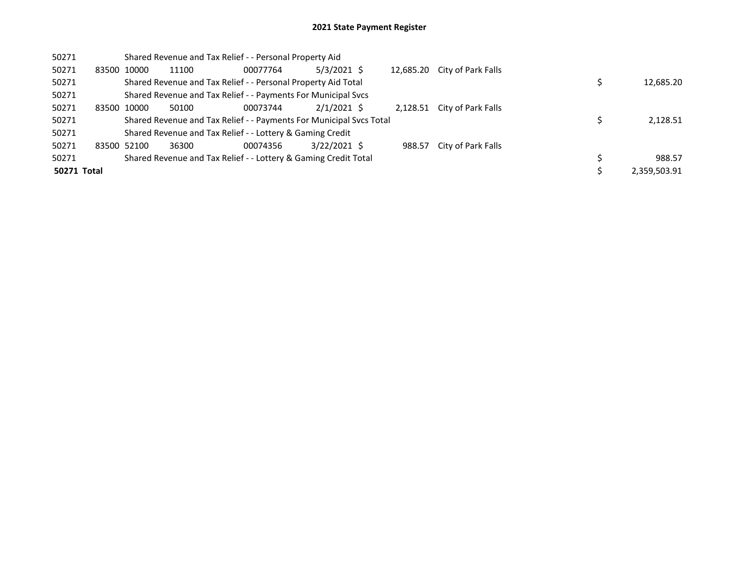# 2021 State Payment Register

| | | | | | | | | | |
|---|---|---|---|---|---|---|---|---|---|
| 50271 | | Shared Revenue and Tax Relief - - Personal Property Aid | | | | | | | |
| 50271 | 83500 | 10000 | 11100 | 00077764 | 5/3/2021 | $ 12,685.20 | City of Park Falls | | |
| 50271 | | Shared Revenue and Tax Relief - - Personal Property Aid Total | | | | | | $ | 12,685.20 |
| 50271 | | Shared Revenue and Tax Relief - - Payments For Municipal Svcs | | | | | | | |
| 50271 | 83500 | 10000 | 50100 | 00073744 | 2/1/2021 | $ 2,128.51 | City of Park Falls | | |
| 50271 | | Shared Revenue and Tax Relief - - Payments For Municipal Svcs Total | | | | | | $ | 2,128.51 |
| 50271 | | Shared Revenue and Tax Relief - - Lottery & Gaming Credit | | | | | | | |
| 50271 | 83500 | 52100 | 36300 | 00074356 | 3/22/2021 | $ 988.57 | City of Park Falls | | |
| 50271 | | Shared Revenue and Tax Relief - - Lottery & Gaming Credit Total | | | | | | $ | 988.57 |
| **50271 Total** | | | | | | | | $ | 2,359,503.91 |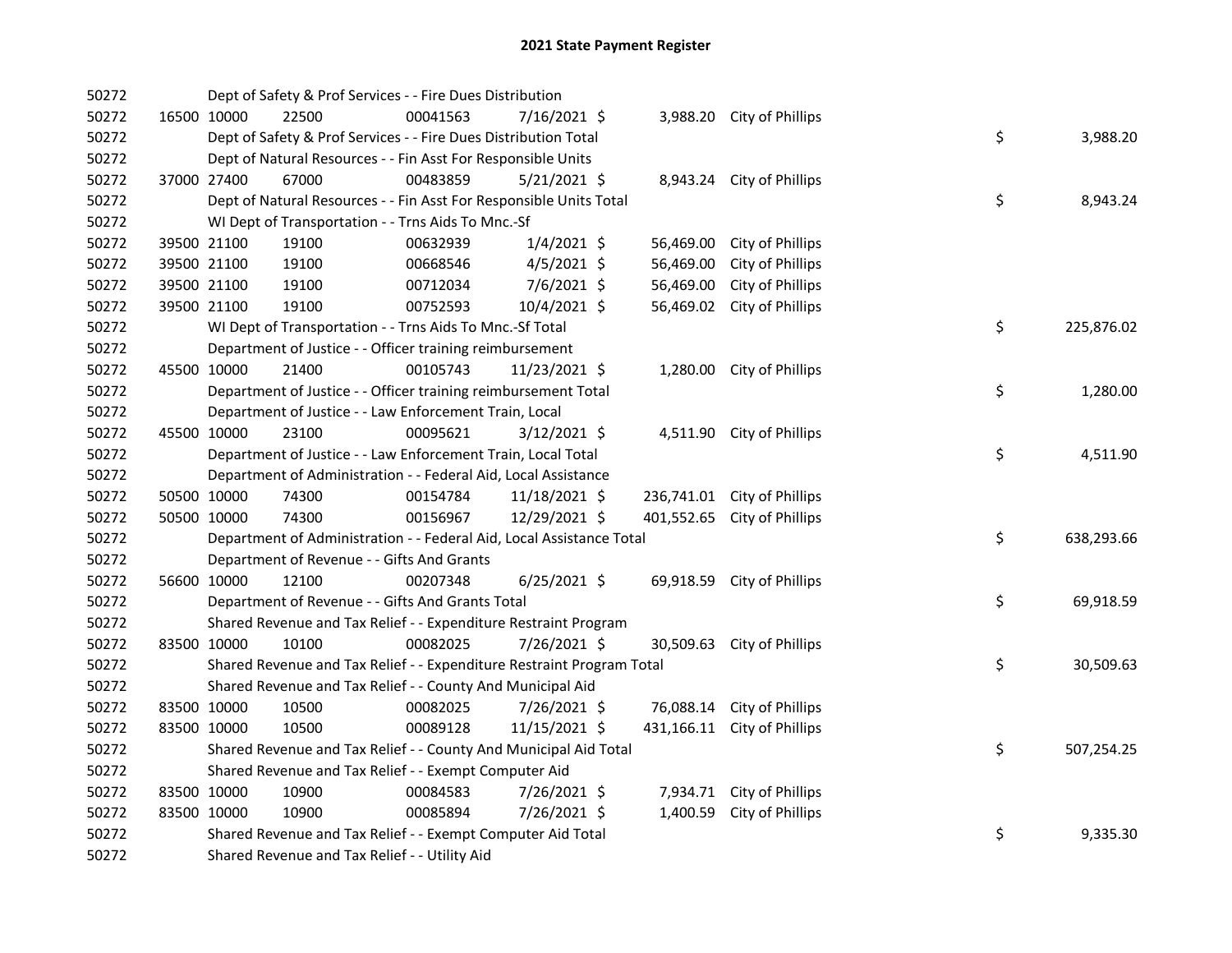## 2021 State Payment Register

| | | | | | | | | | |
|---|---|---|---|---|---|---|---|---|---|
| 50272 | | | Dept of Safety & Prof Services - - Fire Dues Distribution | | | | | | |
| 50272 | 16500 | 10000 | 22500 | 00041563 | 7/16/2021 | $ 3,988.20 | City of Phillips | | |
| 50272 | | | Dept of Safety & Prof Services - - Fire Dues Distribution Total | | | | | $ | 3,988.20 |
| 50272 | | | Dept of Natural Resources - - Fin Asst For Responsible Units | | | | | | |
| 50272 | 37000 | 27400 | 67000 | 00483859 | 5/21/2021 | $ 8,943.24 | City of Phillips | | |
| 50272 | | | Dept of Natural Resources - - Fin Asst For Responsible Units Total | | | | | $ | 8,943.24 |
| 50272 | | | WI Dept of Transportation - - Trns Aids To Mnc.-Sf | | | | | | |
| 50272 | 39500 | 21100 | 19100 | 00632939 | 1/4/2021 | $ 56,469.00 | City of Phillips | | |
| 50272 | 39500 | 21100 | 19100 | 00668546 | 4/5/2021 | $ 56,469.00 | City of Phillips | | |
| 50272 | 39500 | 21100 | 19100 | 00712034 | 7/6/2021 | $ 56,469.00 | City of Phillips | | |
| 50272 | 39500 | 21100 | 19100 | 00752593 | 10/4/2021 | $ 56,469.02 | City of Phillips | | |
| 50272 | | | WI Dept of Transportation - - Trns Aids To Mnc.-Sf Total | | | | | $ | 225,876.02 |
| 50272 | | | Department of Justice - - Officer training reimbursement | | | | | | |
| 50272 | 45500 | 10000 | 21400 | 00105743 | 11/23/2021 | $ 1,280.00 | City of Phillips | | |
| 50272 | | | Department of Justice - - Officer training reimbursement Total | | | | | $ | 1,280.00 |
| 50272 | | | Department of Justice - - Law Enforcement Train, Local | | | | | | |
| 50272 | 45500 | 10000 | 23100 | 00095621 | 3/12/2021 | $ 4,511.90 | City of Phillips | | |
| 50272 | | | Department of Justice - - Law Enforcement Train, Local Total | | | | | $ | 4,511.90 |
| 50272 | | | Department of Administration - - Federal Aid, Local Assistance | | | | | | |
| 50272 | 50500 | 10000 | 74300 | 00154784 | 11/18/2021 | $ 236,741.01 | City of Phillips | | |
| 50272 | 50500 | 10000 | 74300 | 00156967 | 12/29/2021 | $ 401,552.65 | City of Phillips | | |
| 50272 | | | Department of Administration - - Federal Aid, Local Assistance Total | | | | | $ | 638,293.66 |
| 50272 | | | Department of Revenue - - Gifts And Grants | | | | | | |
| 50272 | 56600 | 10000 | 12100 | 00207348 | 6/25/2021 | $ 69,918.59 | City of Phillips | | |
| 50272 | | | Department of Revenue - - Gifts And Grants Total | | | | | $ | 69,918.59 |
| 50272 | | | Shared Revenue and Tax Relief - - Expenditure Restraint Program | | | | | | |
| 50272 | 83500 | 10000 | 10100 | 00082025 | 7/26/2021 | $ 30,509.63 | City of Phillips | | |
| 50272 | | | Shared Revenue and Tax Relief - - Expenditure Restraint Program Total | | | | | $ | 30,509.63 |
| 50272 | | | Shared Revenue and Tax Relief - - County And Municipal Aid | | | | | | |
| 50272 | 83500 | 10000 | 10500 | 00082025 | 7/26/2021 | $ 76,088.14 | City of Phillips | | |
| 50272 | 83500 | 10000 | 10500 | 00089128 | 11/15/2021 | $ 431,166.11 | City of Phillips | | |
| 50272 | | | Shared Revenue and Tax Relief - - County And Municipal Aid Total | | | | | $ | 507,254.25 |
| 50272 | | | Shared Revenue and Tax Relief - - Exempt Computer Aid | | | | | | |
| 50272 | 83500 | 10000 | 10900 | 00084583 | 7/26/2021 | $ 7,934.71 | City of Phillips | | |
| 50272 | 83500 | 10000 | 10900 | 00085894 | 7/26/2021 | $ 1,400.59 | City of Phillips | | |
| 50272 | | | Shared Revenue and Tax Relief - - Exempt Computer Aid Total | | | | | $ | 9,335.30 |
| 50272 | | | Shared Revenue and Tax Relief - - Utility Aid | | | | | | |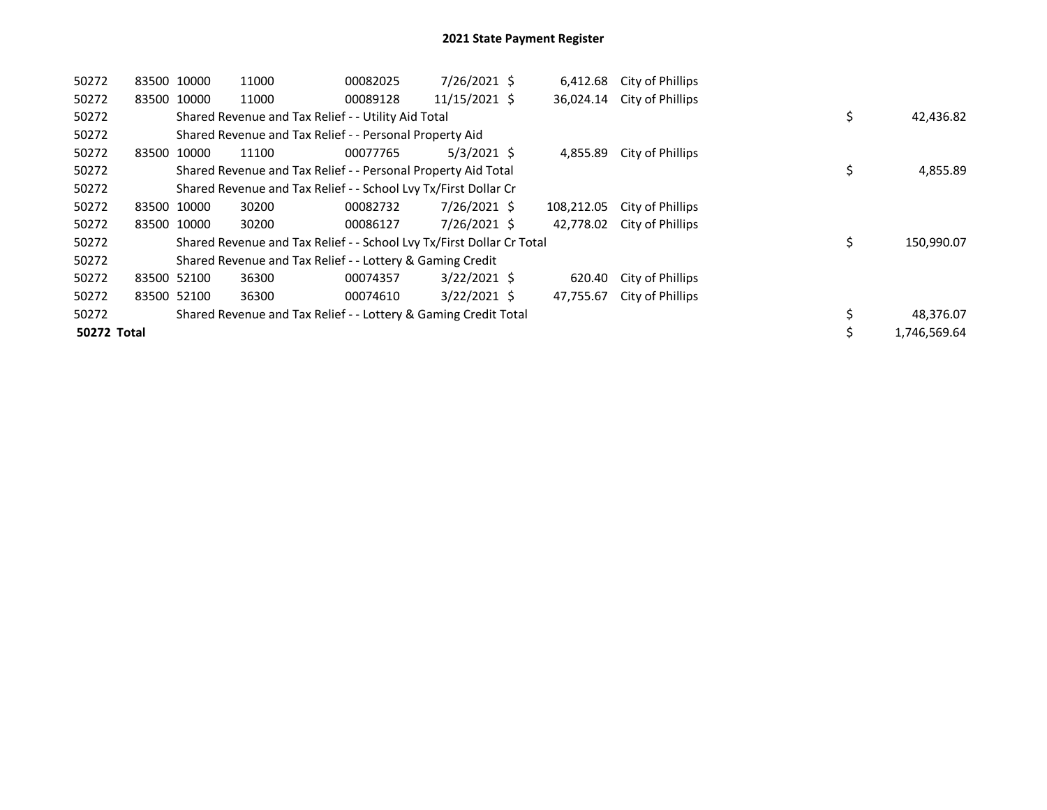# 2021 State Payment Register

| | | | | | | | | | |
|---|---|---|---|---|---|---|---|---|---|
| 50272 | 83500 | 10000 | 11000 | 00082025 | 7/26/2021 | $ 6,412.68 | City of Phillips | | |
| 50272 | 83500 | 10000 | 11000 | 00089128 | 11/15/2021 | $ 36,024.14 | City of Phillips | | |
| 50272 | | Shared Revenue and Tax Relief - - Utility Aid Total | | | | | | $ | 42,436.82 |
| 50272 | | Shared Revenue and Tax Relief - - Personal Property Aid | | | | | | | |
| 50272 | 83500 | 10000 | 11100 | 00077765 | 5/3/2021 | $ 4,855.89 | City of Phillips | | |
| 50272 | | Shared Revenue and Tax Relief - - Personal Property Aid Total | | | | | | $ | 4,855.89 |
| 50272 | | Shared Revenue and Tax Relief - - School Lvy Tx/First Dollar Cr | | | | | | | |
| 50272 | 83500 | 10000 | 30200 | 00082732 | 7/26/2021 | $ 108,212.05 | City of Phillips | | |
| 50272 | 83500 | 10000 | 30200 | 00086127 | 7/26/2021 | $ 42,778.02 | City of Phillips | | |
| 50272 | | Shared Revenue and Tax Relief - - School Lvy Tx/First Dollar Cr Total | | | | | | $ | 150,990.07 |
| 50272 | | Shared Revenue and Tax Relief - - Lottery & Gaming Credit | | | | | | | |
| 50272 | 83500 | 52100 | 36300 | 00074357 | 3/22/2021 | $ 620.40 | City of Phillips | | |
| 50272 | 83500 | 52100 | 36300 | 00074610 | 3/22/2021 | $ 47,755.67 | City of Phillips | | |
| 50272 | | Shared Revenue and Tax Relief - - Lottery & Gaming Credit Total | | | | | | $ | 48,376.07 |
| **50272 Total** | | | | | | | | $ | 1,746,569.64 |